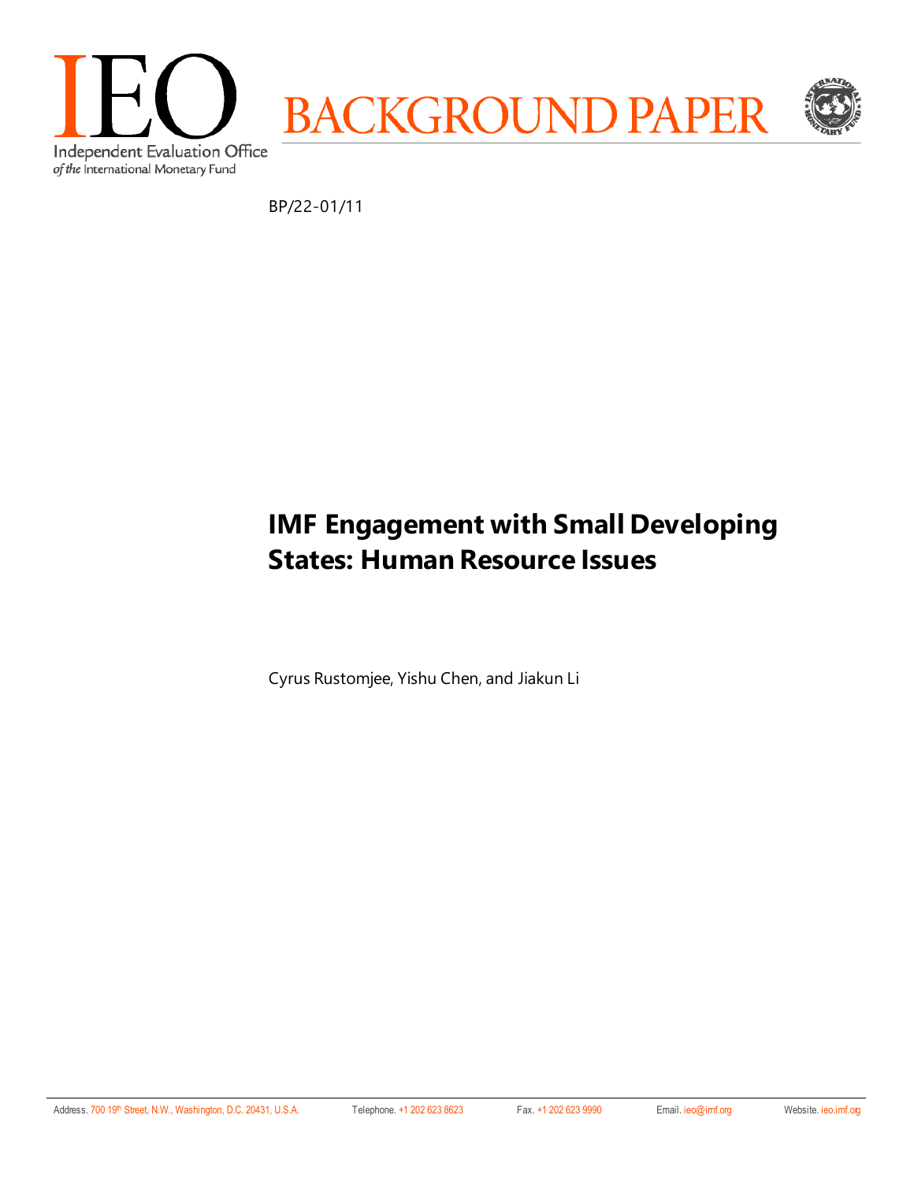IEO

Independent Evaluation Office
*of the* International Monetary Fund

BACKGROUND PAPER

BP/22-01/11

# IMF Engagement with Small Developing States: Human Resource Issues

Cyrus Rustomjee, Yishu Chen, and Jiakun Li

Address. 700 19th Street, N.W., Washington, D.C. 20431, U.S.A. Telephone. +1 202 623 8623 Fax. +1 202 623 9990 Email. ieo@imf.org Website. ieo.imf.org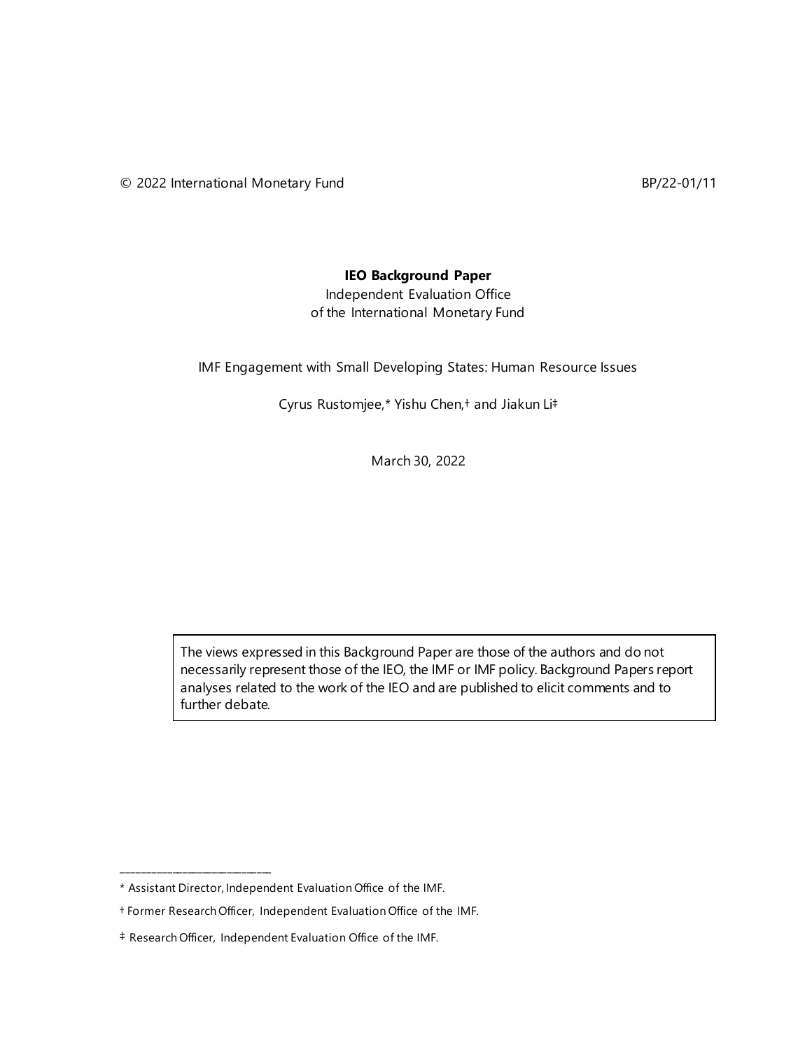© 2022 International Monetary Fund BP/22-01/11

**IEO Background Paper**

Independent Evaluation Office
of the International Monetary Fund

IMF Engagement with Small Developing States: Human Resource Issues

Cyrus Rustomjee,* Yishu Chen,† and Jiakun Li‡

March 30, 2022

The views expressed in this Background Paper are those of the authors and do not necessarily represent those of the IEO, the IMF or IMF policy. Background Papers report analyses related to the work of the IEO and are published to elicit comments and to further debate.

---

* Assistant Director, Independent Evaluation Office of the IMF.

† Former Research Officer, Independent Evaluation Office of the IMF.

‡ Research Officer, Independent Evaluation Office of the IMF.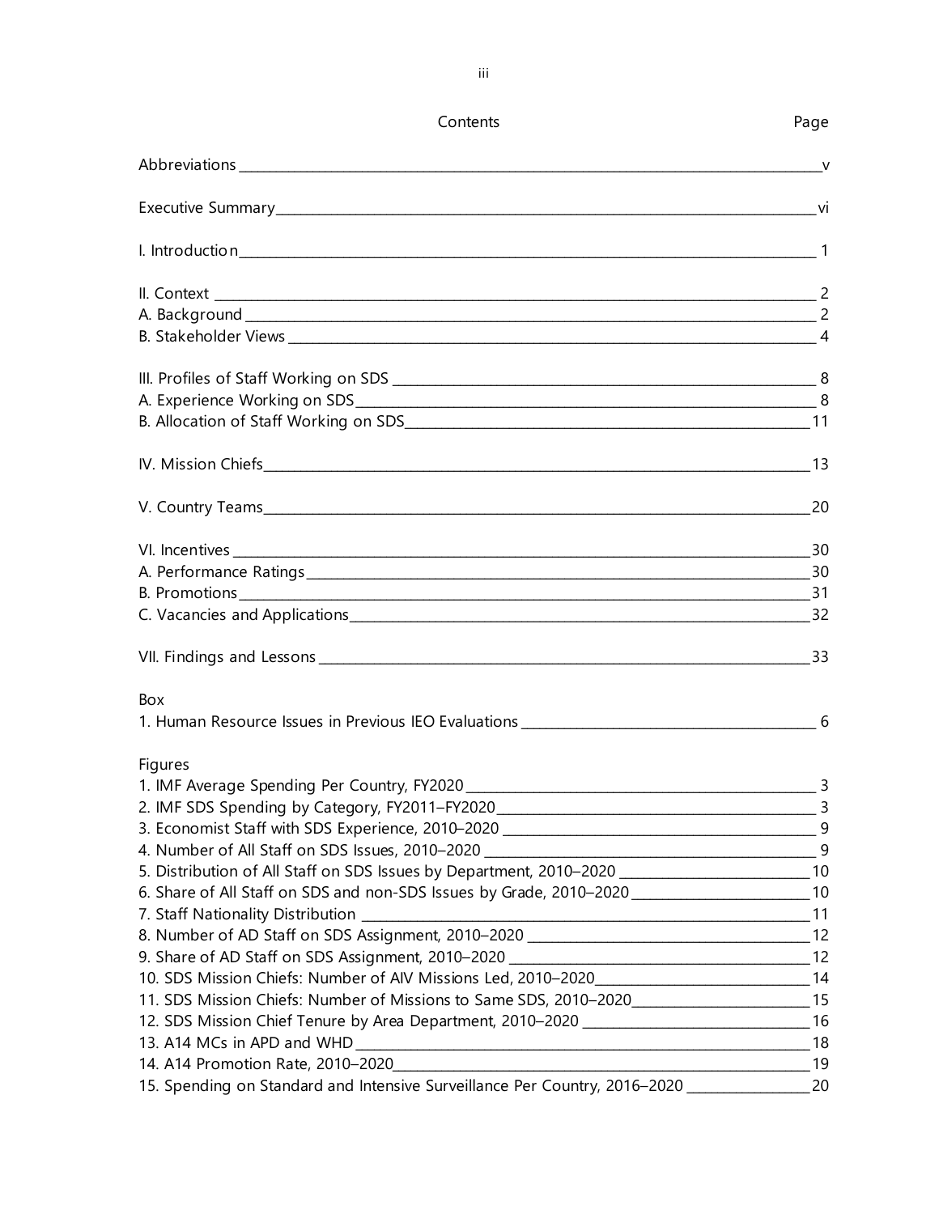Contents | Page

| | |
|---|---|
| Abbreviations | v |
| Executive Summary | vi |
| I. Introduction | 1 |
| II. Context | 2 |
| A. Background | 2 |
| B. Stakeholder Views | 4 |
| III. Profiles of Staff Working on SDS | 8 |
| A. Experience Working on SDS | 8 |
| B. Allocation of Staff Working on SDS | 11 |
| IV. Mission Chiefs | 13 |
| V. Country Teams | 20 |
| VI. Incentives | 30 |
| A. Performance Ratings | 30 |
| B. Promotions | 31 |
| C. Vacancies and Applications | 32 |
| VII. Findings and Lessons | 33 |

Box

| | |
|---|---|
| 1. Human Resource Issues in Previous IEO Evaluations | 6 |

Figures

| | |
|---|---|
| 1. IMF Average Spending Per Country, FY2020 | 3 |
| 2. IMF SDS Spending by Category, FY2011–FY2020 | 3 |
| 3. Economist Staff with SDS Experience, 2010–2020 | 9 |
| 4. Number of All Staff on SDS Issues, 2010–2020 | 9 |
| 5. Distribution of All Staff on SDS Issues by Department, 2010–2020 | 10 |
| 6. Share of All Staff on SDS and non-SDS Issues by Grade, 2010–2020 | 10 |
| 7. Staff Nationality Distribution | 11 |
| 8. Number of AD Staff on SDS Assignment, 2010–2020 | 12 |
| 9. Share of AD Staff on SDS Assignment, 2010–2020 | 12 |
| 10. SDS Mission Chiefs: Number of AIV Missions Led, 2010–2020 | 14 |
| 11. SDS Mission Chiefs: Number of Missions to Same SDS, 2010–2020 | 15 |
| 12. SDS Mission Chief Tenure by Area Department, 2010–2020 | 16 |
| 13. A14 MCs in APD and WHD | 18 |
| 14. A14 Promotion Rate, 2010–2020 | 19 |
| 15. Spending on Standard and Intensive Surveillance Per Country, 2016–2020 | 20 |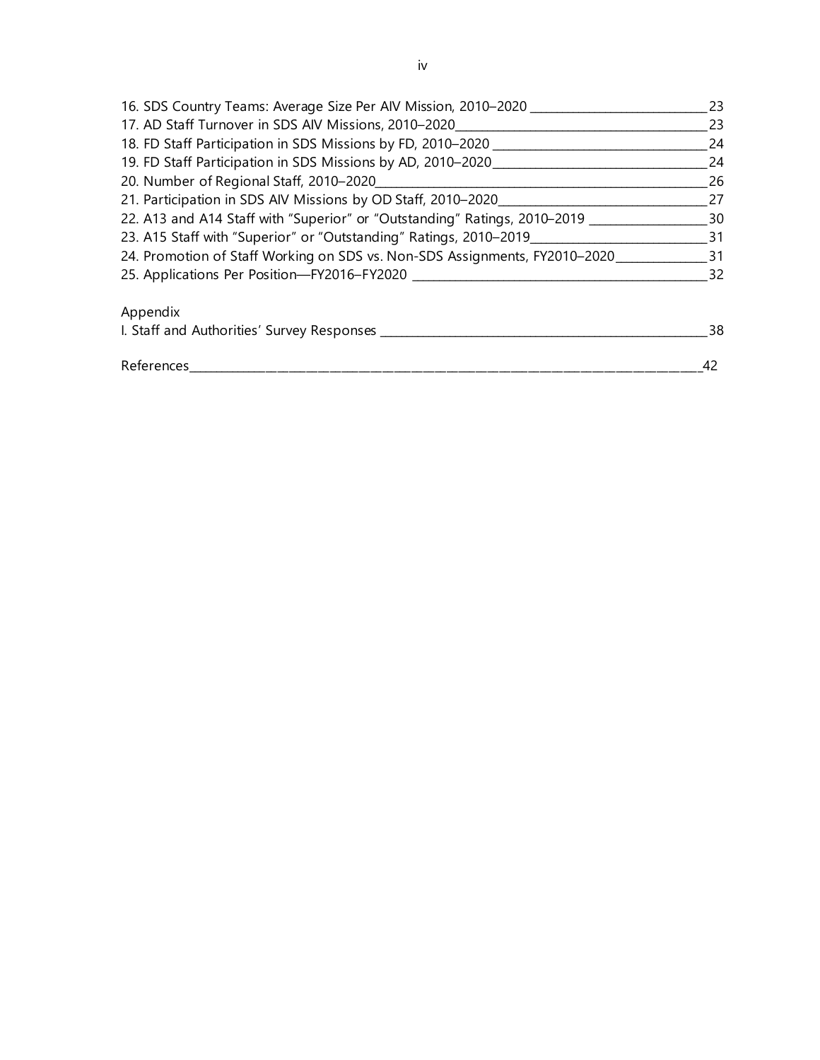16. SDS Country Teams: Average Size Per AIV Mission, 2010–2020 ____ 23
17. AD Staff Turnover in SDS AIV Missions, 2010–2020 ____ 23
18. FD Staff Participation in SDS Missions by FD, 2010–2020 ____ 24
19. FD Staff Participation in SDS Missions by AD, 2010–2020 ____ 24
20. Number of Regional Staff, 2010–2020 ____ 26
21. Participation in SDS AIV Missions by OD Staff, 2010–2020 ____ 27
22. A13 and A14 Staff with "Superior" or "Outstanding" Ratings, 2010–2019 ____ 30
23. A15 Staff with "Superior" or "Outstanding" Ratings, 2010–2019 ____ 31
24. Promotion of Staff Working on SDS vs. Non-SDS Assignments, FY2010–2020 ____ 31
25. Applications Per Position—FY2016–FY2020 ____ 32

Appendix

I. Staff and Authorities' Survey Responses ____ 38

References ____ 42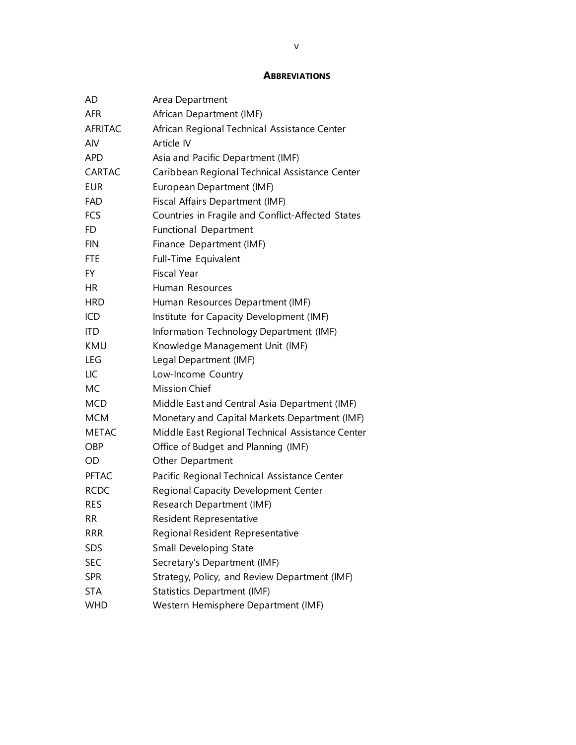# ABBREVIATIONS

| | |
|---|---|
| AD | Area Department |
| AFR | African Department (IMF) |
| AFRITAC | African Regional Technical Assistance Center |
| AIV | Article IV |
| APD | Asia and Pacific Department (IMF) |
| CARTAC | Caribbean Regional Technical Assistance Center |
| EUR | European Department (IMF) |
| FAD | Fiscal Affairs Department (IMF) |
| FCS | Countries in Fragile and Conflict-Affected States |
| FD | Functional Department |
| FIN | Finance Department (IMF) |
| FTE | Full-Time Equivalent |
| FY | Fiscal Year |
| HR | Human Resources |
| HRD | Human Resources Department (IMF) |
| ICD | Institute for Capacity Development (IMF) |
| ITD | Information Technology Department (IMF) |
| KMU | Knowledge Management Unit (IMF) |
| LEG | Legal Department (IMF) |
| LIC | Low-Income Country |
| MC | Mission Chief |
| MCD | Middle East and Central Asia Department (IMF) |
| MCM | Monetary and Capital Markets Department (IMF) |
| METAC | Middle East Regional Technical Assistance Center |
| OBP | Office of Budget and Planning (IMF) |
| OD | Other Department |
| PFTAC | Pacific Regional Technical Assistance Center |
| RCDC | Regional Capacity Development Center |
| RES | Research Department (IMF) |
| RR | Resident Representative |
| RRR | Regional Resident Representative |
| SDS | Small Developing State |
| SEC | Secretary's Department (IMF) |
| SPR | Strategy, Policy, and Review Department (IMF) |
| STA | Statistics Department (IMF) |
| WHD | Western Hemisphere Department (IMF) |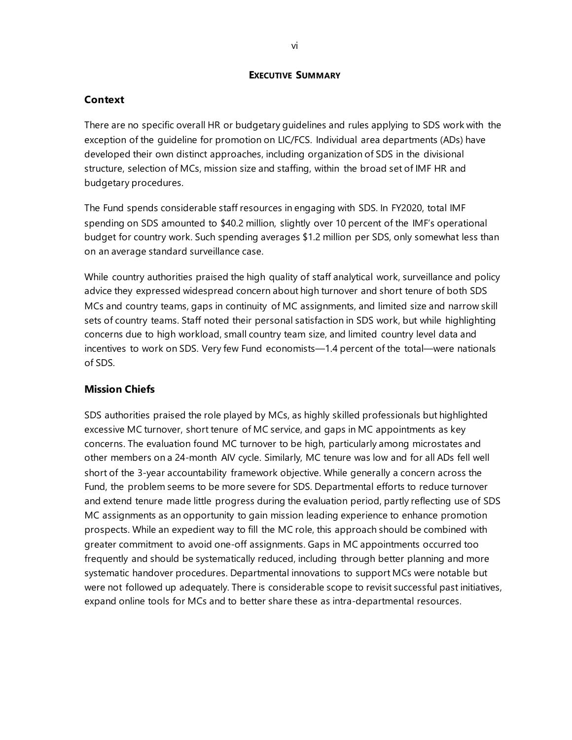## EXECUTIVE SUMMARY

### Context

There are no specific overall HR or budgetary guidelines and rules applying to SDS work with the exception of the guideline for promotion on LIC/FCS. Individual area departments (ADs) have developed their own distinct approaches, including organization of SDS in the divisional structure, selection of MCs, mission size and staffing, within the broad set of IMF HR and budgetary procedures.

The Fund spends considerable staff resources in engaging with SDS. In FY2020, total IMF spending on SDS amounted to $40.2 million, slightly over 10 percent of the IMF's operational budget for country work. Such spending averages $1.2 million per SDS, only somewhat less than on an average standard surveillance case.

While country authorities praised the high quality of staff analytical work, surveillance and policy advice they expressed widespread concern about high turnover and short tenure of both SDS MCs and country teams, gaps in continuity of MC assignments, and limited size and narrow skill sets of country teams. Staff noted their personal satisfaction in SDS work, but while highlighting concerns due to high workload, small country team size, and limited country level data and incentives to work on SDS. Very few Fund economists—1.4 percent of the total—were nationals of SDS.

### Mission Chiefs

SDS authorities praised the role played by MCs, as highly skilled professionals but highlighted excessive MC turnover, short tenure of MC service, and gaps in MC appointments as key concerns. The evaluation found MC turnover to be high, particularly among microstates and other members on a 24-month AIV cycle. Similarly, MC tenure was low and for all ADs fell well short of the 3-year accountability framework objective. While generally a concern across the Fund, the problem seems to be more severe for SDS. Departmental efforts to reduce turnover and extend tenure made little progress during the evaluation period, partly reflecting use of SDS MC assignments as an opportunity to gain mission leading experience to enhance promotion prospects. While an expedient way to fill the MC role, this approach should be combined with greater commitment to avoid one-off assignments. Gaps in MC appointments occurred too frequently and should be systematically reduced, including through better planning and more systematic handover procedures. Departmental innovations to support MCs were notable but were not followed up adequately. There is considerable scope to revisit successful past initiatives, expand online tools for MCs and to better share these as intra-departmental resources.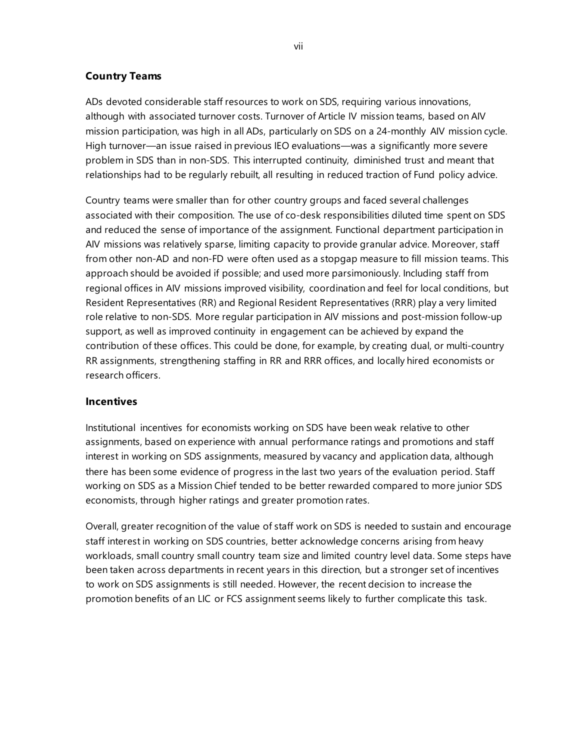## Country Teams

ADs devoted considerable staff resources to work on SDS, requiring various innovations, although with associated turnover costs. Turnover of Article IV mission teams, based on AIV mission participation, was high in all ADs, particularly on SDS on a 24-monthly AIV mission cycle. High turnover—an issue raised in previous IEO evaluations—was a significantly more severe problem in SDS than in non-SDS. This interrupted continuity, diminished trust and meant that relationships had to be regularly rebuilt, all resulting in reduced traction of Fund policy advice.

Country teams were smaller than for other country groups and faced several challenges associated with their composition. The use of co-desk responsibilities diluted time spent on SDS and reduced the sense of importance of the assignment. Functional department participation in AIV missions was relatively sparse, limiting capacity to provide granular advice. Moreover, staff from other non-AD and non-FD were often used as a stopgap measure to fill mission teams. This approach should be avoided if possible; and used more parsimoniously. Including staff from regional offices in AIV missions improved visibility, coordination and feel for local conditions, but Resident Representatives (RR) and Regional Resident Representatives (RRR) play a very limited role relative to non-SDS. More regular participation in AIV missions and post-mission follow-up support, as well as improved continuity in engagement can be achieved by expand the contribution of these offices. This could be done, for example, by creating dual, or multi-country RR assignments, strengthening staffing in RR and RRR offices, and locally hired economists or research officers.

## Incentives

Institutional incentives for economists working on SDS have been weak relative to other assignments, based on experience with annual performance ratings and promotions and staff interest in working on SDS assignments, measured by vacancy and application data, although there has been some evidence of progress in the last two years of the evaluation period. Staff working on SDS as a Mission Chief tended to be better rewarded compared to more junior SDS economists, through higher ratings and greater promotion rates.

Overall, greater recognition of the value of staff work on SDS is needed to sustain and encourage staff interest in working on SDS countries, better acknowledge concerns arising from heavy workloads, small country small country team size and limited country level data. Some steps have been taken across departments in recent years in this direction, but a stronger set of incentives to work on SDS assignments is still needed. However, the recent decision to increase the promotion benefits of an LIC or FCS assignment seems likely to further complicate this task.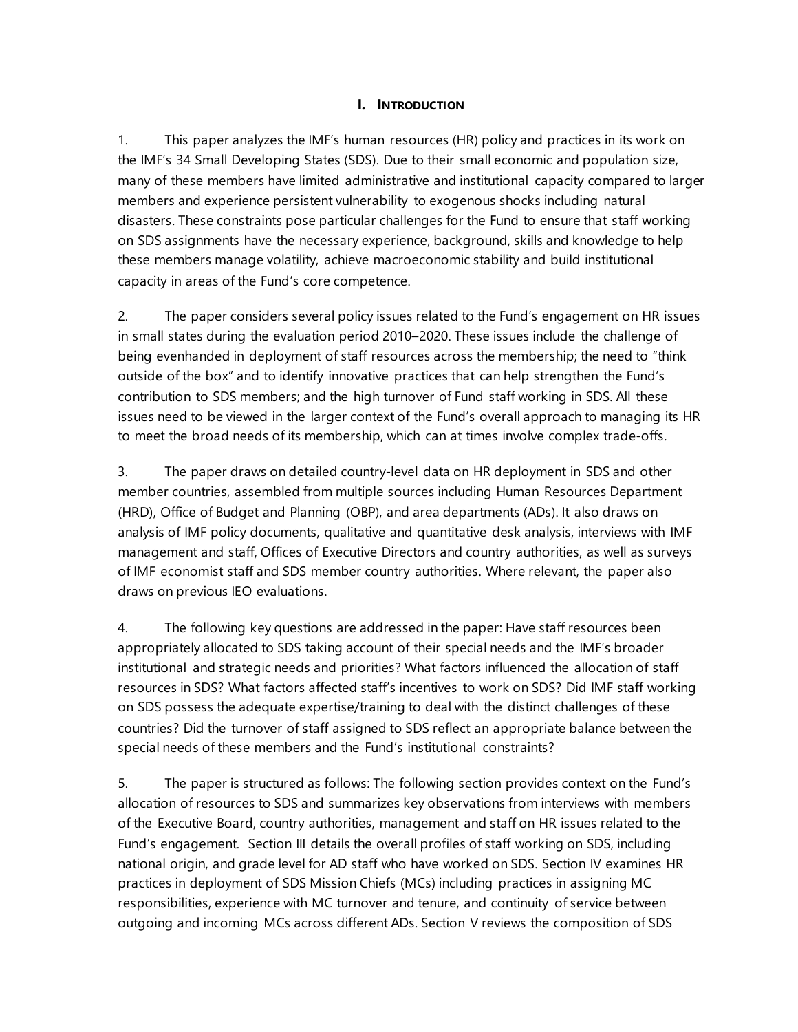# I. Introduction

1. This paper analyzes the IMF's human resources (HR) policy and practices in its work on the IMF's 34 Small Developing States (SDS). Due to their small economic and population size, many of these members have limited administrative and institutional capacity compared to larger members and experience persistent vulnerability to exogenous shocks including natural disasters. These constraints pose particular challenges for the Fund to ensure that staff working on SDS assignments have the necessary experience, background, skills and knowledge to help these members manage volatility, achieve macroeconomic stability and build institutional capacity in areas of the Fund's core competence.

2. The paper considers several policy issues related to the Fund's engagement on HR issues in small states during the evaluation period 2010–2020. These issues include the challenge of being evenhanded in deployment of staff resources across the membership; the need to "think outside of the box" and to identify innovative practices that can help strengthen the Fund's contribution to SDS members; and the high turnover of Fund staff working in SDS. All these issues need to be viewed in the larger context of the Fund's overall approach to managing its HR to meet the broad needs of its membership, which can at times involve complex trade-offs.

3. The paper draws on detailed country-level data on HR deployment in SDS and other member countries, assembled from multiple sources including Human Resources Department (HRD), Office of Budget and Planning (OBP), and area departments (ADs). It also draws on analysis of IMF policy documents, qualitative and quantitative desk analysis, interviews with IMF management and staff, Offices of Executive Directors and country authorities, as well as surveys of IMF economist staff and SDS member country authorities. Where relevant, the paper also draws on previous IEO evaluations.

4. The following key questions are addressed in the paper: Have staff resources been appropriately allocated to SDS taking account of their special needs and the IMF's broader institutional and strategic needs and priorities? What factors influenced the allocation of staff resources in SDS? What factors affected staff's incentives to work on SDS? Did IMF staff working on SDS possess the adequate expertise/training to deal with the distinct challenges of these countries? Did the turnover of staff assigned to SDS reflect an appropriate balance between the special needs of these members and the Fund's institutional constraints?

5. The paper is structured as follows: The following section provides context on the Fund's allocation of resources to SDS and summarizes key observations from interviews with members of the Executive Board, country authorities, management and staff on HR issues related to the Fund's engagement. Section III details the overall profiles of staff working on SDS, including national origin, and grade level for AD staff who have worked on SDS. Section IV examines HR practices in deployment of SDS Mission Chiefs (MCs) including practices in assigning MC responsibilities, experience with MC turnover and tenure, and continuity of service between outgoing and incoming MCs across different ADs. Section V reviews the composition of SDS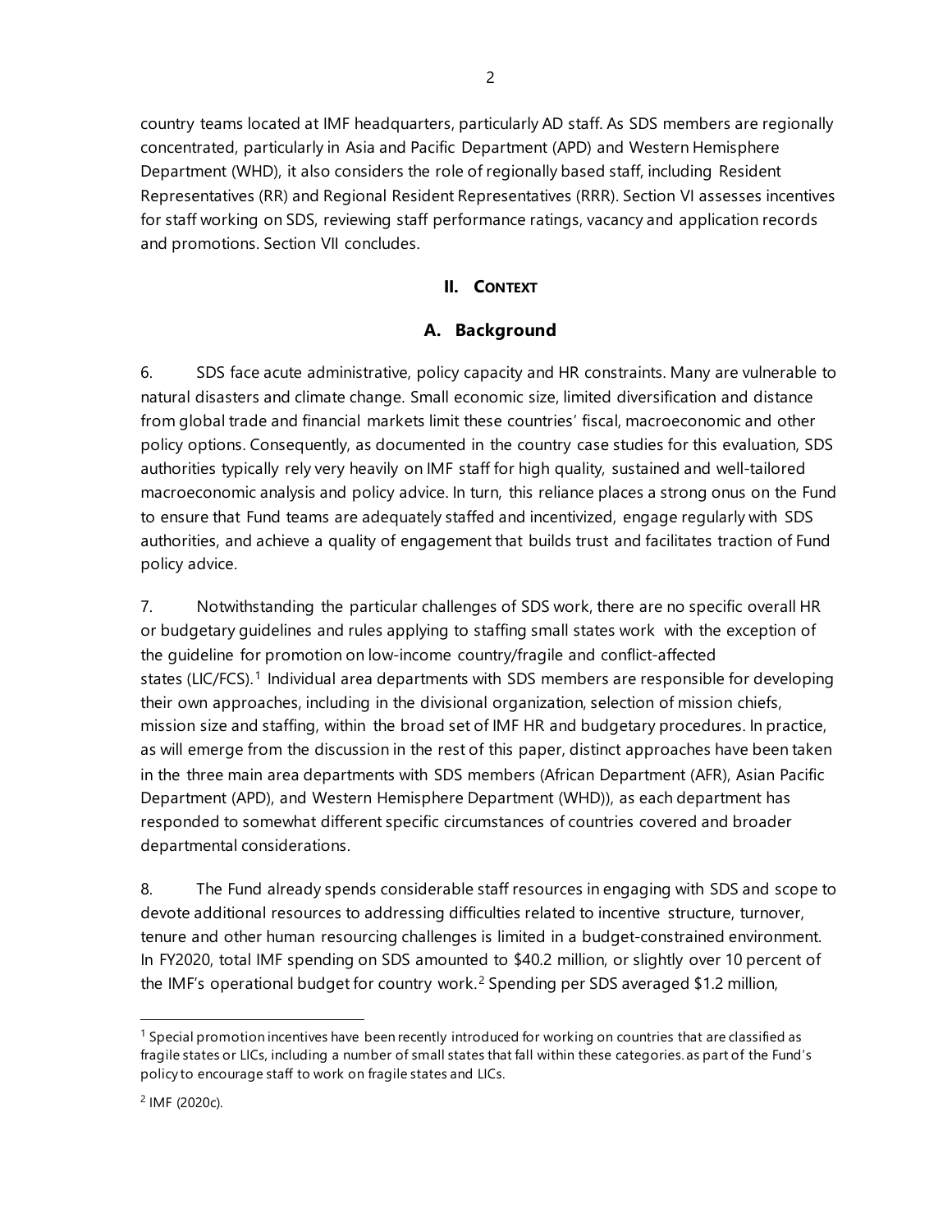country teams located at IMF headquarters, particularly AD staff. As SDS members are regionally concentrated, particularly in Asia and Pacific Department (APD) and Western Hemisphere Department (WHD), it also considers the role of regionally based staff, including Resident Representatives (RR) and Regional Resident Representatives (RRR). Section VI assesses incentives for staff working on SDS, reviewing staff performance ratings, vacancy and application records and promotions. Section VII concludes.

## II. CONTEXT

### A. Background

6. SDS face acute administrative, policy capacity and HR constraints. Many are vulnerable to natural disasters and climate change. Small economic size, limited diversification and distance from global trade and financial markets limit these countries' fiscal, macroeconomic and other policy options. Consequently, as documented in the country case studies for this evaluation, SDS authorities typically rely very heavily on IMF staff for high quality, sustained and well-tailored macroeconomic analysis and policy advice. In turn, this reliance places a strong onus on the Fund to ensure that Fund teams are adequately staffed and incentivized, engage regularly with SDS authorities, and achieve a quality of engagement that builds trust and facilitates traction of Fund policy advice.

7. Notwithstanding the particular challenges of SDS work, there are no specific overall HR or budgetary guidelines and rules applying to staffing small states work with the exception of the guideline for promotion on low-income country/fragile and conflict-affected states (LIC/FCS).[1] Individual area departments with SDS members are responsible for developing their own approaches, including in the divisional organization, selection of mission chiefs, mission size and staffing, within the broad set of IMF HR and budgetary procedures. In practice, as will emerge from the discussion in the rest of this paper, distinct approaches have been taken in the three main area departments with SDS members (African Department (AFR), Asian Pacific Department (APD), and Western Hemisphere Department (WHD)), as each department has responded to somewhat different specific circumstances of countries covered and broader departmental considerations.

8. The Fund already spends considerable staff resources in engaging with SDS and scope to devote additional resources to addressing difficulties related to incentive structure, turnover, tenure and other human resourcing challenges is limited in a budget-constrained environment. In FY2020, total IMF spending on SDS amounted to $40.2 million, or slightly over 10 percent of the IMF's operational budget for country work.[2] Spending per SDS averaged $1.2 million,

---

[1] Special promotion incentives have been recently introduced for working on countries that are classified as fragile states or LICs, including a number of small states that fall within these categories. as part of the Fund's policy to encourage staff to work on fragile states and LICs.

[2] IMF (2020c).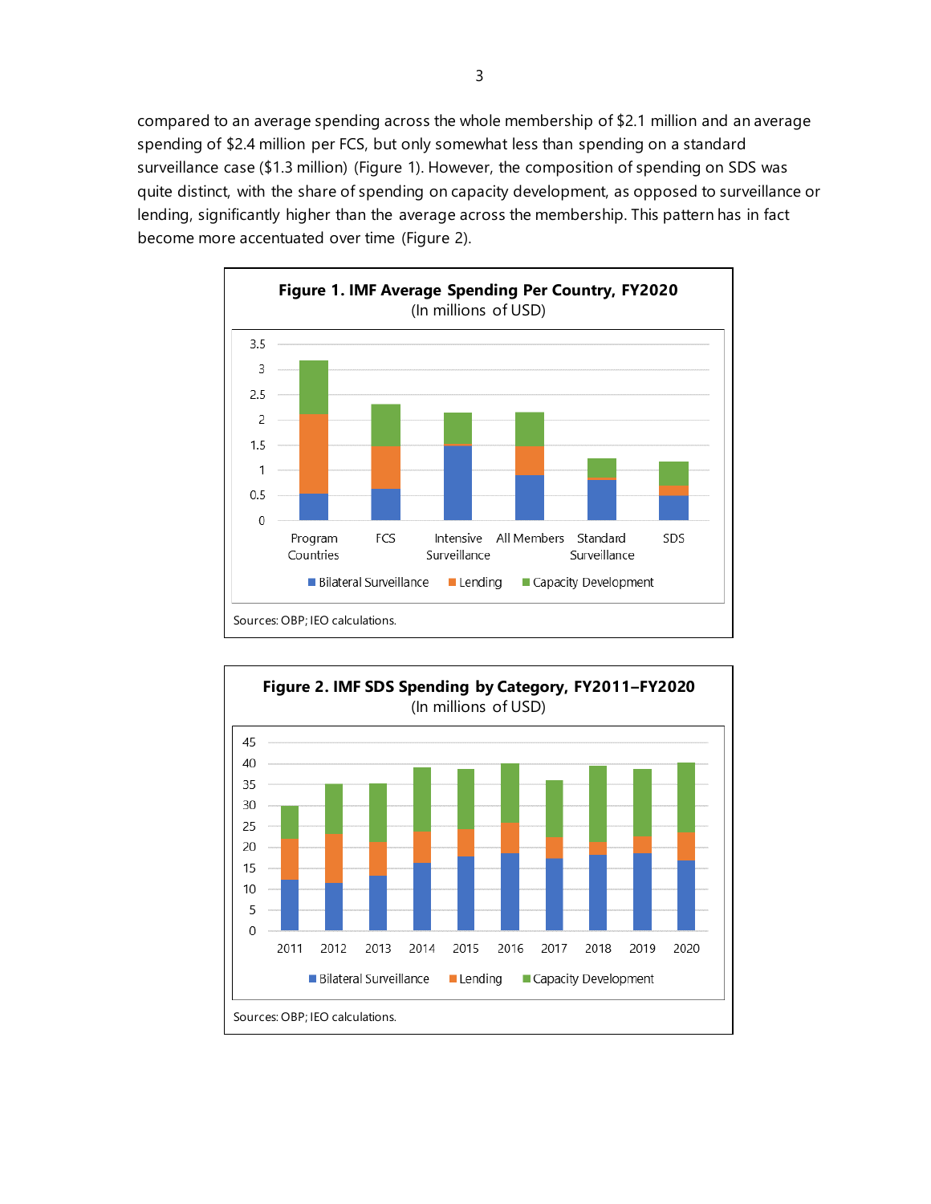compared to an average spending across the whole membership of $2.1 million and an average spending of $2.4 million per FCS, but only somewhat less than spending on a standard surveillance case ($1.3 million) (Figure 1). However, the composition of spending on SDS was quite distinct, with the share of spending on capacity development, as opposed to surveillance or lending, significantly higher than the average across the membership. This pattern has in fact become more accentuated over time (Figure 2).

**Figure 1. IMF Average Spending Per Country, FY2020**
(In millions of USD)

Sources: OBP; IEO calculations.

**Figure 2. IMF SDS Spending by Category, FY2011–FY2020**
(In millions of USD)

Sources: OBP; IEO calculations.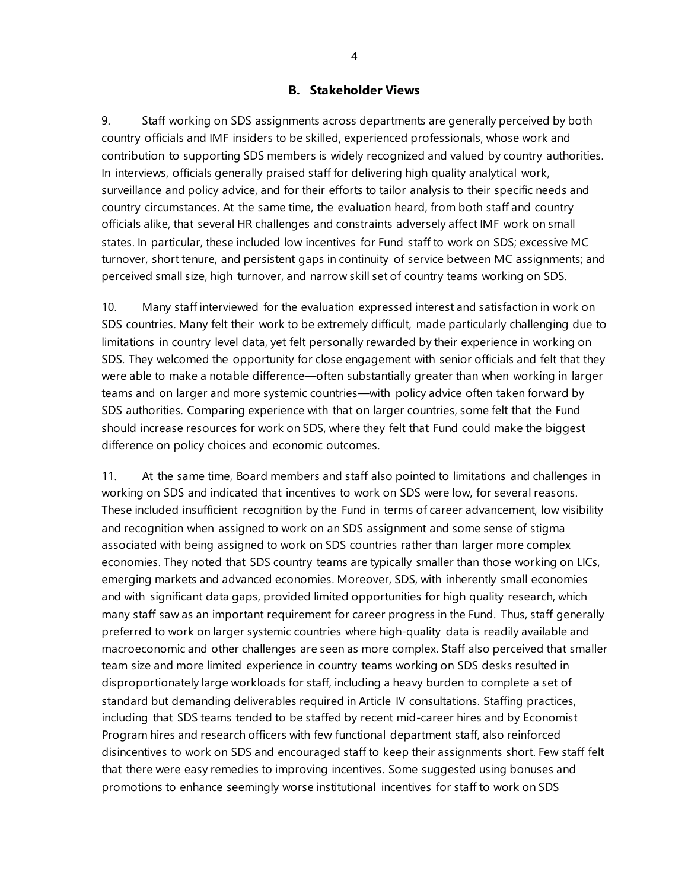## B. Stakeholder Views

9. Staff working on SDS assignments across departments are generally perceived by both country officials and IMF insiders to be skilled, experienced professionals, whose work and contribution to supporting SDS members is widely recognized and valued by country authorities. In interviews, officials generally praised staff for delivering high quality analytical work, surveillance and policy advice, and for their efforts to tailor analysis to their specific needs and country circumstances. At the same time, the evaluation heard, from both staff and country officials alike, that several HR challenges and constraints adversely affect IMF work on small states. In particular, these included low incentives for Fund staff to work on SDS; excessive MC turnover, short tenure, and persistent gaps in continuity of service between MC assignments; and perceived small size, high turnover, and narrow skill set of country teams working on SDS.

10. Many staff interviewed for the evaluation expressed interest and satisfaction in work on SDS countries. Many felt their work to be extremely difficult, made particularly challenging due to limitations in country level data, yet felt personally rewarded by their experience in working on SDS. They welcomed the opportunity for close engagement with senior officials and felt that they were able to make a notable difference—often substantially greater than when working in larger teams and on larger and more systemic countries—with policy advice often taken forward by SDS authorities. Comparing experience with that on larger countries, some felt that the Fund should increase resources for work on SDS, where they felt that Fund could make the biggest difference on policy choices and economic outcomes.

11. At the same time, Board members and staff also pointed to limitations and challenges in working on SDS and indicated that incentives to work on SDS were low, for several reasons. These included insufficient recognition by the Fund in terms of career advancement, low visibility and recognition when assigned to work on an SDS assignment and some sense of stigma associated with being assigned to work on SDS countries rather than larger more complex economies. They noted that SDS country teams are typically smaller than those working on LICs, emerging markets and advanced economies. Moreover, SDS, with inherently small economies and with significant data gaps, provided limited opportunities for high quality research, which many staff saw as an important requirement for career progress in the Fund. Thus, staff generally preferred to work on larger systemic countries where high-quality data is readily available and macroeconomic and other challenges are seen as more complex. Staff also perceived that smaller team size and more limited experience in country teams working on SDS desks resulted in disproportionately large workloads for staff, including a heavy burden to complete a set of standard but demanding deliverables required in Article IV consultations. Staffing practices, including that SDS teams tended to be staffed by recent mid-career hires and by Economist Program hires and research officers with few functional department staff, also reinforced disincentives to work on SDS and encouraged staff to keep their assignments short. Few staff felt that there were easy remedies to improving incentives. Some suggested using bonuses and promotions to enhance seemingly worse institutional incentives for staff to work on SDS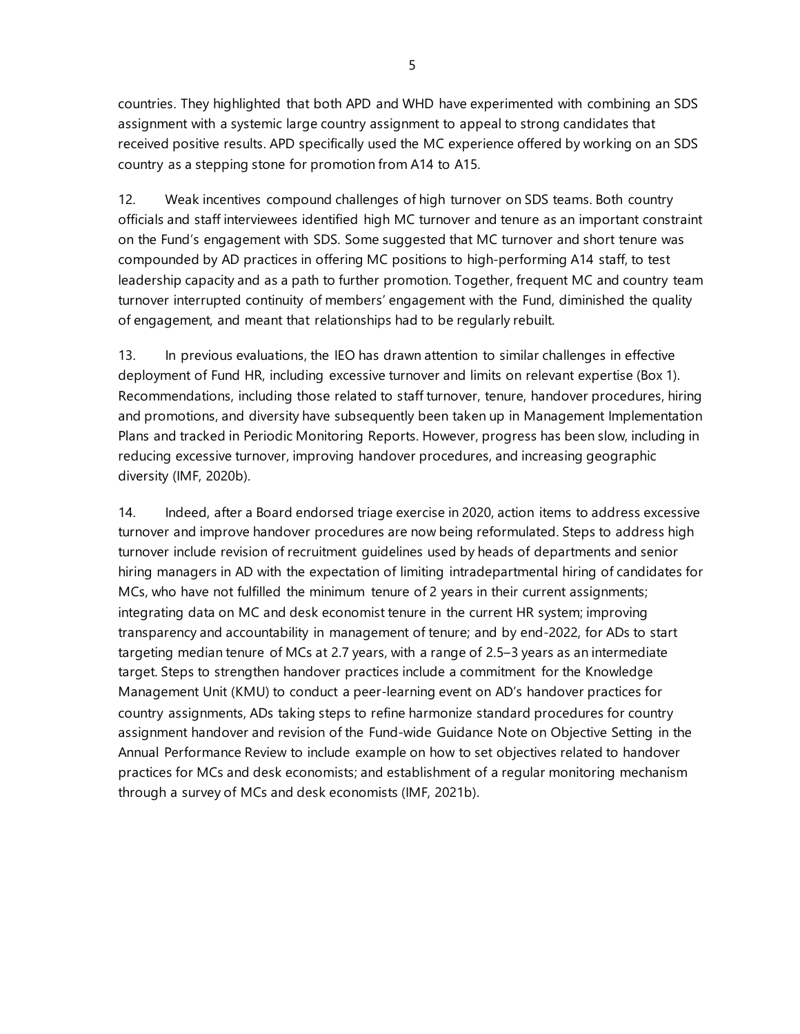countries. They highlighted that both APD and WHD have experimented with combining an SDS assignment with a systemic large country assignment to appeal to strong candidates that received positive results. APD specifically used the MC experience offered by working on an SDS country as a stepping stone for promotion from A14 to A15.

12. Weak incentives compound challenges of high turnover on SDS teams. Both country officials and staff interviewees identified high MC turnover and tenure as an important constraint on the Fund's engagement with SDS. Some suggested that MC turnover and short tenure was compounded by AD practices in offering MC positions to high-performing A14 staff, to test leadership capacity and as a path to further promotion. Together, frequent MC and country team turnover interrupted continuity of members' engagement with the Fund, diminished the quality of engagement, and meant that relationships had to be regularly rebuilt.

13. In previous evaluations, the IEO has drawn attention to similar challenges in effective deployment of Fund HR, including excessive turnover and limits on relevant expertise (Box 1). Recommendations, including those related to staff turnover, tenure, handover procedures, hiring and promotions, and diversity have subsequently been taken up in Management Implementation Plans and tracked in Periodic Monitoring Reports. However, progress has been slow, including in reducing excessive turnover, improving handover procedures, and increasing geographic diversity (IMF, 2020b).

14. Indeed, after a Board endorsed triage exercise in 2020, action items to address excessive turnover and improve handover procedures are now being reformulated. Steps to address high turnover include revision of recruitment guidelines used by heads of departments and senior hiring managers in AD with the expectation of limiting intradepartmental hiring of candidates for MCs, who have not fulfilled the minimum tenure of 2 years in their current assignments; integrating data on MC and desk economist tenure in the current HR system; improving transparency and accountability in management of tenure; and by end-2022, for ADs to start targeting median tenure of MCs at 2.7 years, with a range of 2.5–3 years as an intermediate target. Steps to strengthen handover practices include a commitment for the Knowledge Management Unit (KMU) to conduct a peer-learning event on AD's handover practices for country assignments, ADs taking steps to refine harmonize standard procedures for country assignment handover and revision of the Fund-wide Guidance Note on Objective Setting in the Annual Performance Review to include example on how to set objectives related to handover practices for MCs and desk economists; and establishment of a regular monitoring mechanism through a survey of MCs and desk economists (IMF, 2021b).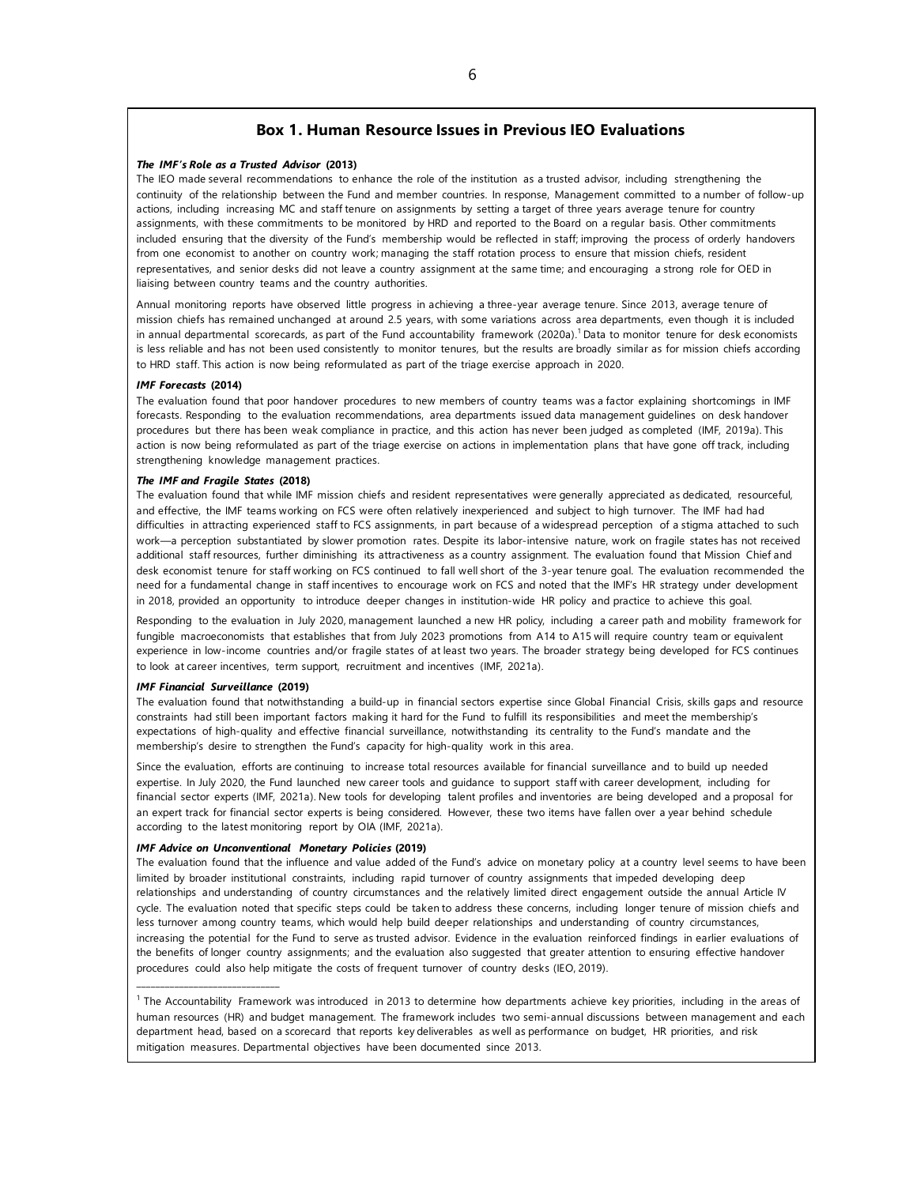## Box 1. Human Resource Issues in Previous IEO Evaluations

***The IMF's Role as a Trusted Advisor* (2013)**

The IEO made several recommendations to enhance the role of the institution as a trusted advisor, including strengthening the continuity of the relationship between the Fund and member countries. In response, Management committed to a number of follow-up actions, including increasing MC and staff tenure on assignments by setting a target of three years average tenure for country assignments, with these commitments to be monitored by HRD and reported to the Board on a regular basis. Other commitments included ensuring that the diversity of the Fund's membership would be reflected in staff; improving the process of orderly handovers from one economist to another on country work; managing the staff rotation process to ensure that mission chiefs, resident representatives, and senior desks did not leave a country assignment at the same time; and encouraging a strong role for OED in liaising between country teams and the country authorities.

Annual monitoring reports have observed little progress in achieving a three-year average tenure. Since 2013, average tenure of mission chiefs has remained unchanged at around 2.5 years, with some variations across area departments, even though it is included in annual departmental scorecards, as part of the Fund accountability framework (2020a).[1] Data to monitor tenure for desk economists is less reliable and has not been used consistently to monitor tenures, but the results are broadly similar as for mission chiefs according to HRD staff. This action is now being reformulated as part of the triage exercise approach in 2020.

***IMF Forecasts* (2014)**

The evaluation found that poor handover procedures to new members of country teams was a factor explaining shortcomings in IMF forecasts. Responding to the evaluation recommendations, area departments issued data management guidelines on desk handover procedures but there has been weak compliance in practice, and this action has never been judged as completed (IMF, 2019a). This action is now being reformulated as part of the triage exercise on actions in implementation plans that have gone off track, including strengthening knowledge management practices.

***The IMF and Fragile States* (2018)**

The evaluation found that while IMF mission chiefs and resident representatives were generally appreciated as dedicated, resourceful, and effective, the IMF teams working on FCS were often relatively inexperienced and subject to high turnover. The IMF had had difficulties in attracting experienced staff to FCS assignments, in part because of a widespread perception of a stigma attached to such work—a perception substantiated by slower promotion rates. Despite its labor-intensive nature, work on fragile states has not received additional staff resources, further diminishing its attractiveness as a country assignment. The evaluation found that Mission Chief and desk economist tenure for staff working on FCS continued to fall well short of the 3-year tenure goal. The evaluation recommended the need for a fundamental change in staff incentives to encourage work on FCS and noted that the IMF's HR strategy under development in 2018, provided an opportunity to introduce deeper changes in institution-wide HR policy and practice to achieve this goal.

Responding to the evaluation in July 2020, management launched a new HR policy, including a career path and mobility framework for fungible macroeconomists that establishes that from July 2023 promotions from A14 to A15 will require country team or equivalent experience in low-income countries and/or fragile states of at least two years. The broader strategy being developed for FCS continues to look at career incentives, term support, recruitment and incentives (IMF, 2021a).

***IMF Financial Surveillance* (2019)**

The evaluation found that notwithstanding a build-up in financial sectors expertise since Global Financial Crisis, skills gaps and resource constraints had still been important factors making it hard for the Fund to fulfill its responsibilities and meet the membership's expectations of high-quality and effective financial surveillance, notwithstanding its centrality to the Fund's mandate and the membership's desire to strengthen the Fund's capacity for high-quality work in this area.

Since the evaluation, efforts are continuing to increase total resources available for financial surveillance and to build up needed expertise. In July 2020, the Fund launched new career tools and guidance to support staff with career development, including for financial sector experts (IMF, 2021a). New tools for developing talent profiles and inventories are being developed and a proposal for an expert track for financial sector experts is being considered. However, these two items have fallen over a year behind schedule according to the latest monitoring report by OIA (IMF, 2021a).

***IMF Advice on Unconventional Monetary Policies* (2019)**

The evaluation found that the influence and value added of the Fund's advice on monetary policy at a country level seems to have been limited by broader institutional constraints, including rapid turnover of country assignments that impeded developing deep relationships and understanding of country circumstances and the relatively limited direct engagement outside the annual Article IV cycle. The evaluation noted that specific steps could be taken to address these concerns, including longer tenure of mission chiefs and less turnover among country teams, which would help build deeper relationships and understanding of country circumstances, increasing the potential for the Fund to serve as trusted advisor. Evidence in the evaluation reinforced findings in earlier evaluations of the benefits of longer country assignments; and the evaluation also suggested that greater attention to ensuring effective handover procedures could also help mitigate the costs of frequent turnover of country desks (IEO, 2019).

---

[1] The Accountability Framework was introduced in 2013 to determine how departments achieve key priorities, including in the areas of human resources (HR) and budget management. The framework includes two semi-annual discussions between management and each department head, based on a scorecard that reports key deliverables as well as performance on budget, HR priorities, and risk mitigation measures. Departmental objectives have been documented since 2013.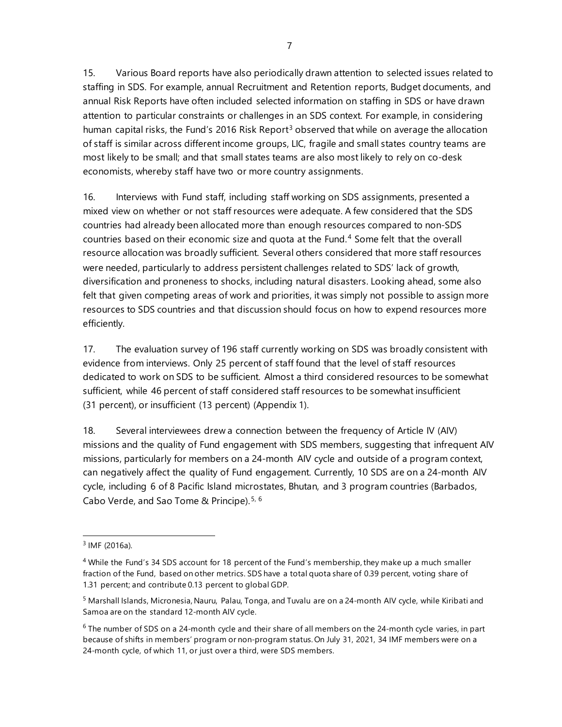15. Various Board reports have also periodically drawn attention to selected issues related to staffing in SDS. For example, annual Recruitment and Retention reports, Budget documents, and annual Risk Reports have often included selected information on staffing in SDS or have drawn attention to particular constraints or challenges in an SDS context. For example, in considering human capital risks, the Fund's 2016 Risk Report[3] observed that while on average the allocation of staff is similar across different income groups, LIC, fragile and small states country teams are most likely to be small; and that small states teams are also most likely to rely on co-desk economists, whereby staff have two or more country assignments.

16. Interviews with Fund staff, including staff working on SDS assignments, presented a mixed view on whether or not staff resources were adequate. A few considered that the SDS countries had already been allocated more than enough resources compared to non-SDS countries based on their economic size and quota at the Fund.[4] Some felt that the overall resource allocation was broadly sufficient. Several others considered that more staff resources were needed, particularly to address persistent challenges related to SDS' lack of growth, diversification and proneness to shocks, including natural disasters. Looking ahead, some also felt that given competing areas of work and priorities, it was simply not possible to assign more resources to SDS countries and that discussion should focus on how to expend resources more efficiently.

17. The evaluation survey of 196 staff currently working on SDS was broadly consistent with evidence from interviews. Only 25 percent of staff found that the level of staff resources dedicated to work on SDS to be sufficient. Almost a third considered resources to be somewhat sufficient, while 46 percent of staff considered staff resources to be somewhat insufficient (31 percent), or insufficient (13 percent) (Appendix 1).

18. Several interviewees drew a connection between the frequency of Article IV (AIV) missions and the quality of Fund engagement with SDS members, suggesting that infrequent AIV missions, particularly for members on a 24-month AIV cycle and outside of a program context, can negatively affect the quality of Fund engagement. Currently, 10 SDS are on a 24-month AIV cycle, including 6 of 8 Pacific Island microstates, Bhutan, and 3 program countries (Barbados, Cabo Verde, and Sao Tome & Principe).[5, 6]

---

[3] IMF (2016a).

[4] While the Fund's 34 SDS account for 18 percent of the Fund's membership, they make up a much smaller fraction of the Fund, based on other metrics. SDS have a total quota share of 0.39 percent, voting share of 1.31 percent; and contribute 0.13 percent to global GDP.

[5] Marshall Islands, Micronesia, Nauru, Palau, Tonga, and Tuvalu are on a 24-month AIV cycle, while Kiribati and Samoa are on the standard 12-month AIV cycle.

[6] The number of SDS on a 24-month cycle and their share of all members on the 24-month cycle varies, in part because of shifts in members' program or non-program status. On July 31, 2021, 34 IMF members were on a 24-month cycle, of which 11, or just over a third, were SDS members.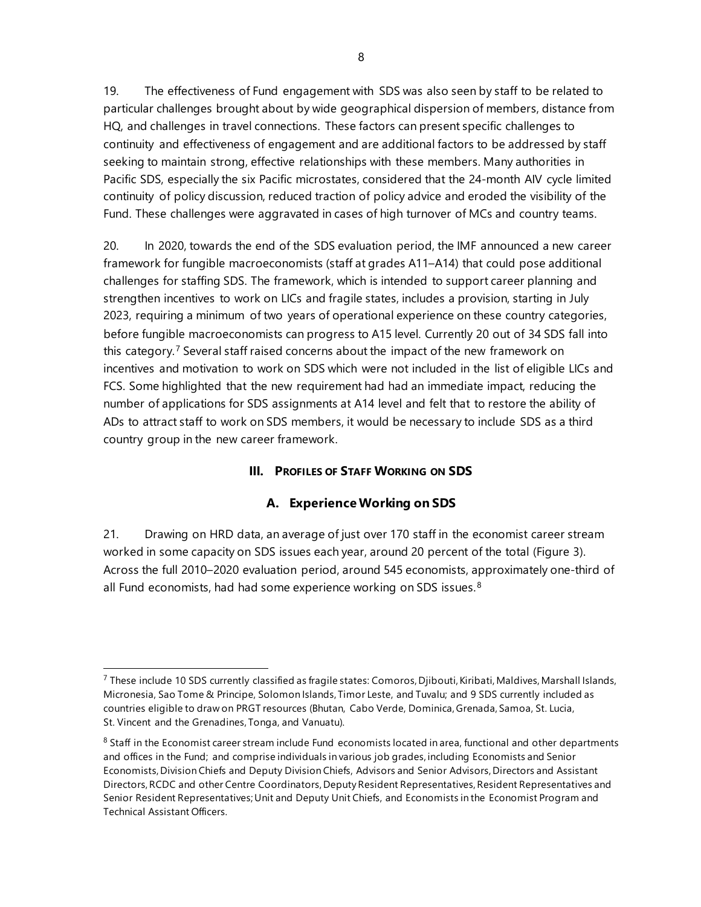19. The effectiveness of Fund engagement with SDS was also seen by staff to be related to particular challenges brought about by wide geographical dispersion of members, distance from HQ, and challenges in travel connections. These factors can present specific challenges to continuity and effectiveness of engagement and are additional factors to be addressed by staff seeking to maintain strong, effective relationships with these members. Many authorities in Pacific SDS, especially the six Pacific microstates, considered that the 24-month AIV cycle limited continuity of policy discussion, reduced traction of policy advice and eroded the visibility of the Fund. These challenges were aggravated in cases of high turnover of MCs and country teams.

20. In 2020, towards the end of the SDS evaluation period, the IMF announced a new career framework for fungible macroeconomists (staff at grades A11–A14) that could pose additional challenges for staffing SDS. The framework, which is intended to support career planning and strengthen incentives to work on LICs and fragile states, includes a provision, starting in July 2023, requiring a minimum of two years of operational experience on these country categories, before fungible macroeconomists can progress to A15 level. Currently 20 out of 34 SDS fall into this category.[7] Several staff raised concerns about the impact of the new framework on incentives and motivation to work on SDS which were not included in the list of eligible LICs and FCS. Some highlighted that the new requirement had had an immediate impact, reducing the number of applications for SDS assignments at A14 level and felt that to restore the ability of ADs to attract staff to work on SDS members, it would be necessary to include SDS as a third country group in the new career framework.

## III. Profiles of Staff Working on SDS

### A. Experience Working on SDS

21. Drawing on HRD data, an average of just over 170 staff in the economist career stream worked in some capacity on SDS issues each year, around 20 percent of the total (Figure 3). Across the full 2010–2020 evaluation period, around 545 economists, approximately one-third of all Fund economists, had had some experience working on SDS issues.[8]

---

[7] These include 10 SDS currently classified as fragile states: Comoros, Djibouti, Kiribati, Maldives, Marshall Islands, Micronesia, Sao Tome & Principe, Solomon Islands, Timor Leste, and Tuvalu; and 9 SDS currently included as countries eligible to draw on PRGT resources (Bhutan, Cabo Verde, Dominica, Grenada, Samoa, St. Lucia, St. Vincent and the Grenadines, Tonga, and Vanuatu).

[8] Staff in the Economist career stream include Fund economists located in area, functional and other departments and offices in the Fund; and comprise individuals in various job grades, including Economists and Senior Economists, Division Chiefs and Deputy Division Chiefs, Advisors and Senior Advisors, Directors and Assistant Directors, RCDC and other Centre Coordinators, Deputy Resident Representatives, Resident Representatives and Senior Resident Representatives; Unit and Deputy Unit Chiefs, and Economists in the Economist Program and Technical Assistant Officers.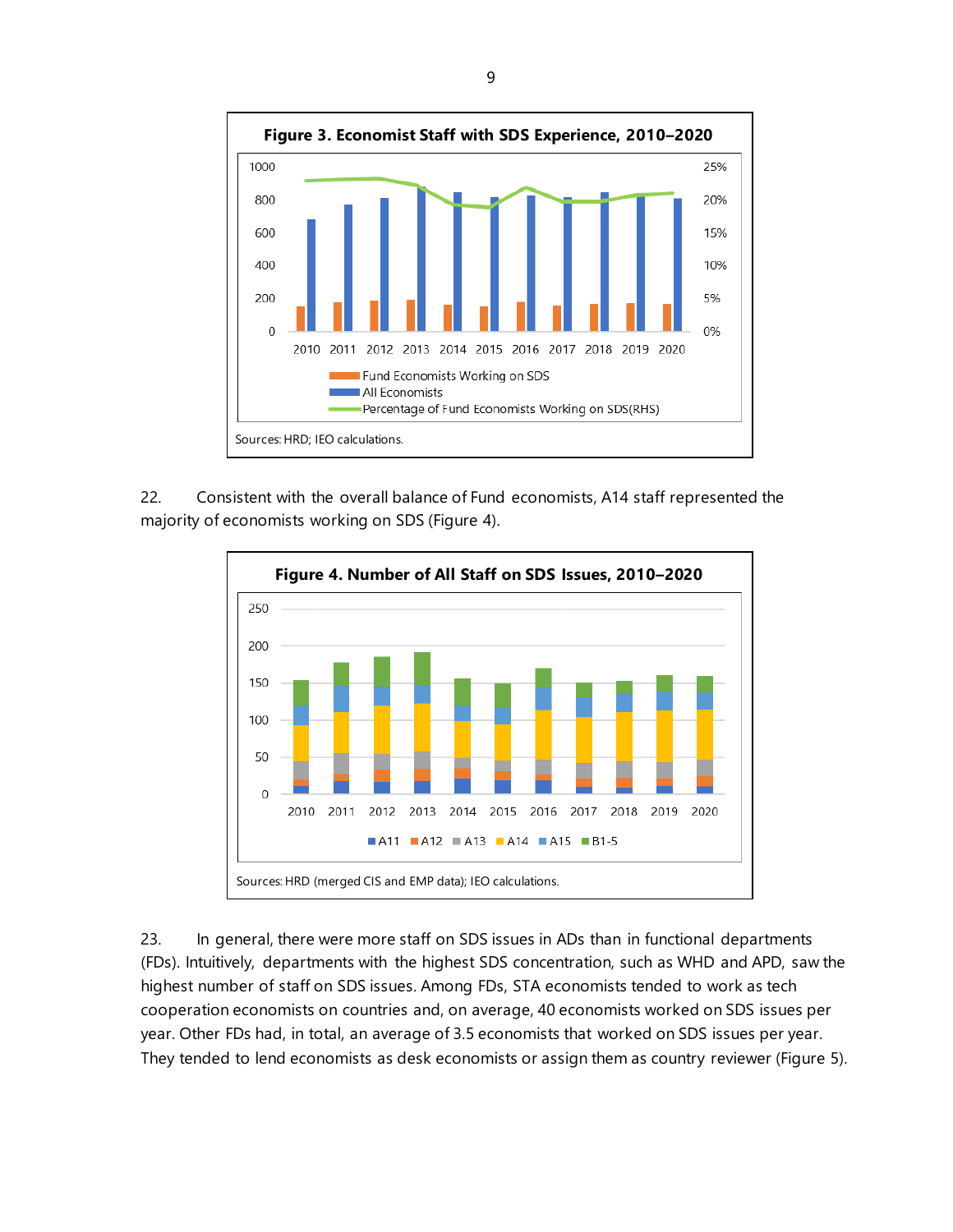**Figure 3. Economist Staff with SDS Experience, 2010–2020**

1000
800
600
400
200
0

25%
20%
15%
10%
5%
0%

2010 2011 2012 2013 2014 2015 2016 2017 2018 2019 2020

Fund Economists Working on SDS
All Economists
Percentage of Fund Economists Working on SDS(RHS)

Sources: HRD; IEO calculations.

22. Consistent with the overall balance of Fund economists, A14 staff represented the majority of economists working on SDS (Figure 4).

**Figure 4. Number of All Staff on SDS Issues, 2010–2020**

250
200
150
100
50
0

2010 2011 2012 2013 2014 2015 2016 2017 2018 2019 2020

A11 A12 A13 A14 A15 B1-5

Sources: HRD (merged CIS and EMP data); IEO calculations.

23. In general, there were more staff on SDS issues in ADs than in functional departments (FDs). Intuitively, departments with the highest SDS concentration, such as WHD and APD, saw the highest number of staff on SDS issues. Among FDs, STA economists tended to work as tech cooperation economists on countries and, on average, 40 economists worked on SDS issues per year. Other FDs had, in total, an average of 3.5 economists that worked on SDS issues per year. They tended to lend economists as desk economists or assign them as country reviewer (Figure 5).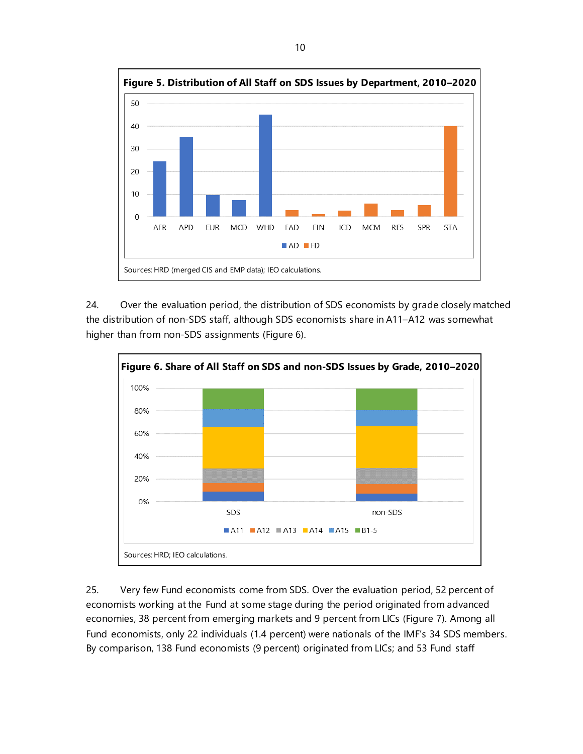**Figure 5. Distribution of All Staff on SDS Issues by Department, 2010–2020**

50
40
30
20
10
0

AFR APD EUR MCD WHD FAD FIN ICD MCM RES SPR STA

AD FD

Sources: HRD (merged CIS and EMP data); IEO calculations.

24. Over the evaluation period, the distribution of SDS economists by grade closely matched the distribution of non-SDS staff, although SDS economists share in A11–A12 was somewhat higher than from non-SDS assignments (Figure 6).

**Figure 6. Share of All Staff on SDS and non-SDS Issues by Grade, 2010–2020**

100%
80%
60%
40%
20%
0%

SDS non-SDS

A11 A12 A13 A14 A15 B1-5

Sources: HRD; IEO calculations.

25. Very few Fund economists come from SDS. Over the evaluation period, 52 percent of economists working at the Fund at some stage during the period originated from advanced economies, 38 percent from emerging markets and 9 percent from LICs (Figure 7). Among all Fund economists, only 22 individuals (1.4 percent) were nationals of the IMF's 34 SDS members. By comparison, 138 Fund economists (9 percent) originated from LICs; and 53 Fund staff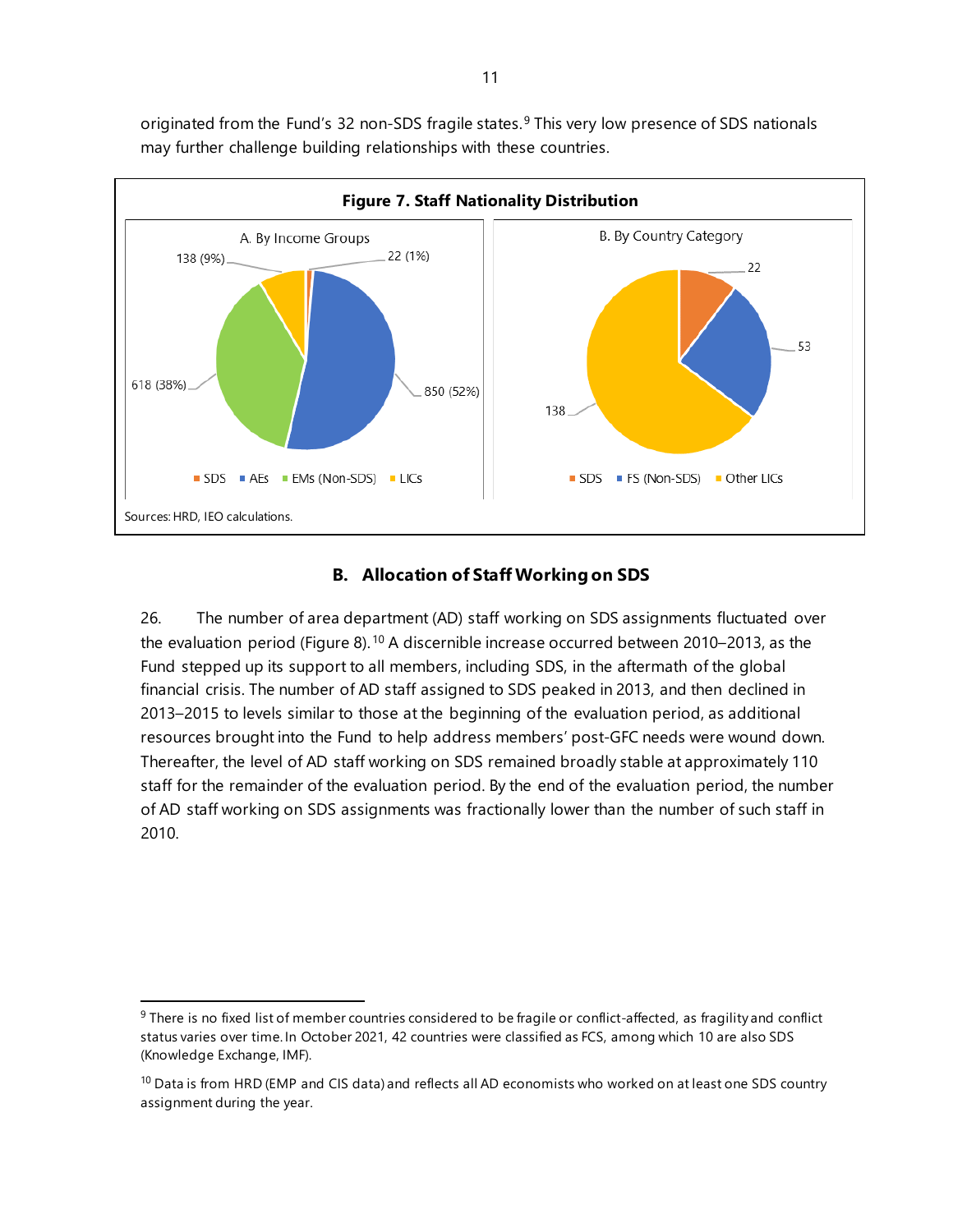originated from the Fund's 32 non-SDS fragile states.[9] This very low presence of SDS nationals may further challenge building relationships with these countries.

**Figure 7. Staff Nationality Distribution**

A. By Income Groups

138 (9%)
22 (1%)
618 (38%)
850 (52%)

SDS AEs EMs (Non-SDS) LICs

B. By Country Category

22
53
138

SDS FS (Non-SDS) Other LICs

Sources: HRD, IEO calculations.

## B. Allocation of Staff Working on SDS

26. The number of area department (AD) staff working on SDS assignments fluctuated over the evaluation period (Figure 8).[10] A discernible increase occurred between 2010–2013, as the Fund stepped up its support to all members, including SDS, in the aftermath of the global financial crisis. The number of AD staff assigned to SDS peaked in 2013, and then declined in 2013–2015 to levels similar to those at the beginning of the evaluation period, as additional resources brought into the Fund to help address members' post-GFC needs were wound down. Thereafter, the level of AD staff working on SDS remained broadly stable at approximately 110 staff for the remainder of the evaluation period. By the end of the evaluation period, the number of AD staff working on SDS assignments was fractionally lower than the number of such staff in 2010.

---

[9] There is no fixed list of member countries considered to be fragile or conflict-affected, as fragility and conflict status varies over time. In October 2021, 42 countries were classified as FCS, among which 10 are also SDS (Knowledge Exchange, IMF).

[10] Data is from HRD (EMP and CIS data) and reflects all AD economists who worked on at least one SDS country assignment during the year.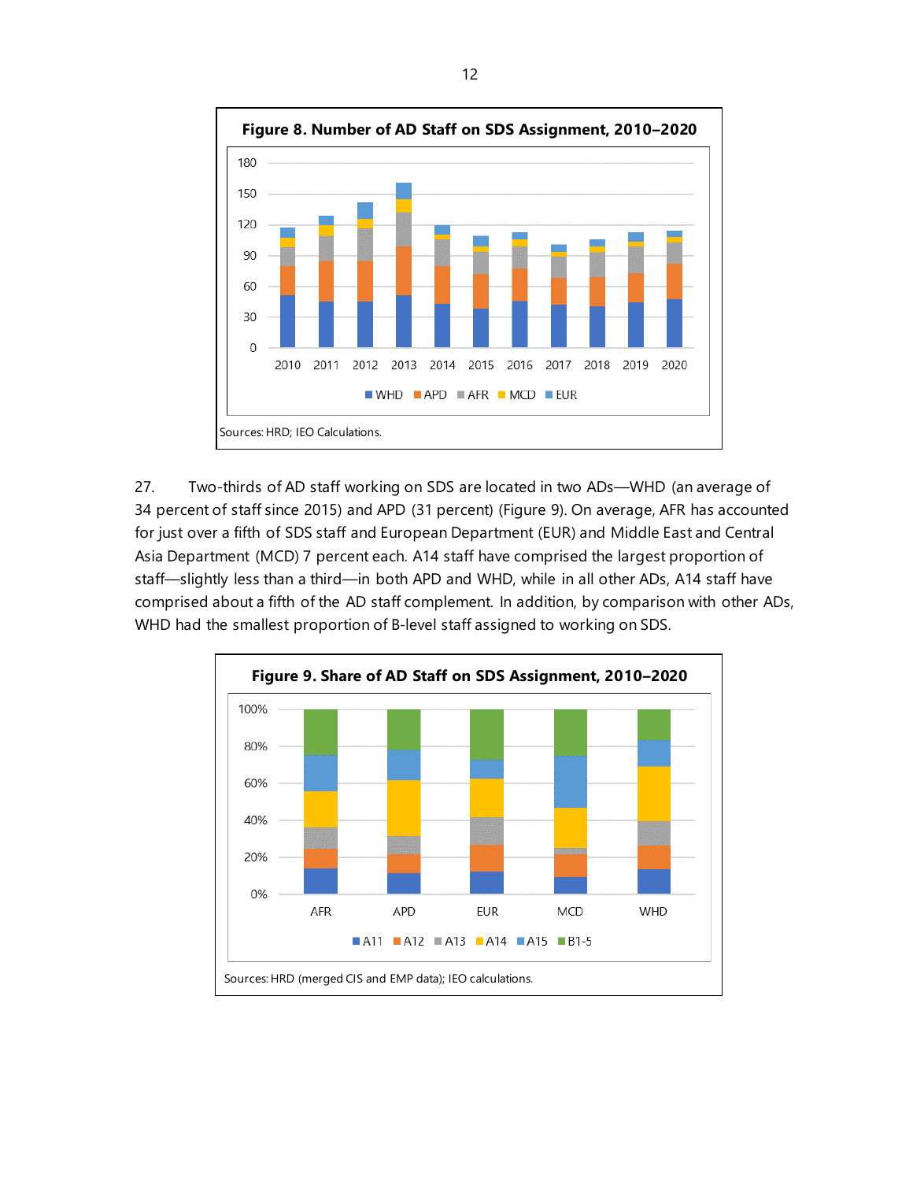**Figure 8. Number of AD Staff on SDS Assignment, 2010–2020**

Sources: HRD; IEO Calculations.

27. Two-thirds of AD staff working on SDS are located in two ADs—WHD (an average of 34 percent of staff since 2015) and APD (31 percent) (Figure 9). On average, AFR has accounted for just over a fifth of SDS staff and European Department (EUR) and Middle East and Central Asia Department (MCD) 7 percent each. A14 staff have comprised the largest proportion of staff—slightly less than a third—in both APD and WHD, while in all other ADs, A14 staff have comprised about a fifth of the AD staff complement. In addition, by comparison with other ADs, WHD had the smallest proportion of B-level staff assigned to working on SDS.

**Figure 9. Share of AD Staff on SDS Assignment, 2010–2020**

Sources: HRD (merged CIS and EMP data); IEO calculations.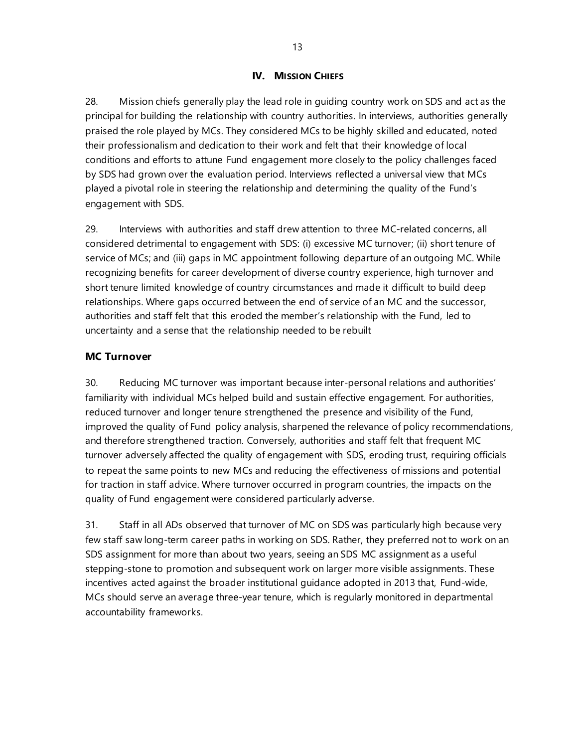## IV. MISSION CHIEFS

28. Mission chiefs generally play the lead role in guiding country work on SDS and act as the principal for building the relationship with country authorities. In interviews, authorities generally praised the role played by MCs. They considered MCs to be highly skilled and educated, noted their professionalism and dedication to their work and felt that their knowledge of local conditions and efforts to attune Fund engagement more closely to the policy challenges faced by SDS had grown over the evaluation period. Interviews reflected a universal view that MCs played a pivotal role in steering the relationship and determining the quality of the Fund's engagement with SDS.

29. Interviews with authorities and staff drew attention to three MC-related concerns, all considered detrimental to engagement with SDS: (i) excessive MC turnover; (ii) short tenure of service of MCs; and (iii) gaps in MC appointment following departure of an outgoing MC. While recognizing benefits for career development of diverse country experience, high turnover and short tenure limited knowledge of country circumstances and made it difficult to build deep relationships. Where gaps occurred between the end of service of an MC and the successor, authorities and staff felt that this eroded the member's relationship with the Fund, led to uncertainty and a sense that the relationship needed to be rebuilt

### MC Turnover

30. Reducing MC turnover was important because inter-personal relations and authorities' familiarity with individual MCs helped build and sustain effective engagement. For authorities, reduced turnover and longer tenure strengthened the presence and visibility of the Fund, improved the quality of Fund policy analysis, sharpened the relevance of policy recommendations, and therefore strengthened traction. Conversely, authorities and staff felt that frequent MC turnover adversely affected the quality of engagement with SDS, eroding trust, requiring officials to repeat the same points to new MCs and reducing the effectiveness of missions and potential for traction in staff advice. Where turnover occurred in program countries, the impacts on the quality of Fund engagement were considered particularly adverse.

31. Staff in all ADs observed that turnover of MC on SDS was particularly high because very few staff saw long-term career paths in working on SDS. Rather, they preferred not to work on an SDS assignment for more than about two years, seeing an SDS MC assignment as a useful stepping-stone to promotion and subsequent work on larger more visible assignments. These incentives acted against the broader institutional guidance adopted in 2013 that, Fund-wide, MCs should serve an average three-year tenure, which is regularly monitored in departmental accountability frameworks.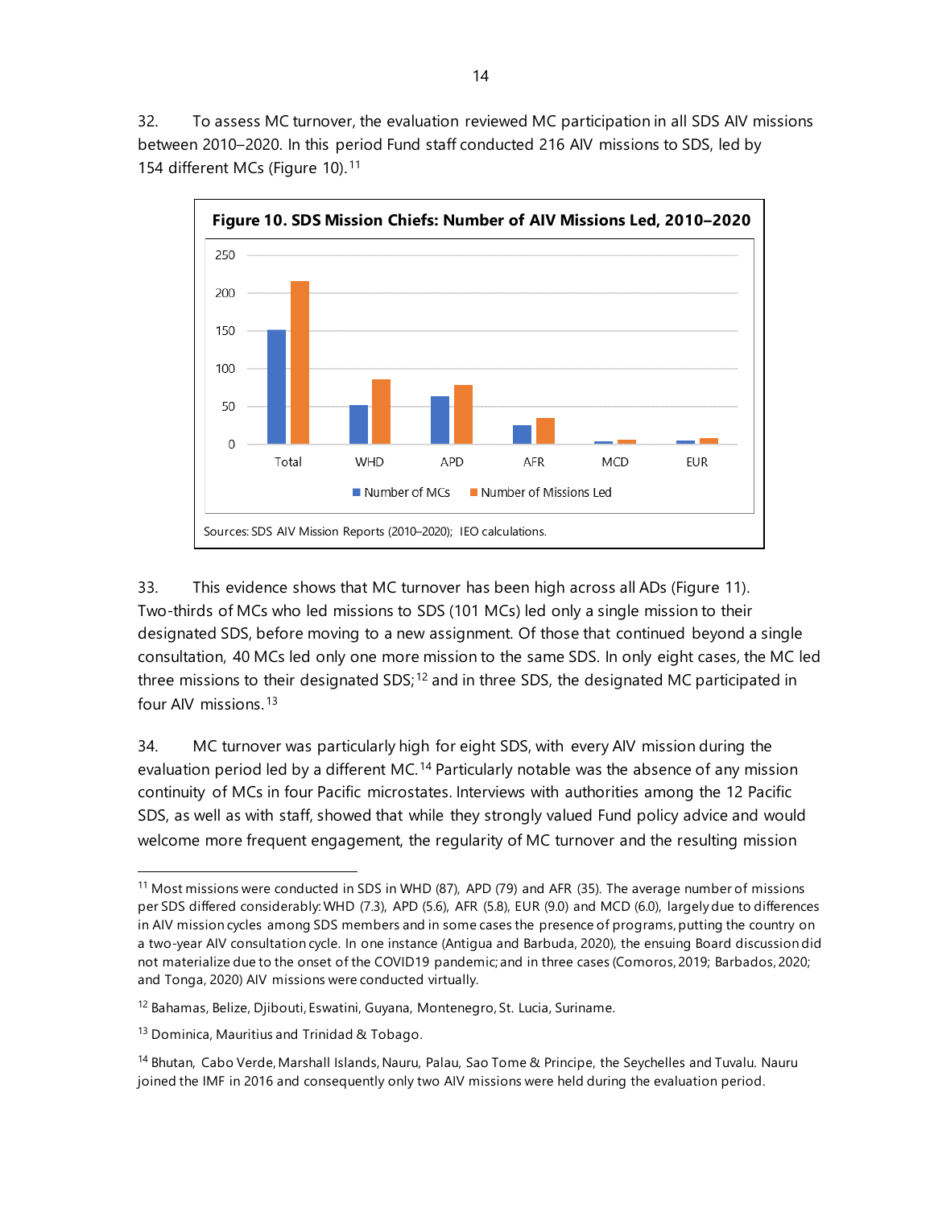32. To assess MC turnover, the evaluation reviewed MC participation in all SDS AIV missions between 2010–2020. In this period Fund staff conducted 216 AIV missions to SDS, led by 154 different MCs (Figure 10).[11]

**Figure 10. SDS Mission Chiefs: Number of AIV Missions Led, 2010–2020**

250
200
150
100
50
0

Total
WHD
APD
AFR
MCD
EUR

Number of MCs
Number of Missions Led

Sources: SDS AIV Mission Reports (2010–2020); IEO calculations.

33. This evidence shows that MC turnover has been high across all ADs (Figure 11). Two-thirds of MCs who led missions to SDS (101 MCs) led only a single mission to their designated SDS, before moving to a new assignment. Of those that continued beyond a single consultation, 40 MCs led only one more mission to the same SDS. In only eight cases, the MC led three missions to their designated SDS;[12] and in three SDS, the designated MC participated in four AIV missions.[13]

34. MC turnover was particularly high for eight SDS, with every AIV mission during the evaluation period led by a different MC.[14] Particularly notable was the absence of any mission continuity of MCs in four Pacific microstates. Interviews with authorities among the 12 Pacific SDS, as well as with staff, showed that while they strongly valued Fund policy advice and would welcome more frequent engagement, the regularity of MC turnover and the resulting mission

---

[11] Most missions were conducted in SDS in WHD (87), APD (79) and AFR (35). The average number of missions per SDS differed considerably: WHD (7.3), APD (5.6), AFR (5.8), EUR (9.0) and MCD (6.0), largely due to differences in AIV mission cycles among SDS members and in some cases the presence of programs, putting the country on a two-year AIV consultation cycle. In one instance (Antigua and Barbuda, 2020), the ensuing Board discussion did not materialize due to the onset of the COVID19 pandemic; and in three cases (Comoros, 2019; Barbados, 2020; and Tonga, 2020) AIV missions were conducted virtually.

[12] Bahamas, Belize, Djibouti, Eswatini, Guyana, Montenegro, St. Lucia, Suriname.

[13] Dominica, Mauritius and Trinidad & Tobago.

[14] Bhutan, Cabo Verde, Marshall Islands, Nauru, Palau, Sao Tome & Principe, the Seychelles and Tuvalu. Nauru joined the IMF in 2016 and consequently only two AIV missions were held during the evaluation period.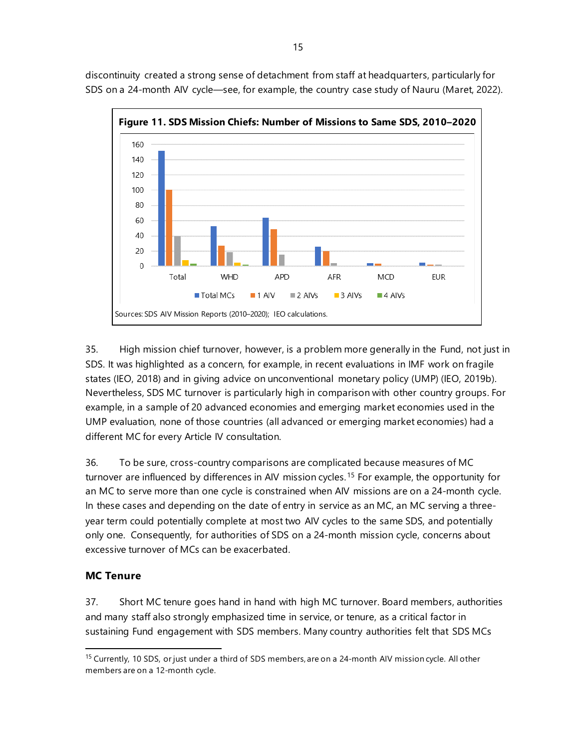discontinuity created a strong sense of detachment from staff at headquarters, particularly for SDS on a 24-month AIV cycle—see, for example, the country case study of Nauru (Maret, 2022).

**Figure 11. SDS Mission Chiefs: Number of Missions to Same SDS, 2010–2020**

160
140
120
100
80
60
40
20
0

Total WHD APD AFR MCD EUR

Total MCs 1 AIV 2 AIVs 3 AIVs 4 AIVs

Sources: SDS AIV Mission Reports (2010–2020); IEO calculations.

35. High mission chief turnover, however, is a problem more generally in the Fund, not just in SDS. It was highlighted as a concern, for example, in recent evaluations in IMF work on fragile states (IEO, 2018) and in giving advice on unconventional monetary policy (UMP) (IEO, 2019b). Nevertheless, SDS MC turnover is particularly high in comparison with other country groups. For example, in a sample of 20 advanced economies and emerging market economies used in the UMP evaluation, none of those countries (all advanced or emerging market economies) had a different MC for every Article IV consultation.

36. To be sure, cross-country comparisons are complicated because measures of MC turnover are influenced by differences in AIV mission cycles.[15] For example, the opportunity for an MC to serve more than one cycle is constrained when AIV missions are on a 24-month cycle. In these cases and depending on the date of entry in service as an MC, an MC serving a three-year term could potentially complete at most two AIV cycles to the same SDS, and potentially only one. Consequently, for authorities of SDS on a 24-month mission cycle, concerns about excessive turnover of MCs can be exacerbated.

### MC Tenure

37. Short MC tenure goes hand in hand with high MC turnover. Board members, authorities and many staff also strongly emphasized time in service, or tenure, as a critical factor in sustaining Fund engagement with SDS members. Many country authorities felt that SDS MCs

[15] Currently, 10 SDS, or just under a third of SDS members, are on a 24-month AIV mission cycle. All other members are on a 12-month cycle.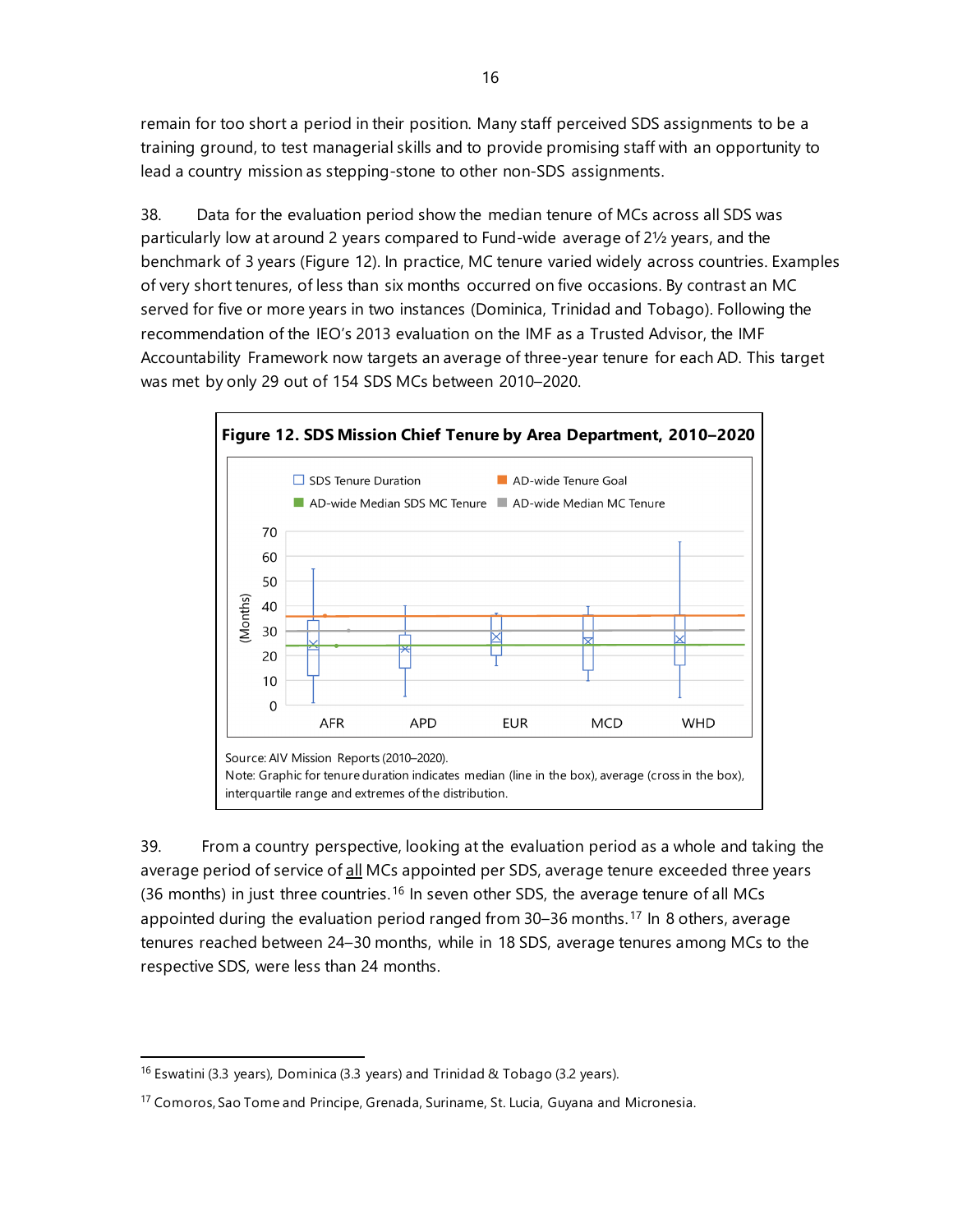remain for too short a period in their position. Many staff perceived SDS assignments to be a training ground, to test managerial skills and to provide promising staff with an opportunity to lead a country mission as stepping-stone to other non-SDS assignments.

38. Data for the evaluation period show the median tenure of MCs across all SDS was particularly low at around 2 years compared to Fund-wide average of 2½ years, and the benchmark of 3 years (Figure 12). In practice, MC tenure varied widely across countries. Examples of very short tenures, of less than six months occurred on five occasions. By contrast an MC served for five or more years in two instances (Dominica, Trinidad and Tobago). Following the recommendation of the IEO's 2013 evaluation on the IMF as a Trusted Advisor, the IMF Accountability Framework now targets an average of three-year tenure for each AD. This target was met by only 29 out of 154 SDS MCs between 2010–2020.

**Figure 12. SDS Mission Chief Tenure by Area Department, 2010–2020**

SDS Tenure Duration
AD-wide Tenure Goal
AD-wide Median SDS MC Tenure
AD-wide Median MC Tenure

(Months)
0
10
20
30
40
50
60
70

AFR
APD
EUR
MCD
WHD

Source: AIV Mission Reports (2010–2020).
Note: Graphic for tenure duration indicates median (line in the box), average (cross in the box), interquartile range and extremes of the distribution.

39. From a country perspective, looking at the evaluation period as a whole and taking the average period of service of <u>all</u> MCs appointed per SDS, average tenure exceeded three years (36 months) in just three countries.[16] In seven other SDS, the average tenure of all MCs appointed during the evaluation period ranged from 30–36 months.[17] In 8 others, average tenures reached between 24–30 months, while in 18 SDS, average tenures among MCs to the respective SDS, were less than 24 months.

---

[16] Eswatini (3.3 years), Dominica (3.3 years) and Trinidad & Tobago (3.2 years).

[17] Comoros, Sao Tome and Principe, Grenada, Suriname, St. Lucia, Guyana and Micronesia.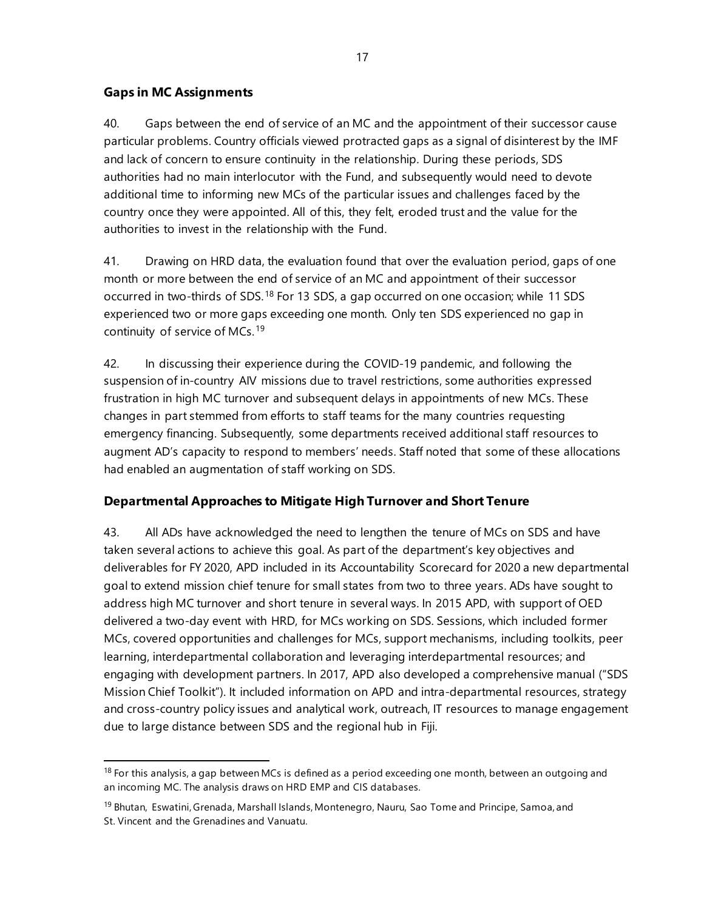## Gaps in MC Assignments

40. Gaps between the end of service of an MC and the appointment of their successor cause particular problems. Country officials viewed protracted gaps as a signal of disinterest by the IMF and lack of concern to ensure continuity in the relationship. During these periods, SDS authorities had no main interlocutor with the Fund, and subsequently would need to devote additional time to informing new MCs of the particular issues and challenges faced by the country once they were appointed. All of this, they felt, eroded trust and the value for the authorities to invest in the relationship with the Fund.

41. Drawing on HRD data, the evaluation found that over the evaluation period, gaps of one month or more between the end of service of an MC and appointment of their successor occurred in two-thirds of SDS.[18] For 13 SDS, a gap occurred on one occasion; while 11 SDS experienced two or more gaps exceeding one month. Only ten SDS experienced no gap in continuity of service of MCs.[19]

42. In discussing their experience during the COVID-19 pandemic, and following the suspension of in-country AIV missions due to travel restrictions, some authorities expressed frustration in high MC turnover and subsequent delays in appointments of new MCs. These changes in part stemmed from efforts to staff teams for the many countries requesting emergency financing. Subsequently, some departments received additional staff resources to augment AD's capacity to respond to members' needs. Staff noted that some of these allocations had enabled an augmentation of staff working on SDS.

## Departmental Approaches to Mitigate High Turnover and Short Tenure

43. All ADs have acknowledged the need to lengthen the tenure of MCs on SDS and have taken several actions to achieve this goal. As part of the department's key objectives and deliverables for FY 2020, APD included in its Accountability Scorecard for 2020 a new departmental goal to extend mission chief tenure for small states from two to three years. ADs have sought to address high MC turnover and short tenure in several ways. In 2015 APD, with support of OED delivered a two-day event with HRD, for MCs working on SDS. Sessions, which included former MCs, covered opportunities and challenges for MCs, support mechanisms, including toolkits, peer learning, interdepartmental collaboration and leveraging interdepartmental resources; and engaging with development partners. In 2017, APD also developed a comprehensive manual ("SDS Mission Chief Toolkit"). It included information on APD and intra-departmental resources, strategy and cross-country policy issues and analytical work, outreach, IT resources to manage engagement due to large distance between SDS and the regional hub in Fiji.

---

[18] For this analysis, a gap between MCs is defined as a period exceeding one month, between an outgoing and an incoming MC. The analysis draws on HRD EMP and CIS databases.

[19] Bhutan, Eswatini, Grenada, Marshall Islands, Montenegro, Nauru, Sao Tome and Principe, Samoa, and St. Vincent and the Grenadines and Vanuatu.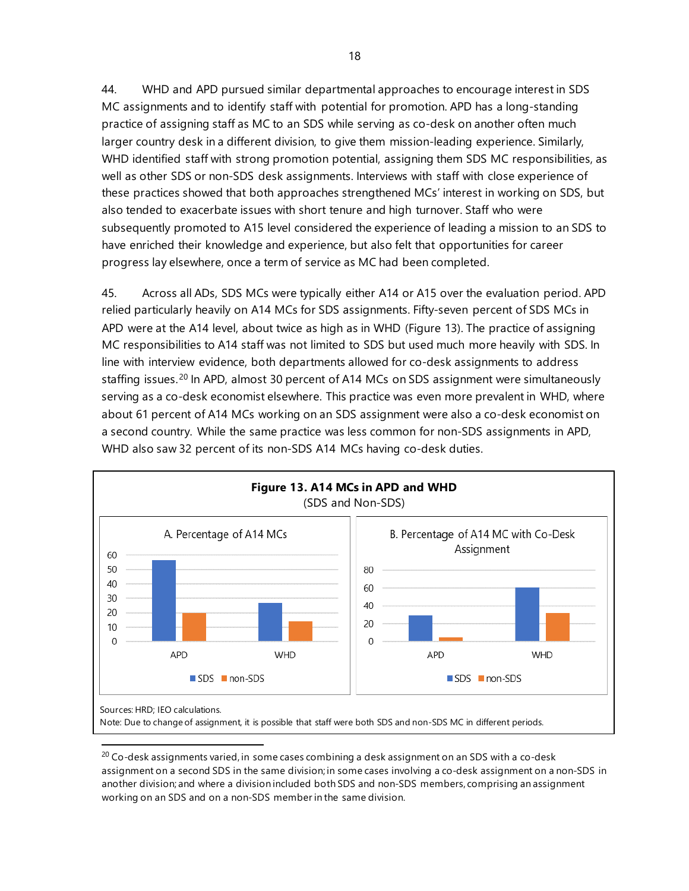44. WHD and APD pursued similar departmental approaches to encourage interest in SDS MC assignments and to identify staff with potential for promotion. APD has a long-standing practice of assigning staff as MC to an SDS while serving as co-desk on another often much larger country desk in a different division, to give them mission-leading experience. Similarly, WHD identified staff with strong promotion potential, assigning them SDS MC responsibilities, as well as other SDS or non-SDS desk assignments. Interviews with staff with close experience of these practices showed that both approaches strengthened MCs' interest in working on SDS, but also tended to exacerbate issues with short tenure and high turnover. Staff who were subsequently promoted to A15 level considered the experience of leading a mission to an SDS to have enriched their knowledge and experience, but also felt that opportunities for career progress lay elsewhere, once a term of service as MC had been completed.

45. Across all ADs, SDS MCs were typically either A14 or A15 over the evaluation period. APD relied particularly heavily on A14 MCs for SDS assignments. Fifty-seven percent of SDS MCs in APD were at the A14 level, about twice as high as in WHD (Figure 13). The practice of assigning MC responsibilities to A14 staff was not limited to SDS but used much more heavily with SDS. In line with interview evidence, both departments allowed for co-desk assignments to address staffing issues.[20] In APD, almost 30 percent of A14 MCs on SDS assignment were simultaneously serving as a co-desk economist elsewhere. This practice was even more prevalent in WHD, where about 61 percent of A14 MCs working on an SDS assignment were also a co-desk economist on a second country. While the same practice was less common for non-SDS assignments in APD, WHD also saw 32 percent of its non-SDS A14 MCs having co-desk duties.

**Figure 13. A14 MCs in APD and WHD**
(SDS and Non-SDS)

A. Percentage of A14 MCs

B. Percentage of A14 MC with Co-Desk Assignment

Sources: HRD; IEO calculations.
Note: Due to change of assignment, it is possible that staff were both SDS and non-SDS MC in different periods.

[20] Co-desk assignments varied, in some cases combining a desk assignment on an SDS with a co-desk assignment on a second SDS in the same division; in some cases involving a co-desk assignment on a non-SDS in another division; and where a division included both SDS and non-SDS members, comprising an assignment working on an SDS and on a non-SDS member in the same division.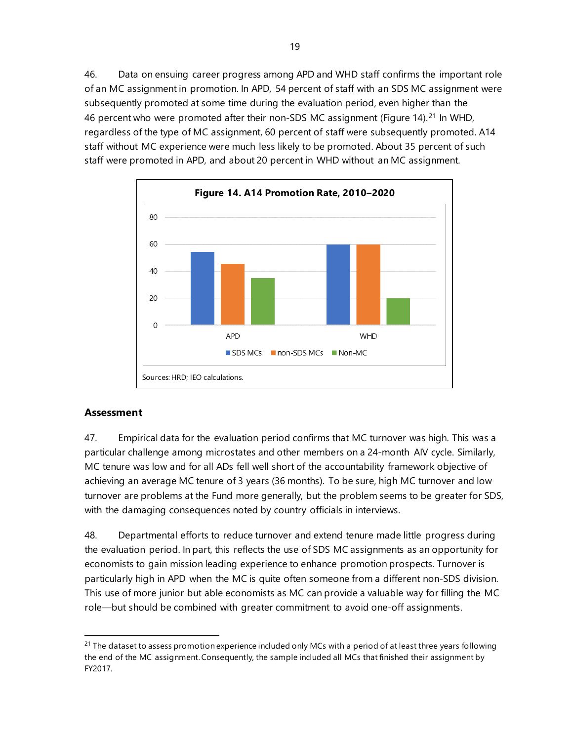46. Data on ensuing career progress among APD and WHD staff confirms the important role of an MC assignment in promotion. In APD, 54 percent of staff with an SDS MC assignment were subsequently promoted at some time during the evaluation period, even higher than the 46 percent who were promoted after their non-SDS MC assignment (Figure 14).[21] In WHD, regardless of the type of MC assignment, 60 percent of staff were subsequently promoted. A14 staff without MC experience were much less likely to be promoted. About 35 percent of such staff were promoted in APD, and about 20 percent in WHD without an MC assignment.

**Figure 14. A14 Promotion Rate, 2010–2020**

80
60
40
20
0

APD
WHD

SDS MCs
non-SDS MCs
Non-MC

Sources: HRD; IEO calculations.

### Assessment

47. Empirical data for the evaluation period confirms that MC turnover was high. This was a particular challenge among microstates and other members on a 24-month AIV cycle. Similarly, MC tenure was low and for all ADs fell well short of the accountability framework objective of achieving an average MC tenure of 3 years (36 months). To be sure, high MC turnover and low turnover are problems at the Fund more generally, but the problem seems to be greater for SDS, with the damaging consequences noted by country officials in interviews.

48. Departmental efforts to reduce turnover and extend tenure made little progress during the evaluation period. In part, this reflects the use of SDS MC assignments as an opportunity for economists to gain mission leading experience to enhance promotion prospects. Turnover is particularly high in APD when the MC is quite often someone from a different non-SDS division. This use of more junior but able economists as MC can provide a valuable way for filling the MC role—but should be combined with greater commitment to avoid one-off assignments.

[21] The dataset to assess promotion experience included only MCs with a period of at least three years following the end of the MC assignment. Consequently, the sample included all MCs that finished their assignment by FY2017.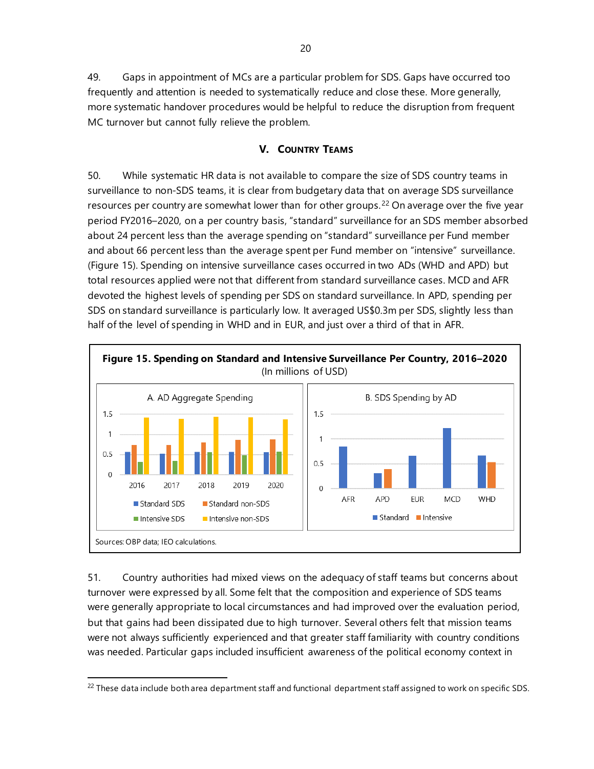49. Gaps in appointment of MCs are a particular problem for SDS. Gaps have occurred too frequently and attention is needed to systematically reduce and close these. More generally, more systematic handover procedures would be helpful to reduce the disruption from frequent MC turnover but cannot fully relieve the problem.

## V. Country Teams

50. While systematic HR data is not available to compare the size of SDS country teams in surveillance to non-SDS teams, it is clear from budgetary data that on average SDS surveillance resources per country are somewhat lower than for other groups.[22] On average over the five year period FY2016–2020, on a per country basis, "standard" surveillance for an SDS member absorbed about 24 percent less than the average spending on "standard" surveillance per Fund member and about 66 percent less than the average spent per Fund member on "intensive" surveillance. (Figure 15). Spending on intensive surveillance cases occurred in two ADs (WHD and APD) but total resources applied were not that different from standard surveillance cases. MCD and AFR devoted the highest levels of spending per SDS on standard surveillance. In APD, spending per SDS on standard surveillance is particularly low. It averaged US$0.3m per SDS, slightly less than half of the level of spending in WHD and in EUR, and just over a third of that in AFR.

**Figure 15. Spending on Standard and Intensive Surveillance Per Country, 2016–2020**
(In millions of USD)

A. AD Aggregate Spending

1.5
1
0.5
0
2016
2017
2018
2019
2020
Standard SDS
Standard non-SDS
Intensive SDS
Intensive non-SDS

B. SDS Spending by AD

1.5
1
0.5
0
AFR
APD
EUR
MCD
WHD
Standard
Intensive

Sources: OBP data; IEO calculations.

51. Country authorities had mixed views on the adequacy of staff teams but concerns about turnover were expressed by all. Some felt that the composition and experience of SDS teams were generally appropriate to local circumstances and had improved over the evaluation period, but that gains had been dissipated due to high turnover. Several others felt that mission teams were not always sufficiently experienced and that greater staff familiarity with country conditions was needed. Particular gaps included insufficient awareness of the political economy context in

[22] These data include both area department staff and functional department staff assigned to work on specific SDS.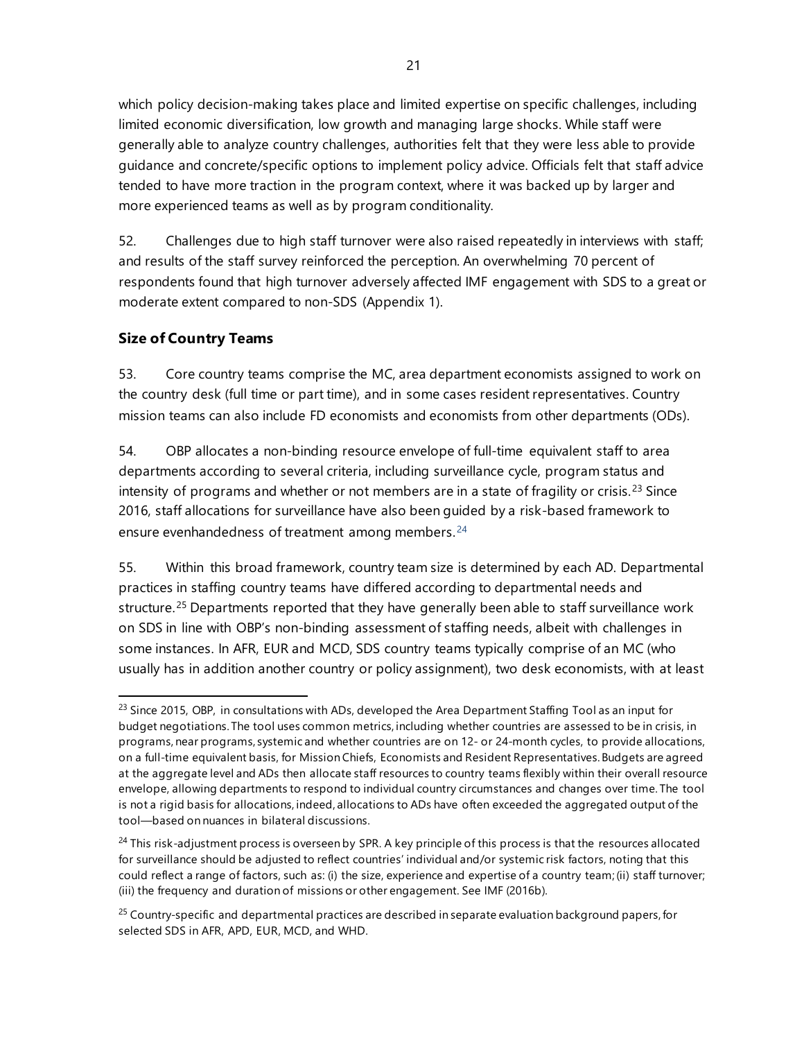which policy decision-making takes place and limited expertise on specific challenges, including limited economic diversification, low growth and managing large shocks. While staff were generally able to analyze country challenges, authorities felt that they were less able to provide guidance and concrete/specific options to implement policy advice. Officials felt that staff advice tended to have more traction in the program context, where it was backed up by larger and more experienced teams as well as by program conditionality.

52. Challenges due to high staff turnover were also raised repeatedly in interviews with staff; and results of the staff survey reinforced the perception. An overwhelming 70 percent of respondents found that high turnover adversely affected IMF engagement with SDS to a great or moderate extent compared to non-SDS (Appendix 1).

## Size of Country Teams

53. Core country teams comprise the MC, area department economists assigned to work on the country desk (full time or part time), and in some cases resident representatives. Country mission teams can also include FD economists and economists from other departments (ODs).

54. OBP allocates a non-binding resource envelope of full-time equivalent staff to area departments according to several criteria, including surveillance cycle, program status and intensity of programs and whether or not members are in a state of fragility or crisis.[23] Since 2016, staff allocations for surveillance have also been guided by a risk-based framework to ensure evenhandedness of treatment among members.[24]

55. Within this broad framework, country team size is determined by each AD. Departmental practices in staffing country teams have differed according to departmental needs and structure.[25] Departments reported that they have generally been able to staff surveillance work on SDS in line with OBP's non-binding assessment of staffing needs, albeit with challenges in some instances. In AFR, EUR and MCD, SDS country teams typically comprise of an MC (who usually has in addition another country or policy assignment), two desk economists, with at least

---

[23] Since 2015, OBP, in consultations with ADs, developed the Area Department Staffing Tool as an input for budget negotiations. The tool uses common metrics, including whether countries are assessed to be in crisis, in programs, near programs, systemic and whether countries are on 12- or 24-month cycles, to provide allocations, on a full-time equivalent basis, for Mission Chiefs, Economists and Resident Representatives. Budgets are agreed at the aggregate level and ADs then allocate staff resources to country teams flexibly within their overall resource envelope, allowing departments to respond to individual country circumstances and changes over time. The tool is not a rigid basis for allocations, indeed, allocations to ADs have often exceeded the aggregated output of the tool—based on nuances in bilateral discussions.

[24] This risk-adjustment process is overseen by SPR. A key principle of this process is that the resources allocated for surveillance should be adjusted to reflect countries' individual and/or systemic risk factors, noting that this could reflect a range of factors, such as: (i) the size, experience and expertise of a country team; (ii) staff turnover; (iii) the frequency and duration of missions or other engagement. See IMF (2016b).

[25] Country-specific and departmental practices are described in separate evaluation background papers, for selected SDS in AFR, APD, EUR, MCD, and WHD.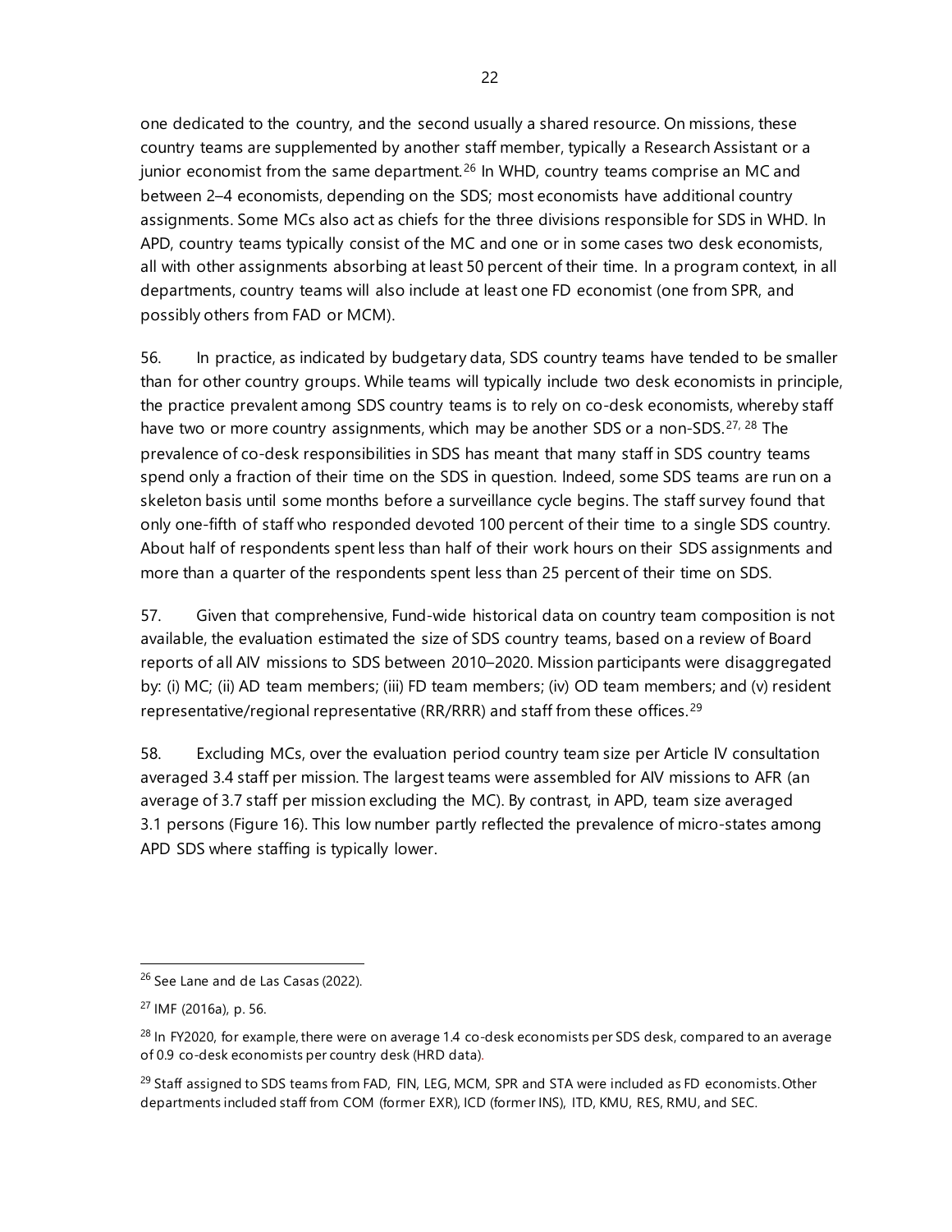one dedicated to the country, and the second usually a shared resource. On missions, these country teams are supplemented by another staff member, typically a Research Assistant or a junior economist from the same department.[26] In WHD, country teams comprise an MC and between 2–4 economists, depending on the SDS; most economists have additional country assignments. Some MCs also act as chiefs for the three divisions responsible for SDS in WHD. In APD, country teams typically consist of the MC and one or in some cases two desk economists, all with other assignments absorbing at least 50 percent of their time. In a program context, in all departments, country teams will also include at least one FD economist (one from SPR, and possibly others from FAD or MCM).

56. In practice, as indicated by budgetary data, SDS country teams have tended to be smaller than for other country groups. While teams will typically include two desk economists in principle, the practice prevalent among SDS country teams is to rely on co-desk economists, whereby staff have two or more country assignments, which may be another SDS or a non-SDS.[27, 28] The prevalence of co-desk responsibilities in SDS has meant that many staff in SDS country teams spend only a fraction of their time on the SDS in question. Indeed, some SDS teams are run on a skeleton basis until some months before a surveillance cycle begins. The staff survey found that only one-fifth of staff who responded devoted 100 percent of their time to a single SDS country. About half of respondents spent less than half of their work hours on their SDS assignments and more than a quarter of the respondents spent less than 25 percent of their time on SDS.

57. Given that comprehensive, Fund-wide historical data on country team composition is not available, the evaluation estimated the size of SDS country teams, based on a review of Board reports of all AIV missions to SDS between 2010–2020. Mission participants were disaggregated by: (i) MC; (ii) AD team members; (iii) FD team members; (iv) OD team members; and (v) resident representative/regional representative (RR/RRR) and staff from these offices.[29]

58. Excluding MCs, over the evaluation period country team size per Article IV consultation averaged 3.4 staff per mission. The largest teams were assembled for AIV missions to AFR (an average of 3.7 staff per mission excluding the MC). By contrast, in APD, team size averaged 3.1 persons (Figure 16). This low number partly reflected the prevalence of micro-states among APD SDS where staffing is typically lower.

---

[26] See Lane and de Las Casas (2022).

[27] IMF (2016a), p. 56.

[28] In FY2020, for example, there were on average 1.4 co-desk economists per SDS desk, compared to an average of 0.9 co-desk economists per country desk (HRD data).

[29] Staff assigned to SDS teams from FAD, FIN, LEG, MCM, SPR and STA were included as FD economists. Other departments included staff from COM (former EXR), ICD (former INS), ITD, KMU, RES, RMU, and SEC.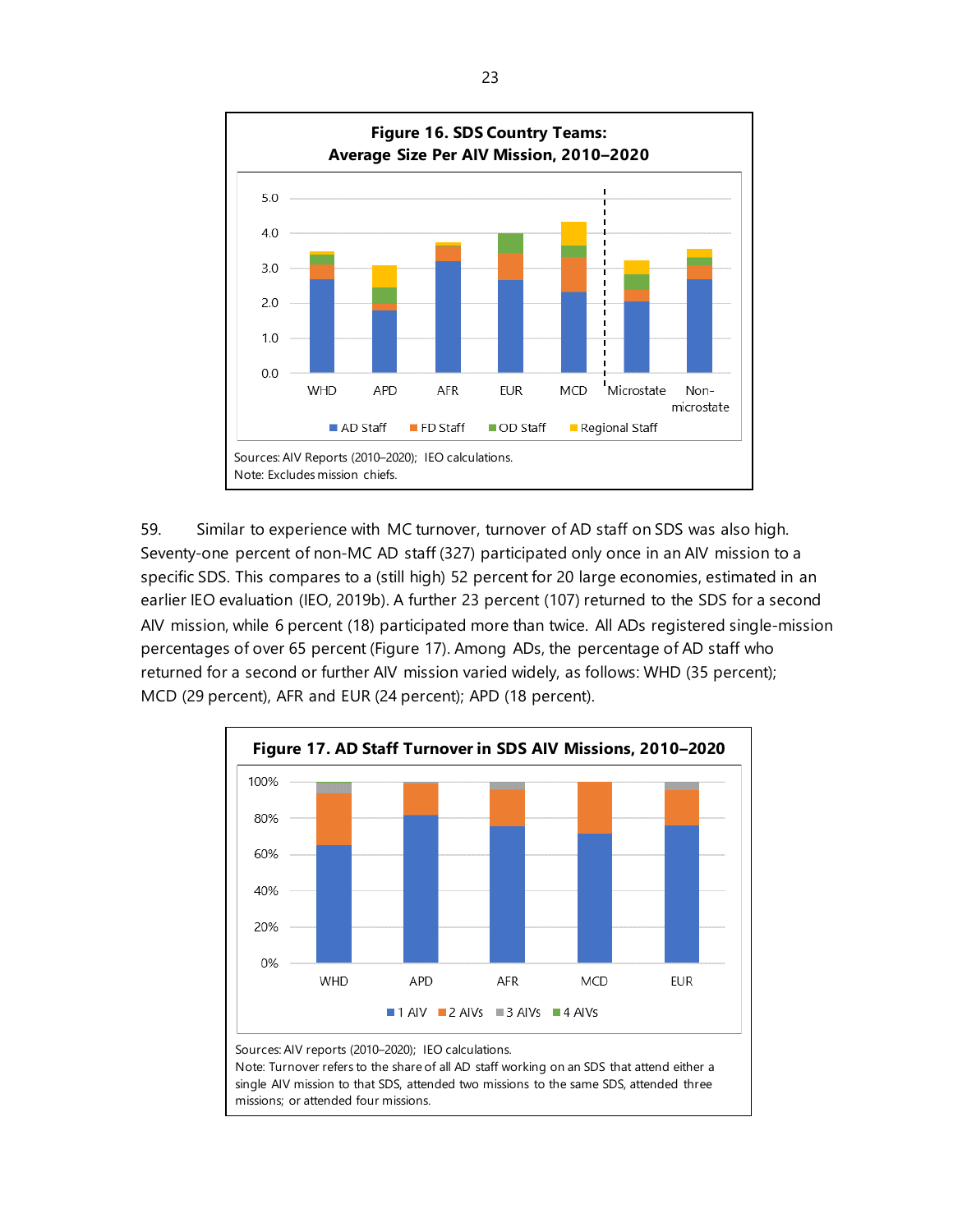**Figure 16. SDS Country Teams: Average Size Per AIV Mission, 2010–2020**

5.0
4.0
3.0
2.0
1.0
0.0

WHD APD AFR EUR MCD Microstate Non-microstate

AD Staff FD Staff OD Staff Regional Staff

Sources: AIV Reports (2010–2020); IEO calculations.
Note: Excludes mission chiefs.

59. Similar to experience with MC turnover, turnover of AD staff on SDS was also high. Seventy-one percent of non-MC AD staff (327) participated only once in an AIV mission to a specific SDS. This compares to a (still high) 52 percent for 20 large economies, estimated in an earlier IEO evaluation (IEO, 2019b). A further 23 percent (107) returned to the SDS for a second AIV mission, while 6 percent (18) participated more than twice. All ADs registered single-mission percentages of over 65 percent (Figure 17). Among ADs, the percentage of AD staff who returned for a second or further AIV mission varied widely, as follows: WHD (35 percent); MCD (29 percent), AFR and EUR (24 percent); APD (18 percent).

**Figure 17. AD Staff Turnover in SDS AIV Missions, 2010–2020**

100%
80%
60%
40%
20%
0%

WHD APD AFR MCD EUR

1 AIV 2 AIVs 3 AIVs 4 AIVs

Sources: AIV reports (2010–2020); IEO calculations.
Note: Turnover refers to the share of all AD staff working on an SDS that attend either a single AIV mission to that SDS, attended two missions to the same SDS, attended three missions; or attended four missions.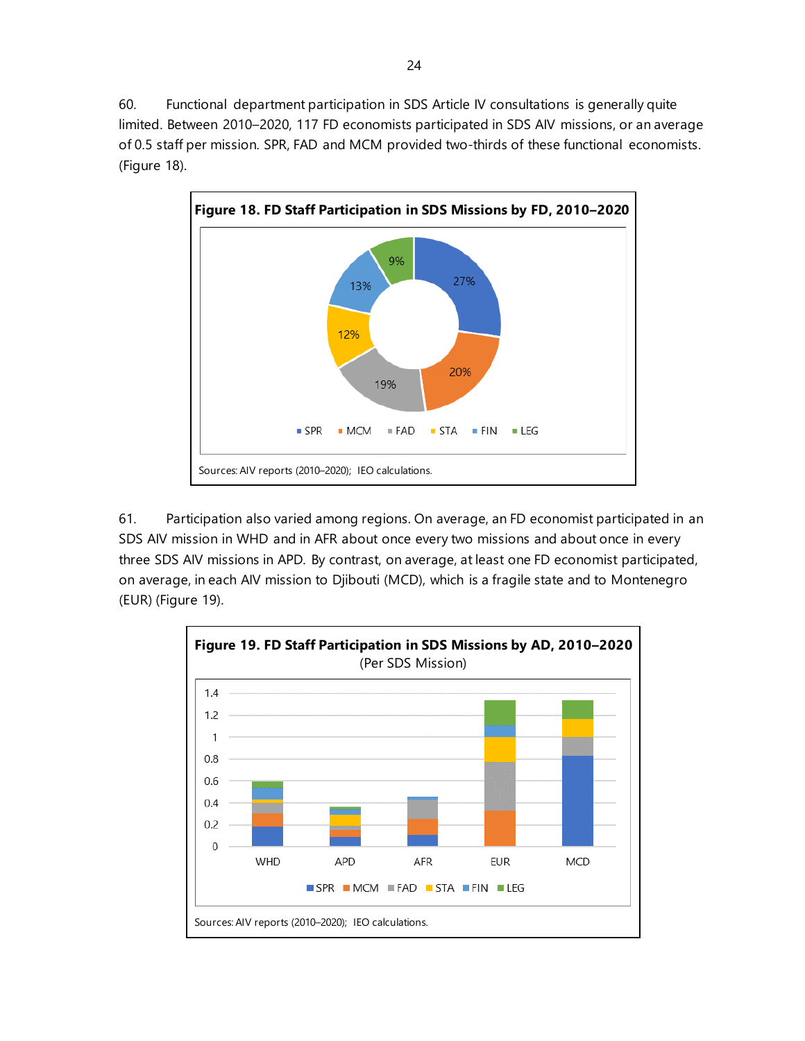60. Functional department participation in SDS Article IV consultations is generally quite limited. Between 2010–2020, 117 FD economists participated in SDS AIV missions, or an average of 0.5 staff per mission. SPR, FAD and MCM provided two-thirds of these functional economists. (Figure 18).

**Figure 18. FD Staff Participation in SDS Missions by FD, 2010–2020**

| FD | Share |
|---|---|
| SPR | 27% |
| MCM | 20% |
| FAD | 19% |
| STA | 12% |
| FIN | 13% |
| LEG | 9% |

Sources: AIV reports (2010–2020); IEO calculations.

61. Participation also varied among regions. On average, an FD economist participated in an SDS AIV mission in WHD and in AFR about once every two missions and about once in every three SDS AIV missions in APD. By contrast, on average, at least one FD economist participated, on average, in each AIV mission to Djibouti (MCD), which is a fragile state and to Montenegro (EUR) (Figure 19).

**Figure 19. FD Staff Participation in SDS Missions by AD, 2010–2020**

(Per SDS Mission)

Sources: AIV reports (2010–2020); IEO calculations.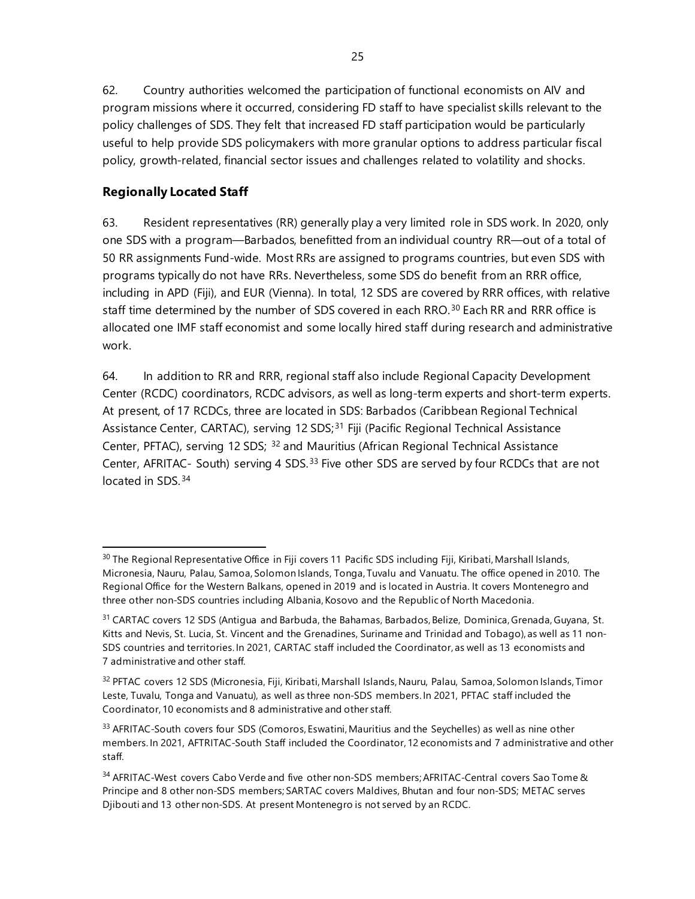62. Country authorities welcomed the participation of functional economists on AIV and program missions where it occurred, considering FD staff to have specialist skills relevant to the policy challenges of SDS. They felt that increased FD staff participation would be particularly useful to help provide SDS policymakers with more granular options to address particular fiscal policy, growth-related, financial sector issues and challenges related to volatility and shocks.

## Regionally Located Staff

63. Resident representatives (RR) generally play a very limited role in SDS work. In 2020, only one SDS with a program—Barbados, benefitted from an individual country RR—out of a total of 50 RR assignments Fund-wide. Most RRs are assigned to programs countries, but even SDS with programs typically do not have RRs. Nevertheless, some SDS do benefit from an RRR office, including in APD (Fiji), and EUR (Vienna). In total, 12 SDS are covered by RRR offices, with relative staff time determined by the number of SDS covered in each RRO.[30] Each RR and RRR office is allocated one IMF staff economist and some locally hired staff during research and administrative work.

64. In addition to RR and RRR, regional staff also include Regional Capacity Development Center (RCDC) coordinators, RCDC advisors, as well as long-term experts and short-term experts. At present, of 17 RCDCs, three are located in SDS: Barbados (Caribbean Regional Technical Assistance Center, CARTAC), serving 12 SDS;[31] Fiji (Pacific Regional Technical Assistance Center, PFTAC), serving 12 SDS; [32] and Mauritius (African Regional Technical Assistance Center, AFRITAC- South) serving 4 SDS.[33] Five other SDS are served by four RCDCs that are not located in SDS.[34]

---

[30] The Regional Representative Office in Fiji covers 11 Pacific SDS including Fiji, Kiribati, Marshall Islands, Micronesia, Nauru, Palau, Samoa, Solomon Islands, Tonga, Tuvalu and Vanuatu. The office opened in 2010. The Regional Office for the Western Balkans, opened in 2019 and is located in Austria. It covers Montenegro and three other non-SDS countries including Albania, Kosovo and the Republic of North Macedonia.

[31] CARTAC covers 12 SDS (Antigua and Barbuda, the Bahamas, Barbados, Belize, Dominica, Grenada, Guyana, St. Kitts and Nevis, St. Lucia, St. Vincent and the Grenadines, Suriname and Trinidad and Tobago), as well as 11 non-SDS countries and territories. In 2021, CARTAC staff included the Coordinator, as well as 13 economists and 7 administrative and other staff.

[32] PFTAC covers 12 SDS (Micronesia, Fiji, Kiribati, Marshall Islands, Nauru, Palau, Samoa, Solomon Islands, Timor Leste, Tuvalu, Tonga and Vanuatu), as well as three non-SDS members. In 2021, PFTAC staff included the Coordinator, 10 economists and 8 administrative and other staff.

[33] AFRITAC-South covers four SDS (Comoros, Eswatini, Mauritius and the Seychelles) as well as nine other members. In 2021, AFTRITAC-South Staff included the Coordinator, 12 economists and 7 administrative and other staff.

[34] AFRITAC-West covers Cabo Verde and five other non-SDS members; AFRITAC-Central covers Sao Tome & Principe and 8 other non-SDS members; SARTAC covers Maldives, Bhutan and four non-SDS; METAC serves Djibouti and 13 other non-SDS. At present Montenegro is not served by an RCDC.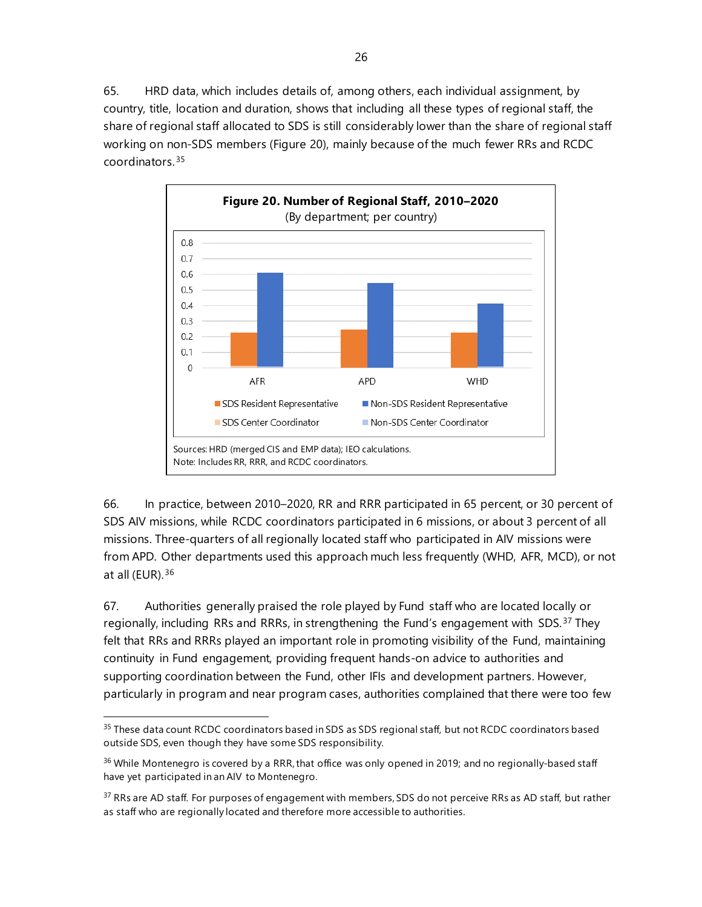65. HRD data, which includes details of, among others, each individual assignment, by country, title, location and duration, shows that including all these types of regional staff, the share of regional staff allocated to SDS is still considerably lower than the share of regional staff working on non-SDS members (Figure 20), mainly because of the much fewer RRs and RCDC coordinators.[35]

**Figure 20. Number of Regional Staff, 2010–2020**
(By department; per country)

0.8
0.7
0.6
0.5
0.4
0.3
0.2
0.1
0

AFR
APD
WHD

SDS Resident Representative
Non-SDS Resident Representative
SDS Center Coordinator
Non-SDS Center Coordinator

Sources: HRD (merged CIS and EMP data); IEO calculations.
Note: Includes RR, RRR, and RCDC coordinators.

66. In practice, between 2010–2020, RR and RRR participated in 65 percent, or 30 percent of SDS AIV missions, while RCDC coordinators participated in 6 missions, or about 3 percent of all missions. Three-quarters of all regionally located staff who participated in AIV missions were from APD. Other departments used this approach much less frequently (WHD, AFR, MCD), or not at all (EUR).[36]

67. Authorities generally praised the role played by Fund staff who are located locally or regionally, including RRs and RRRs, in strengthening the Fund's engagement with SDS.[37] They felt that RRs and RRRs played an important role in promoting visibility of the Fund, maintaining continuity in Fund engagement, providing frequent hands-on advice to authorities and supporting coordination between the Fund, other IFIs and development partners. However, particularly in program and near program cases, authorities complained that there were too few

---

[35] These data count RCDC coordinators based in SDS as SDS regional staff, but not RCDC coordinators based outside SDS, even though they have some SDS responsibility.

[36] While Montenegro is covered by a RRR, that office was only opened in 2019; and no regionally-based staff have yet participated in an AIV to Montenegro.

[37] RRs are AD staff. For purposes of engagement with members, SDS do not perceive RRs as AD staff, but rather as staff who are regionally located and therefore more accessible to authorities.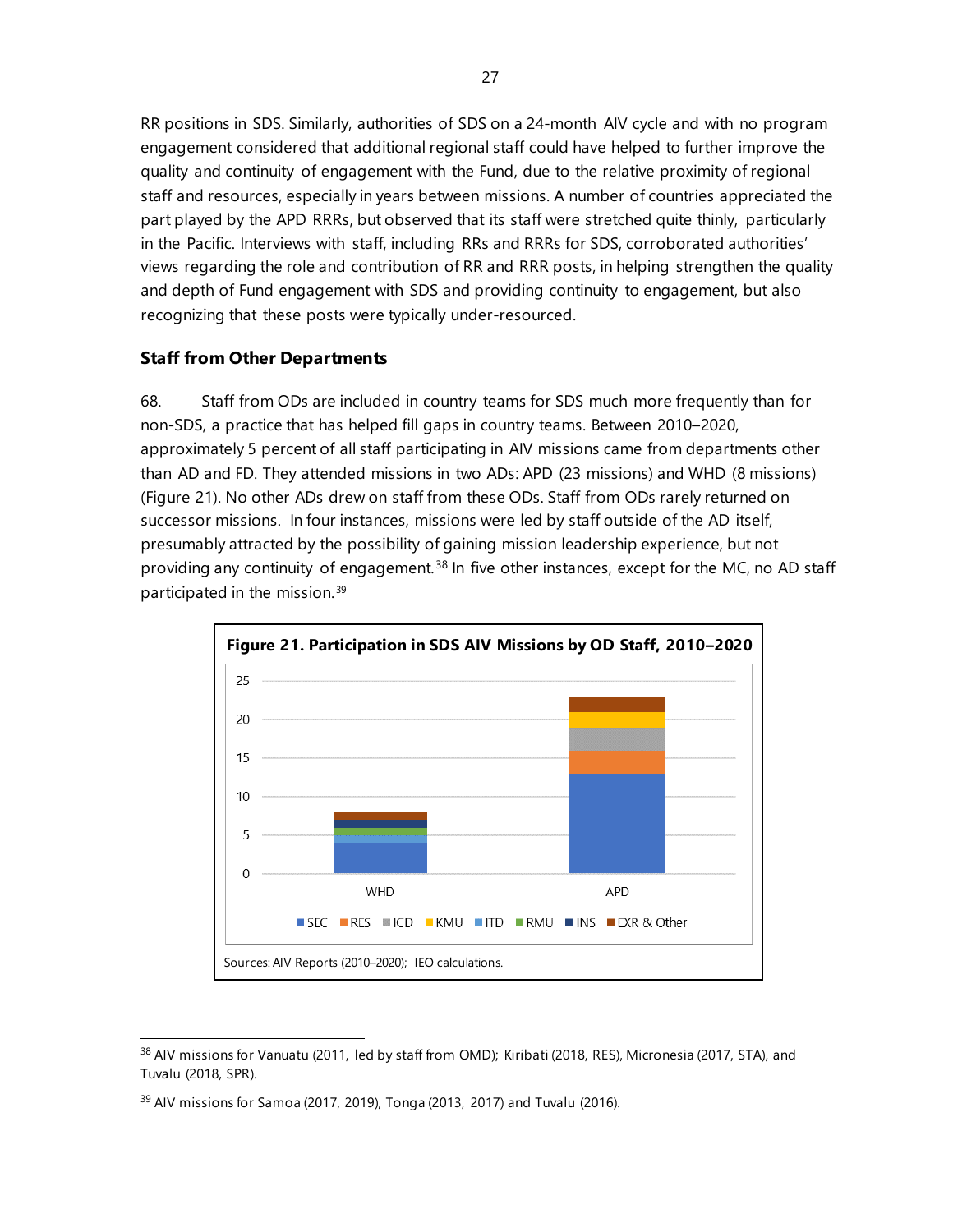RR positions in SDS. Similarly, authorities of SDS on a 24-month AIV cycle and with no program engagement considered that additional regional staff could have helped to further improve the quality and continuity of engagement with the Fund, due to the relative proximity of regional staff and resources, especially in years between missions. A number of countries appreciated the part played by the APD RRRs, but observed that its staff were stretched quite thinly, particularly in the Pacific. Interviews with staff, including RRs and RRRs for SDS, corroborated authorities' views regarding the role and contribution of RR and RRR posts, in helping strengthen the quality and depth of Fund engagement with SDS and providing continuity to engagement, but also recognizing that these posts were typically under-resourced.

### Staff from Other Departments

68. Staff from ODs are included in country teams for SDS much more frequently than for non-SDS, a practice that has helped fill gaps in country teams. Between 2010–2020, approximately 5 percent of all staff participating in AIV missions came from departments other than AD and FD. They attended missions in two ADs: APD (23 missions) and WHD (8 missions) (Figure 21). No other ADs drew on staff from these ODs. Staff from ODs rarely returned on successor missions. In four instances, missions were led by staff outside of the AD itself, presumably attracted by the possibility of gaining mission leadership experience, but not providing any continuity of engagement.[38] In five other instances, except for the MC, no AD staff participated in the mission.[39]

**Figure 21. Participation in SDS AIV Missions by OD Staff, 2010–2020**

25
20
15
10
5
0

WHD
APD

SEC RES ICD KMU ITD RMU INS EXR & Other

Sources: AIV Reports (2010–2020); IEO calculations.

---

[38] AIV missions for Vanuatu (2011, led by staff from OMD); Kiribati (2018, RES), Micronesia (2017, STA), and Tuvalu (2018, SPR).

[39] AIV missions for Samoa (2017, 2019), Tonga (2013, 2017) and Tuvalu (2016).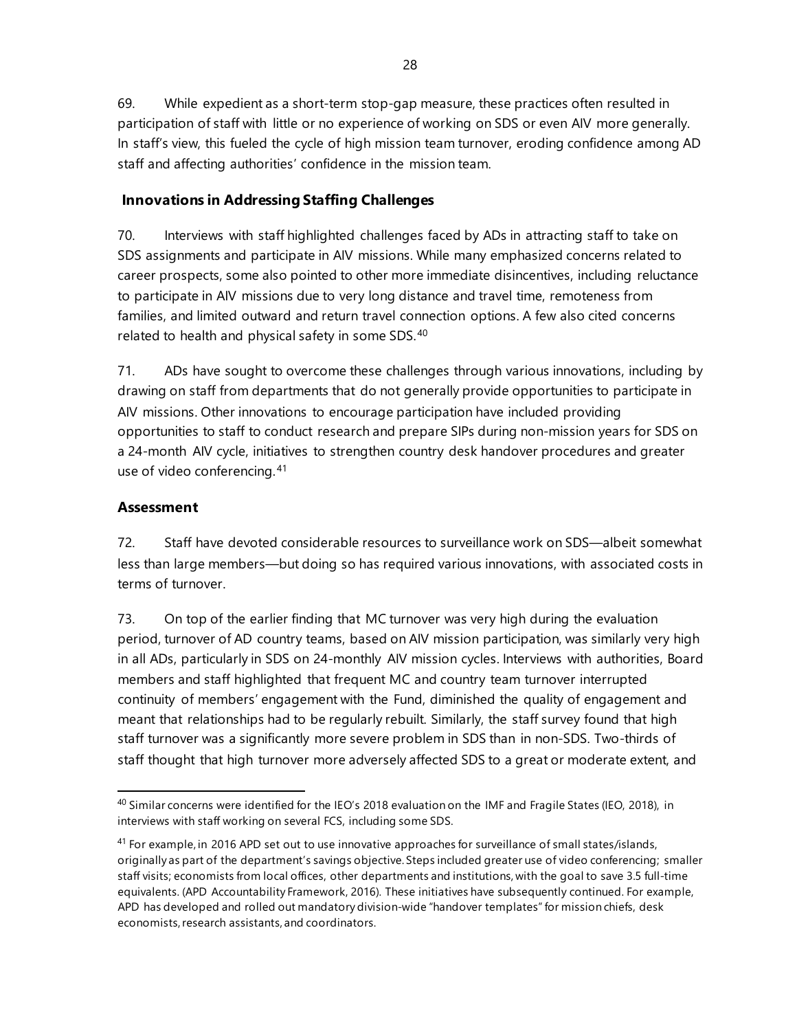69. While expedient as a short-term stop-gap measure, these practices often resulted in participation of staff with little or no experience of working on SDS or even AIV more generally. In staff's view, this fueled the cycle of high mission team turnover, eroding confidence among AD staff and affecting authorities' confidence in the mission team.

### Innovations in Addressing Staffing Challenges

70. Interviews with staff highlighted challenges faced by ADs in attracting staff to take on SDS assignments and participate in AIV missions. While many emphasized concerns related to career prospects, some also pointed to other more immediate disincentives, including reluctance to participate in AIV missions due to very long distance and travel time, remoteness from families, and limited outward and return travel connection options. A few also cited concerns related to health and physical safety in some SDS.[40]

71. ADs have sought to overcome these challenges through various innovations, including by drawing on staff from departments that do not generally provide opportunities to participate in AIV missions. Other innovations to encourage participation have included providing opportunities to staff to conduct research and prepare SIPs during non-mission years for SDS on a 24-month AIV cycle, initiatives to strengthen country desk handover procedures and greater use of video conferencing.[41]

### Assessment

72. Staff have devoted considerable resources to surveillance work on SDS—albeit somewhat less than large members—but doing so has required various innovations, with associated costs in terms of turnover.

73. On top of the earlier finding that MC turnover was very high during the evaluation period, turnover of AD country teams, based on AIV mission participation, was similarly very high in all ADs, particularly in SDS on 24-monthly AIV mission cycles. Interviews with authorities, Board members and staff highlighted that frequent MC and country team turnover interrupted continuity of members' engagement with the Fund, diminished the quality of engagement and meant that relationships had to be regularly rebuilt. Similarly, the staff survey found that high staff turnover was a significantly more severe problem in SDS than in non-SDS. Two-thirds of staff thought that high turnover more adversely affected SDS to a great or moderate extent, and

[40] Similar concerns were identified for the IEO's 2018 evaluation on the IMF and Fragile States (IEO, 2018), in interviews with staff working on several FCS, including some SDS.

[41] For example, in 2016 APD set out to use innovative approaches for surveillance of small states/islands, originally as part of the department's savings objective. Steps included greater use of video conferencing; smaller staff visits; economists from local offices, other departments and institutions, with the goal to save 3.5 full-time equivalents. (APD Accountability Framework, 2016). These initiatives have subsequently continued. For example, APD has developed and rolled out mandatory division-wide "handover templates" for mission chiefs, desk economists, research assistants, and coordinators.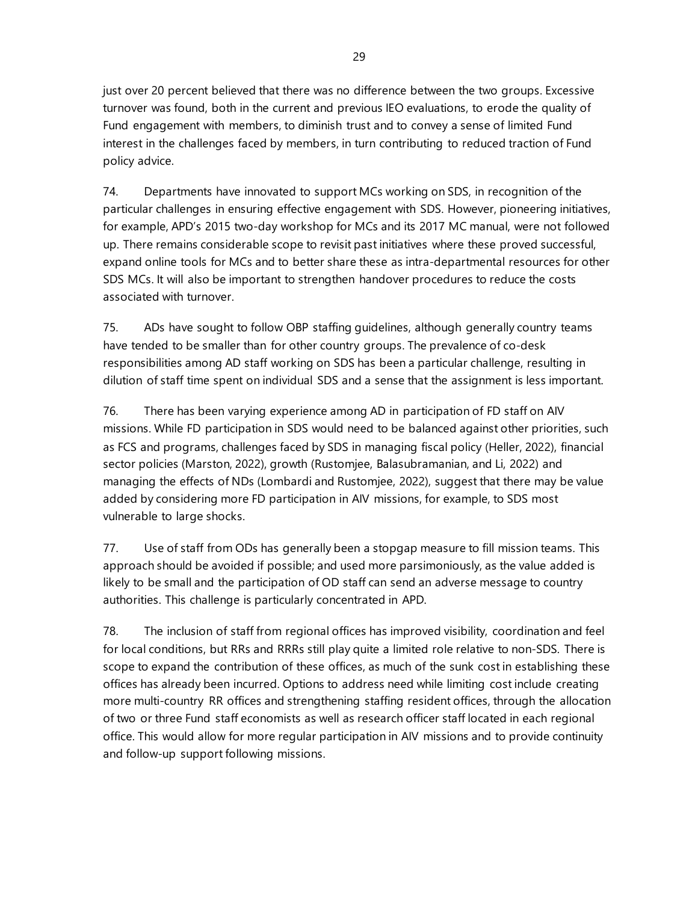just over 20 percent believed that there was no difference between the two groups. Excessive turnover was found, both in the current and previous IEO evaluations, to erode the quality of Fund engagement with members, to diminish trust and to convey a sense of limited Fund interest in the challenges faced by members, in turn contributing to reduced traction of Fund policy advice.

74. Departments have innovated to support MCs working on SDS, in recognition of the particular challenges in ensuring effective engagement with SDS. However, pioneering initiatives, for example, APD's 2015 two-day workshop for MCs and its 2017 MC manual, were not followed up. There remains considerable scope to revisit past initiatives where these proved successful, expand online tools for MCs and to better share these as intra-departmental resources for other SDS MCs. It will also be important to strengthen handover procedures to reduce the costs associated with turnover.

75. ADs have sought to follow OBP staffing guidelines, although generally country teams have tended to be smaller than for other country groups. The prevalence of co-desk responsibilities among AD staff working on SDS has been a particular challenge, resulting in dilution of staff time spent on individual SDS and a sense that the assignment is less important.

76. There has been varying experience among AD in participation of FD staff on AIV missions. While FD participation in SDS would need to be balanced against other priorities, such as FCS and programs, challenges faced by SDS in managing fiscal policy (Heller, 2022), financial sector policies (Marston, 2022), growth (Rustomjee, Balasubramanian, and Li, 2022) and managing the effects of NDs (Lombardi and Rustomjee, 2022), suggest that there may be value added by considering more FD participation in AIV missions, for example, to SDS most vulnerable to large shocks.

77. Use of staff from ODs has generally been a stopgap measure to fill mission teams. This approach should be avoided if possible; and used more parsimoniously, as the value added is likely to be small and the participation of OD staff can send an adverse message to country authorities. This challenge is particularly concentrated in APD.

78. The inclusion of staff from regional offices has improved visibility, coordination and feel for local conditions, but RRs and RRRs still play quite a limited role relative to non-SDS. There is scope to expand the contribution of these offices, as much of the sunk cost in establishing these offices has already been incurred. Options to address need while limiting cost include creating more multi-country RR offices and strengthening staffing resident offices, through the allocation of two or three Fund staff economists as well as research officer staff located in each regional office. This would allow for more regular participation in AIV missions and to provide continuity and follow-up support following missions.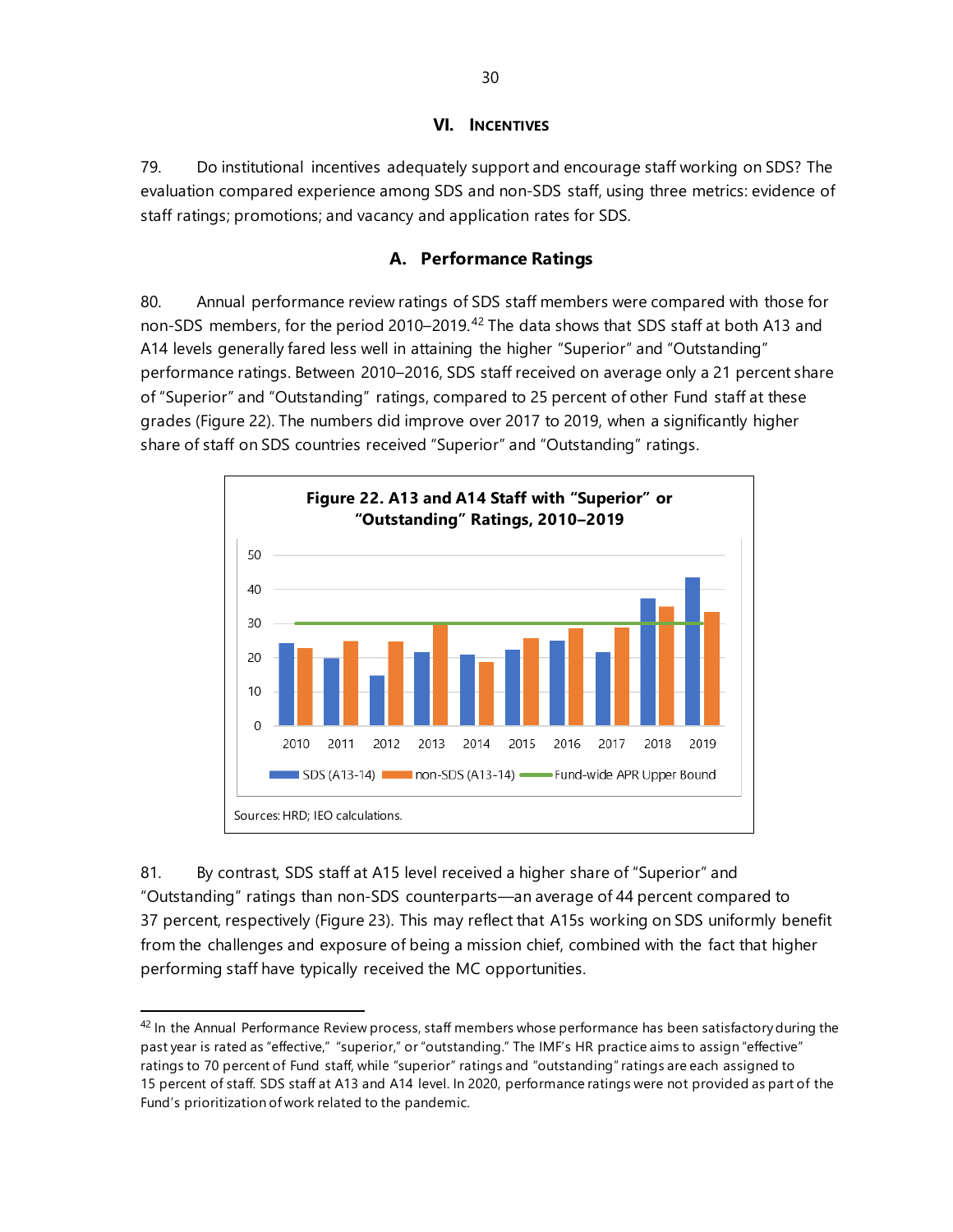## VI. Incentives

79. Do institutional incentives adequately support and encourage staff working on SDS? The evaluation compared experience among SDS and non-SDS staff, using three metrics: evidence of staff ratings; promotions; and vacancy and application rates for SDS.

### A. Performance Ratings

80. Annual performance review ratings of SDS staff members were compared with those for non-SDS members, for the period 2010–2019.[42] The data shows that SDS staff at both A13 and A14 levels generally fared less well in attaining the higher "Superior" and "Outstanding" performance ratings. Between 2010–2016, SDS staff received on average only a 21 percent share of "Superior" and "Outstanding" ratings, compared to 25 percent of other Fund staff at these grades (Figure 22). The numbers did improve over 2017 to 2019, when a significantly higher share of staff on SDS countries received "Superior" and "Outstanding" ratings.

**Figure 22. A13 and A14 Staff with "Superior" or "Outstanding" Ratings, 2010–2019**

50
40
30
20
10
0

2010 2011 2012 2013 2014 2015 2016 2017 2018 2019

SDS (A13-14) non-SDS (A13-14) Fund-wide APR Upper Bound

Sources: HRD; IEO calculations.

81. By contrast, SDS staff at A15 level received a higher share of "Superior" and "Outstanding" ratings than non-SDS counterparts—an average of 44 percent compared to 37 percent, respectively (Figure 23). This may reflect that A15s working on SDS uniformly benefit from the challenges and exposure of being a mission chief, combined with the fact that higher performing staff have typically received the MC opportunities.

[42] In the Annual Performance Review process, staff members whose performance has been satisfactory during the past year is rated as "effective," "superior," or "outstanding." The IMF's HR practice aims to assign "effective" ratings to 70 percent of Fund staff, while "superior" ratings and "outstanding" ratings are each assigned to 15 percent of staff. SDS staff at A13 and A14 level. In 2020, performance ratings were not provided as part of the Fund's prioritization of work related to the pandemic.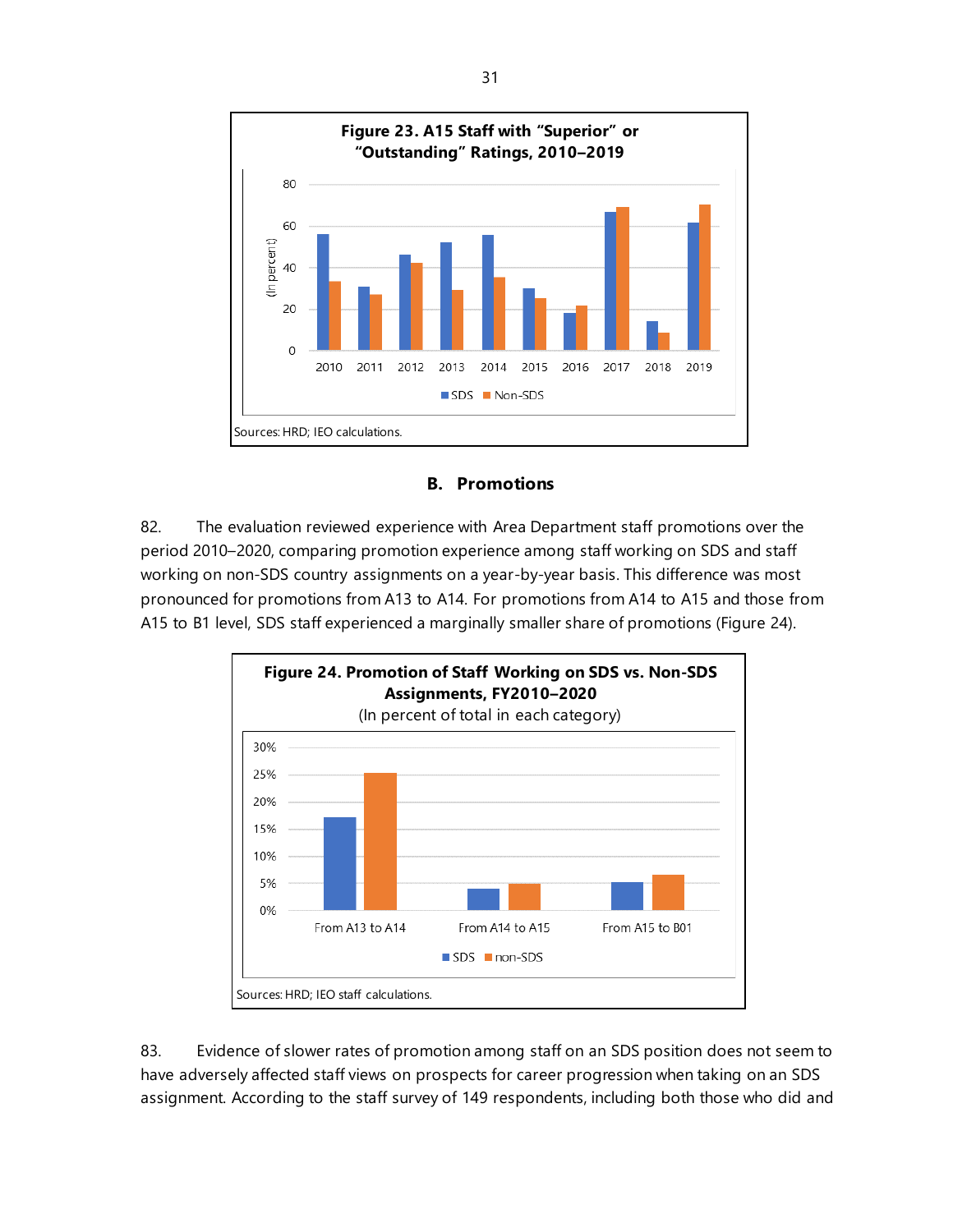**Figure 23. A15 Staff with "Superior" or "Outstanding" Ratings, 2010–2019**

(In percent)

80
60
40
20
0

2010 2011 2012 2013 2014 2015 2016 2017 2018 2019

SDS Non-SDS

Sources: HRD; IEO calculations.

### B. Promotions

82. The evaluation reviewed experience with Area Department staff promotions over the period 2010–2020, comparing promotion experience among staff working on SDS and staff working on non-SDS country assignments on a year-by-year basis. This difference was most pronounced for promotions from A13 to A14. For promotions from A14 to A15 and those from A15 to B1 level, SDS staff experienced a marginally smaller share of promotions (Figure 24).

**Figure 24. Promotion of Staff Working on SDS vs. Non-SDS Assignments, FY2010–2020**

(In percent of total in each category)

30%
25%
20%
15%
10%
5%
0%

From A13 to A14 From A14 to A15 From A15 to B01

SDS non-SDS

Sources: HRD; IEO staff calculations.

83. Evidence of slower rates of promotion among staff on an SDS position does not seem to have adversely affected staff views on prospects for career progression when taking on an SDS assignment. According to the staff survey of 149 respondents, including both those who did and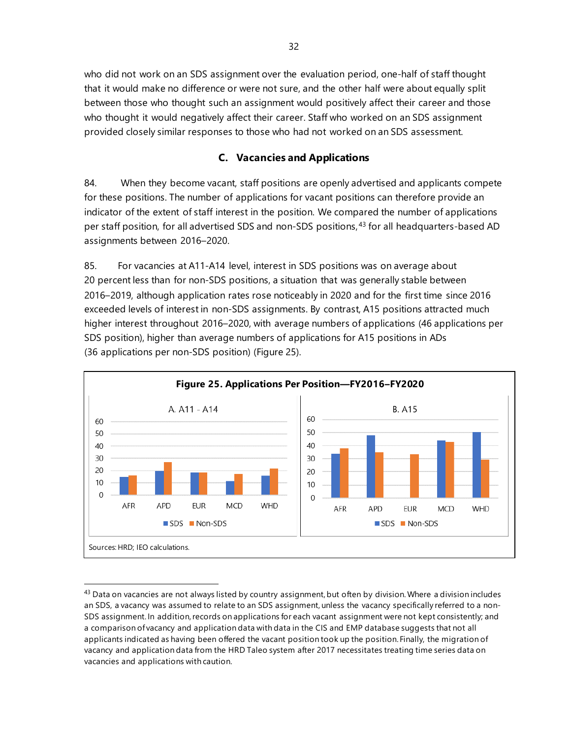who did not work on an SDS assignment over the evaluation period, one-half of staff thought that it would make no difference or were not sure, and the other half were about equally split between those who thought such an assignment would positively affect their career and those who thought it would negatively affect their career. Staff who worked on an SDS assignment provided closely similar responses to those who had not worked on an SDS assessment.

## C. Vacancies and Applications

84. When they become vacant, staff positions are openly advertised and applicants compete for these positions. The number of applications for vacant positions can therefore provide an indicator of the extent of staff interest in the position. We compared the number of applications per staff position, for all advertised SDS and non-SDS positions,[43] for all headquarters-based AD assignments between 2016–2020.

85. For vacancies at A11-A14 level, interest in SDS positions was on average about 20 percent less than for non-SDS positions, a situation that was generally stable between 2016–2019, although application rates rose noticeably in 2020 and for the first time since 2016 exceeded levels of interest in non-SDS assignments. By contrast, A15 positions attracted much higher interest throughout 2016–2020, with average numbers of applications (46 applications per SDS position), higher than average numbers of applications for A15 positions in ADs (36 applications per non-SDS position) (Figure 25).

**Figure 25. Applications Per Position—FY2016–FY2020**

A. A11 - A14

60
50
40
30
20
10
0

AFR APD EUR MCD WHD

SDS Non-SDS

B. A15

60
50
40
30
20
10
0

AFR APD EUR MCD WHD

SDS Non-SDS

Sources: HRD; IEO calculations.

---

[43] Data on vacancies are not always listed by country assignment, but often by division. Where a division includes an SDS, a vacancy was assumed to relate to an SDS assignment, unless the vacancy specifically referred to a non-SDS assignment. In addition, records on applications for each vacant assignment were not kept consistently; and a comparison of vacancy and application data with data in the CIS and EMP database suggests that not all applicants indicated as having been offered the vacant position took up the position. Finally, the migration of vacancy and application data from the HRD Taleo system after 2017 necessitates treating time series data on vacancies and applications with caution.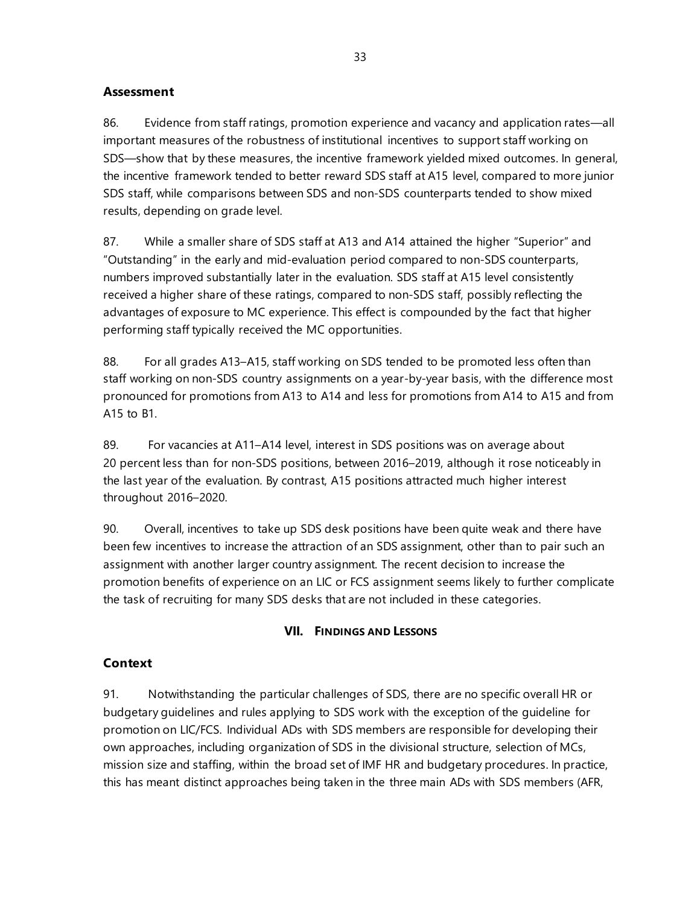### Assessment

86. Evidence from staff ratings, promotion experience and vacancy and application rates—all important measures of the robustness of institutional incentives to support staff working on SDS—show that by these measures, the incentive framework yielded mixed outcomes. In general, the incentive framework tended to better reward SDS staff at A15 level, compared to more junior SDS staff, while comparisons between SDS and non-SDS counterparts tended to show mixed results, depending on grade level.

87. While a smaller share of SDS staff at A13 and A14 attained the higher "Superior" and "Outstanding" in the early and mid-evaluation period compared to non-SDS counterparts, numbers improved substantially later in the evaluation. SDS staff at A15 level consistently received a higher share of these ratings, compared to non-SDS staff, possibly reflecting the advantages of exposure to MC experience. This effect is compounded by the fact that higher performing staff typically received the MC opportunities.

88. For all grades A13–A15, staff working on SDS tended to be promoted less often than staff working on non-SDS country assignments on a year-by-year basis, with the difference most pronounced for promotions from A13 to A14 and less for promotions from A14 to A15 and from A15 to B1.

89. For vacancies at A11–A14 level, interest in SDS positions was on average about 20 percent less than for non-SDS positions, between 2016–2019, although it rose noticeably in the last year of the evaluation. By contrast, A15 positions attracted much higher interest throughout 2016–2020.

90. Overall, incentives to take up SDS desk positions have been quite weak and there have been few incentives to increase the attraction of an SDS assignment, other than to pair such an assignment with another larger country assignment. The recent decision to increase the promotion benefits of experience on an LIC or FCS assignment seems likely to further complicate the task of recruiting for many SDS desks that are not included in these categories.

## VII. FINDINGS AND LESSONS

### Context

91. Notwithstanding the particular challenges of SDS, there are no specific overall HR or budgetary guidelines and rules applying to SDS work with the exception of the guideline for promotion on LIC/FCS. Individual ADs with SDS members are responsible for developing their own approaches, including organization of SDS in the divisional structure, selection of MCs, mission size and staffing, within the broad set of IMF HR and budgetary procedures. In practice, this has meant distinct approaches being taken in the three main ADs with SDS members (AFR,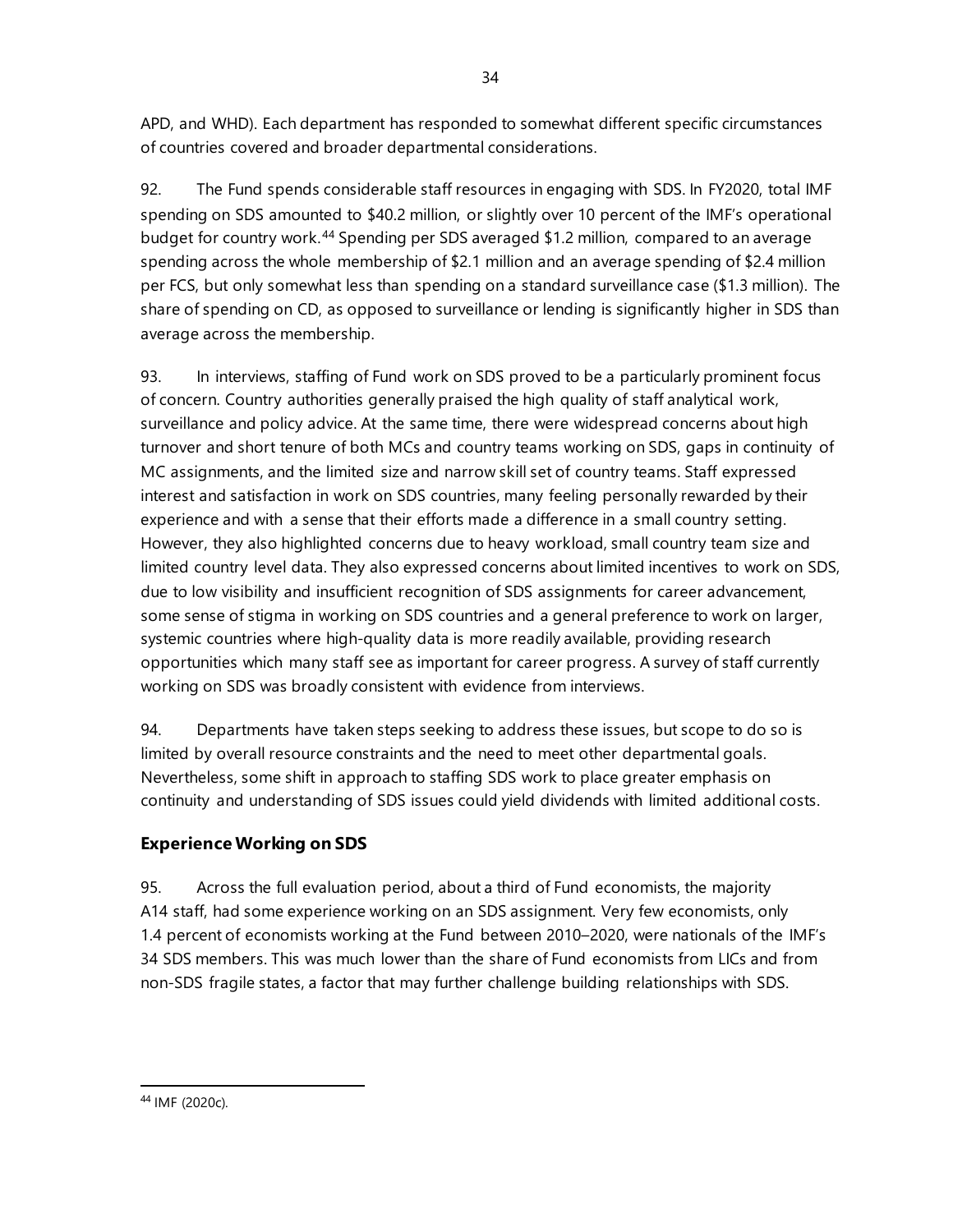APD, and WHD). Each department has responded to somewhat different specific circumstances of countries covered and broader departmental considerations.

92. The Fund spends considerable staff resources in engaging with SDS. In FY2020, total IMF spending on SDS amounted to $40.2 million, or slightly over 10 percent of the IMF's operational budget for country work.[44] Spending per SDS averaged $1.2 million, compared to an average spending across the whole membership of $2.1 million and an average spending of $2.4 million per FCS, but only somewhat less than spending on a standard surveillance case ($1.3 million). The share of spending on CD, as opposed to surveillance or lending is significantly higher in SDS than average across the membership.

93. In interviews, staffing of Fund work on SDS proved to be a particularly prominent focus of concern. Country authorities generally praised the high quality of staff analytical work, surveillance and policy advice. At the same time, there were widespread concerns about high turnover and short tenure of both MCs and country teams working on SDS, gaps in continuity of MC assignments, and the limited size and narrow skill set of country teams. Staff expressed interest and satisfaction in work on SDS countries, many feeling personally rewarded by their experience and with a sense that their efforts made a difference in a small country setting. However, they also highlighted concerns due to heavy workload, small country team size and limited country level data. They also expressed concerns about limited incentives to work on SDS, due to low visibility and insufficient recognition of SDS assignments for career advancement, some sense of stigma in working on SDS countries and a general preference to work on larger, systemic countries where high-quality data is more readily available, providing research opportunities which many staff see as important for career progress. A survey of staff currently working on SDS was broadly consistent with evidence from interviews.

94. Departments have taken steps seeking to address these issues, but scope to do so is limited by overall resource constraints and the need to meet other departmental goals. Nevertheless, some shift in approach to staffing SDS work to place greater emphasis on continuity and understanding of SDS issues could yield dividends with limited additional costs.

### Experience Working on SDS

95. Across the full evaluation period, about a third of Fund economists, the majority A14 staff, had some experience working on an SDS assignment. Very few economists, only 1.4 percent of economists working at the Fund between 2010–2020, were nationals of the IMF's 34 SDS members. This was much lower than the share of Fund economists from LICs and from non-SDS fragile states, a factor that may further challenge building relationships with SDS.

---

[44] IMF (2020c).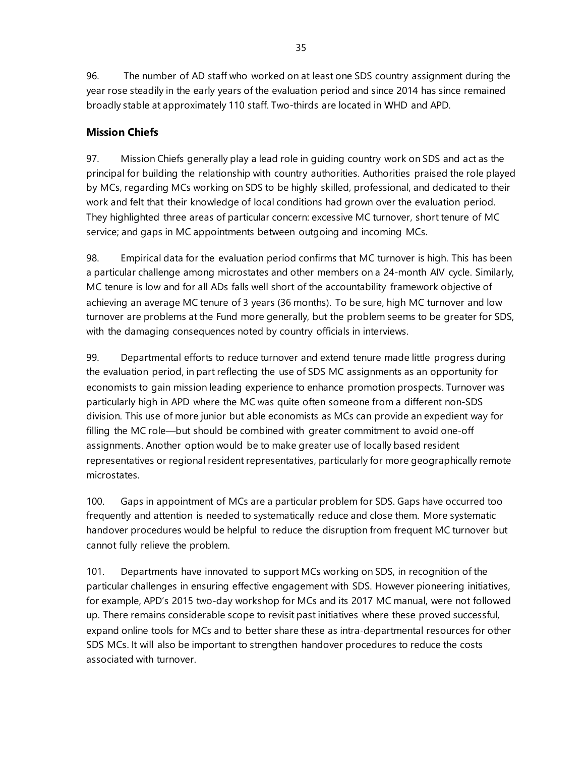96. The number of AD staff who worked on at least one SDS country assignment during the year rose steadily in the early years of the evaluation period and since 2014 has since remained broadly stable at approximately 110 staff. Two-thirds are located in WHD and APD.

### Mission Chiefs

97. Mission Chiefs generally play a lead role in guiding country work on SDS and act as the principal for building the relationship with country authorities. Authorities praised the role played by MCs, regarding MCs working on SDS to be highly skilled, professional, and dedicated to their work and felt that their knowledge of local conditions had grown over the evaluation period. They highlighted three areas of particular concern: excessive MC turnover, short tenure of MC service; and gaps in MC appointments between outgoing and incoming MCs.

98. Empirical data for the evaluation period confirms that MC turnover is high. This has been a particular challenge among microstates and other members on a 24-month AIV cycle. Similarly, MC tenure is low and for all ADs falls well short of the accountability framework objective of achieving an average MC tenure of 3 years (36 months). To be sure, high MC turnover and low turnover are problems at the Fund more generally, but the problem seems to be greater for SDS, with the damaging consequences noted by country officials in interviews.

99. Departmental efforts to reduce turnover and extend tenure made little progress during the evaluation period, in part reflecting the use of SDS MC assignments as an opportunity for economists to gain mission leading experience to enhance promotion prospects. Turnover was particularly high in APD where the MC was quite often someone from a different non-SDS division. This use of more junior but able economists as MCs can provide an expedient way for filling the MC role—but should be combined with greater commitment to avoid one-off assignments. Another option would be to make greater use of locally based resident representatives or regional resident representatives, particularly for more geographically remote microstates.

100. Gaps in appointment of MCs are a particular problem for SDS. Gaps have occurred too frequently and attention is needed to systematically reduce and close them. More systematic handover procedures would be helpful to reduce the disruption from frequent MC turnover but cannot fully relieve the problem.

101. Departments have innovated to support MCs working on SDS, in recognition of the particular challenges in ensuring effective engagement with SDS. However pioneering initiatives, for example, APD's 2015 two-day workshop for MCs and its 2017 MC manual, were not followed up. There remains considerable scope to revisit past initiatives where these proved successful, expand online tools for MCs and to better share these as intra-departmental resources for other SDS MCs. It will also be important to strengthen handover procedures to reduce the costs associated with turnover.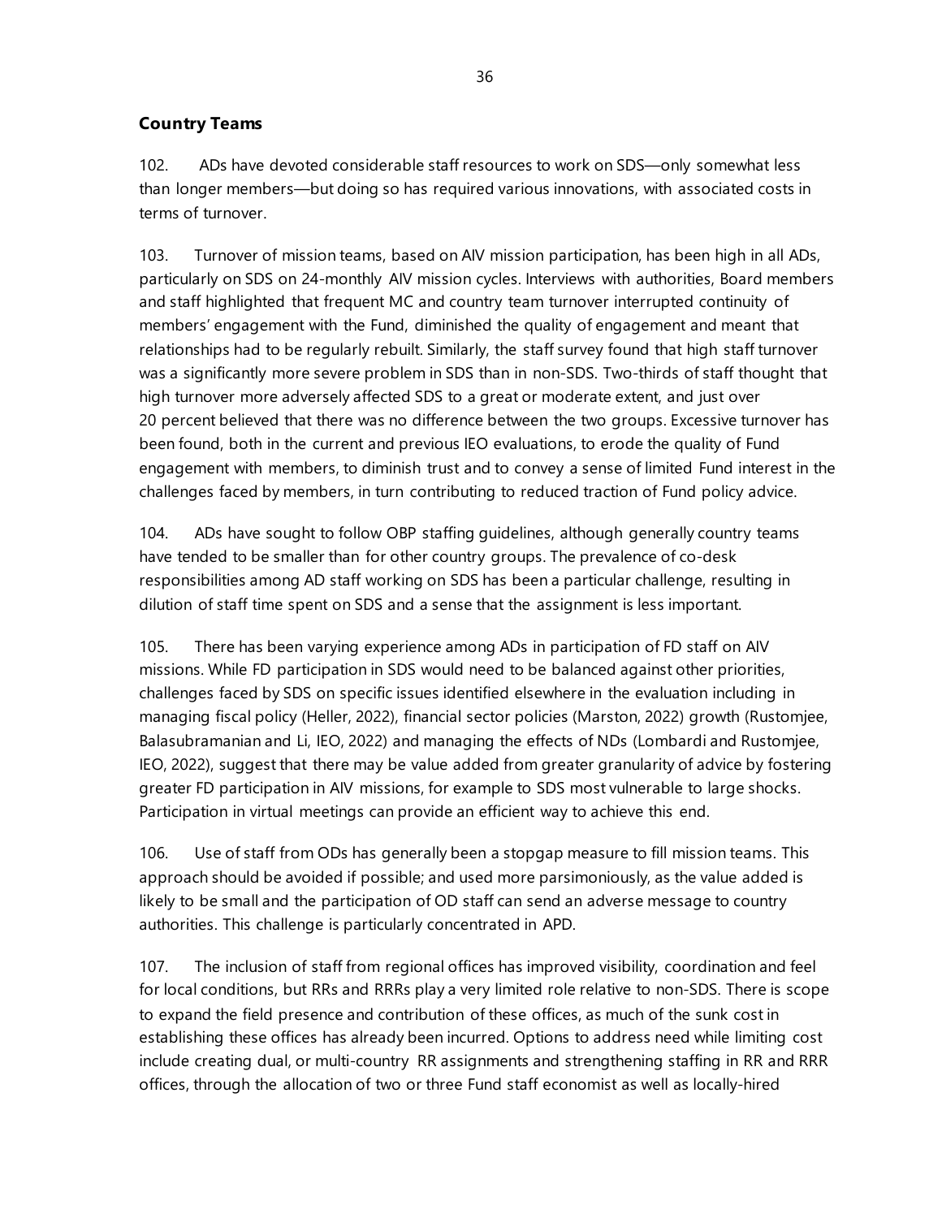## Country Teams

102. ADs have devoted considerable staff resources to work on SDS—only somewhat less than longer members—but doing so has required various innovations, with associated costs in terms of turnover.

103. Turnover of mission teams, based on AIV mission participation, has been high in all ADs, particularly on SDS on 24-monthly AIV mission cycles. Interviews with authorities, Board members and staff highlighted that frequent MC and country team turnover interrupted continuity of members' engagement with the Fund, diminished the quality of engagement and meant that relationships had to be regularly rebuilt. Similarly, the staff survey found that high staff turnover was a significantly more severe problem in SDS than in non-SDS. Two-thirds of staff thought that high turnover more adversely affected SDS to a great or moderate extent, and just over 20 percent believed that there was no difference between the two groups. Excessive turnover has been found, both in the current and previous IEO evaluations, to erode the quality of Fund engagement with members, to diminish trust and to convey a sense of limited Fund interest in the challenges faced by members, in turn contributing to reduced traction of Fund policy advice.

104. ADs have sought to follow OBP staffing guidelines, although generally country teams have tended to be smaller than for other country groups. The prevalence of co-desk responsibilities among AD staff working on SDS has been a particular challenge, resulting in dilution of staff time spent on SDS and a sense that the assignment is less important.

105. There has been varying experience among ADs in participation of FD staff on AIV missions. While FD participation in SDS would need to be balanced against other priorities, challenges faced by SDS on specific issues identified elsewhere in the evaluation including in managing fiscal policy (Heller, 2022), financial sector policies (Marston, 2022) growth (Rustomjee, Balasubramanian and Li, IEO, 2022) and managing the effects of NDs (Lombardi and Rustomjee, IEO, 2022), suggest that there may be value added from greater granularity of advice by fostering greater FD participation in AIV missions, for example to SDS most vulnerable to large shocks. Participation in virtual meetings can provide an efficient way to achieve this end.

106. Use of staff from ODs has generally been a stopgap measure to fill mission teams. This approach should be avoided if possible; and used more parsimoniously, as the value added is likely to be small and the participation of OD staff can send an adverse message to country authorities. This challenge is particularly concentrated in APD.

107. The inclusion of staff from regional offices has improved visibility, coordination and feel for local conditions, but RRs and RRRs play a very limited role relative to non-SDS. There is scope to expand the field presence and contribution of these offices, as much of the sunk cost in establishing these offices has already been incurred. Options to address need while limiting cost include creating dual, or multi-country RR assignments and strengthening staffing in RR and RRR offices, through the allocation of two or three Fund staff economist as well as locally-hired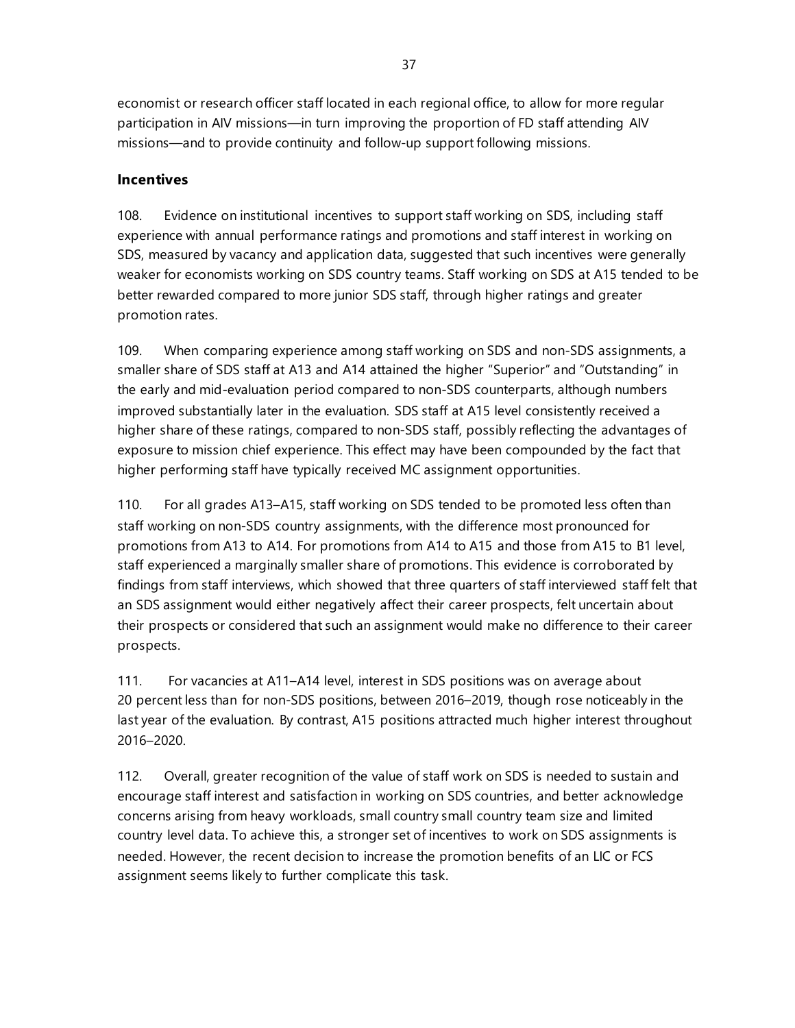economist or research officer staff located in each regional office, to allow for more regular participation in AIV missions—in turn improving the proportion of FD staff attending AIV missions—and to provide continuity and follow-up support following missions.

### Incentives

108. Evidence on institutional incentives to support staff working on SDS, including staff experience with annual performance ratings and promotions and staff interest in working on SDS, measured by vacancy and application data, suggested that such incentives were generally weaker for economists working on SDS country teams. Staff working on SDS at A15 tended to be better rewarded compared to more junior SDS staff, through higher ratings and greater promotion rates.

109. When comparing experience among staff working on SDS and non-SDS assignments, a smaller share of SDS staff at A13 and A14 attained the higher "Superior" and "Outstanding" in the early and mid-evaluation period compared to non-SDS counterparts, although numbers improved substantially later in the evaluation. SDS staff at A15 level consistently received a higher share of these ratings, compared to non-SDS staff, possibly reflecting the advantages of exposure to mission chief experience. This effect may have been compounded by the fact that higher performing staff have typically received MC assignment opportunities.

110. For all grades A13–A15, staff working on SDS tended to be promoted less often than staff working on non-SDS country assignments, with the difference most pronounced for promotions from A13 to A14. For promotions from A14 to A15 and those from A15 to B1 level, staff experienced a marginally smaller share of promotions. This evidence is corroborated by findings from staff interviews, which showed that three quarters of staff interviewed staff felt that an SDS assignment would either negatively affect their career prospects, felt uncertain about their prospects or considered that such an assignment would make no difference to their career prospects.

111. For vacancies at A11–A14 level, interest in SDS positions was on average about 20 percent less than for non-SDS positions, between 2016–2019, though rose noticeably in the last year of the evaluation. By contrast, A15 positions attracted much higher interest throughout 2016–2020.

112. Overall, greater recognition of the value of staff work on SDS is needed to sustain and encourage staff interest and satisfaction in working on SDS countries, and better acknowledge concerns arising from heavy workloads, small country small country team size and limited country level data. To achieve this, a stronger set of incentives to work on SDS assignments is needed. However, the recent decision to increase the promotion benefits of an LIC or FCS assignment seems likely to further complicate this task.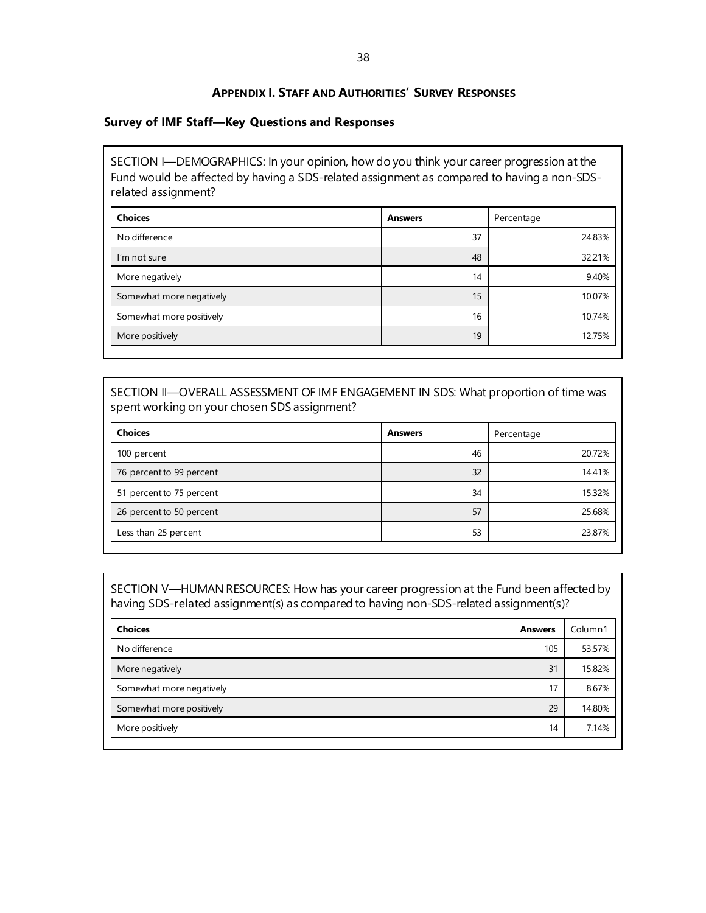## APPENDIX I. STAFF AND AUTHORITIES' SURVEY RESPONSES

### Survey of IMF Staff—Key Questions and Responses

SECTION I—DEMOGRAPHICS: In your opinion, how do you think your career progression at the Fund would be affected by having a SDS-related assignment as compared to having a non-SDS-related assignment?

| Choices | Answers | Percentage |
|---|---|---|
| No difference | 37 | 24.83% |
| I'm not sure | 48 | 32.21% |
| More negatively | 14 | 9.40% |
| Somewhat more negatively | 15 | 10.07% |
| Somewhat more positively | 16 | 10.74% |
| More positively | 19 | 12.75% |

SECTION II—OVERALL ASSESSMENT OF IMF ENGAGEMENT IN SDS: What proportion of time was spent working on your chosen SDS assignment?

| Choices | Answers | Percentage |
|---|---|---|
| 100 percent | 46 | 20.72% |
| 76 percent to 99 percent | 32 | 14.41% |
| 51 percent to 75 percent | 34 | 15.32% |
| 26 percent to 50 percent | 57 | 25.68% |
| Less than 25 percent | 53 | 23.87% |

SECTION V—HUMAN RESOURCES: How has your career progression at the Fund been affected by having SDS-related assignment(s) as compared to having non-SDS-related assignment(s)?

| Choices | Answers | Column1 |
|---|---|---|
| No difference | 105 | 53.57% |
| More negatively | 31 | 15.82% |
| Somewhat more negatively | 17 | 8.67% |
| Somewhat more positively | 29 | 14.80% |
| More positively | 14 | 7.14% |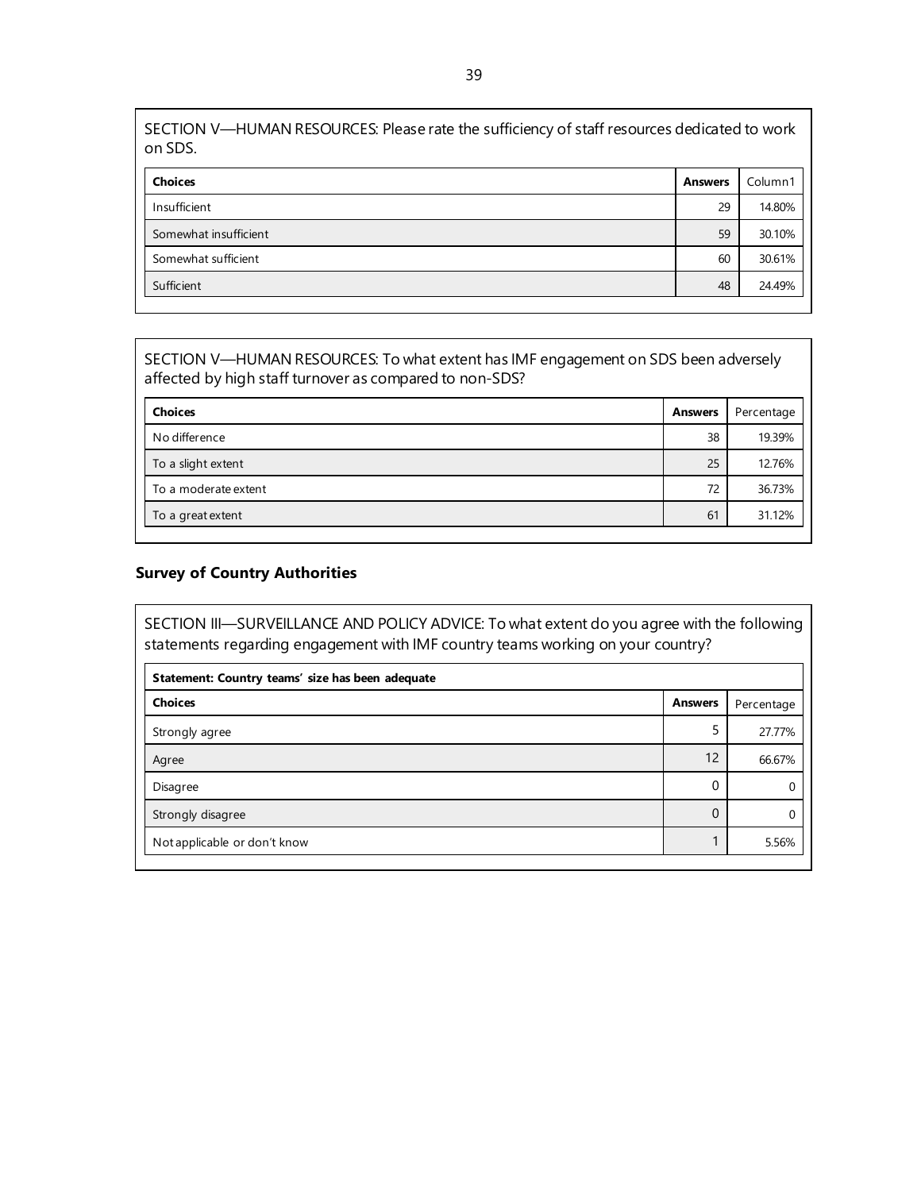SECTION V—HUMAN RESOURCES: Please rate the sufficiency of staff resources dedicated to work on SDS.

| **Choices** | **Answers** | Column1 |
| --- | --- | --- |
| Insufficient | 29 | 14.80% |
| Somewhat insufficient | 59 | 30.10% |
| Somewhat sufficient | 60 | 30.61% |
| Sufficient | 48 | 24.49% |

SECTION V—HUMAN RESOURCES: To what extent has IMF engagement on SDS been adversely affected by high staff turnover as compared to non-SDS?

| **Choices** | **Answers** | Percentage |
| --- | --- | --- |
| No difference | 38 | 19.39% |
| To a slight extent | 25 | 12.76% |
| To a moderate extent | 72 | 36.73% |
| To a great extent | 61 | 31.12% |

## Survey of Country Authorities

SECTION III—SURVEILLANCE AND POLICY ADVICE: To what extent do you agree with the following statements regarding engagement with IMF country teams working on your country?

| **Statement: Country teams' size has been adequate** | | |
| --- | --- | --- |
| **Choices** | **Answers** | Percentage |
| Strongly agree | 5 | 27.77% |
| Agree | 12 | 66.67% |
| Disagree | 0 | 0 |
| Strongly disagree | 0 | 0 |
| Not applicable or don't know | 1 | 5.56% |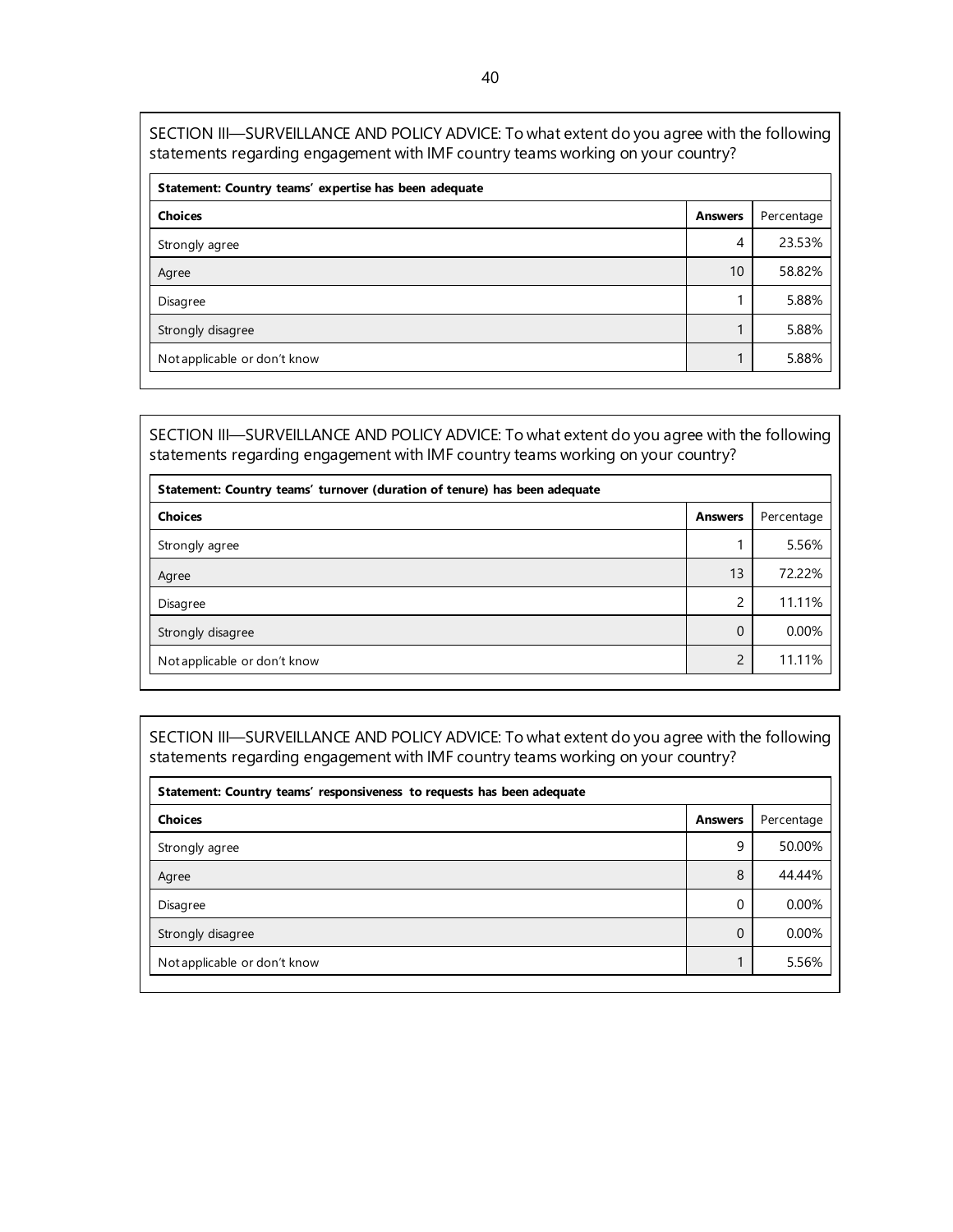SECTION III—SURVEILLANCE AND POLICY ADVICE: To what extent do you agree with the following statements regarding engagement with IMF country teams working on your country?

**Statement: Country teams' expertise has been adequate**

| **Choices** | **Answers** | Percentage |
|---|---|---|
| Strongly agree | 4 | 23.53% |
| Agree | 10 | 58.82% |
| Disagree | 1 | 5.88% |
| Strongly disagree | 1 | 5.88% |
| Not applicable or don't know | 1 | 5.88% |

SECTION III—SURVEILLANCE AND POLICY ADVICE: To what extent do you agree with the following statements regarding engagement with IMF country teams working on your country?

**Statement: Country teams' turnover (duration of tenure) has been adequate**

| **Choices** | **Answers** | Percentage |
|---|---|---|
| Strongly agree | 1 | 5.56% |
| Agree | 13 | 72.22% |
| Disagree | 2 | 11.11% |
| Strongly disagree | 0 | 0.00% |
| Not applicable or don't know | 2 | 11.11% |

SECTION III—SURVEILLANCE AND POLICY ADVICE: To what extent do you agree with the following statements regarding engagement with IMF country teams working on your country?

**Statement: Country teams' responsiveness to requests has been adequate**

| **Choices** | **Answers** | Percentage |
|---|---|---|
| Strongly agree | 9 | 50.00% |
| Agree | 8 | 44.44% |
| Disagree | 0 | 0.00% |
| Strongly disagree | 0 | 0.00% |
| Not applicable or don't know | 1 | 5.56% |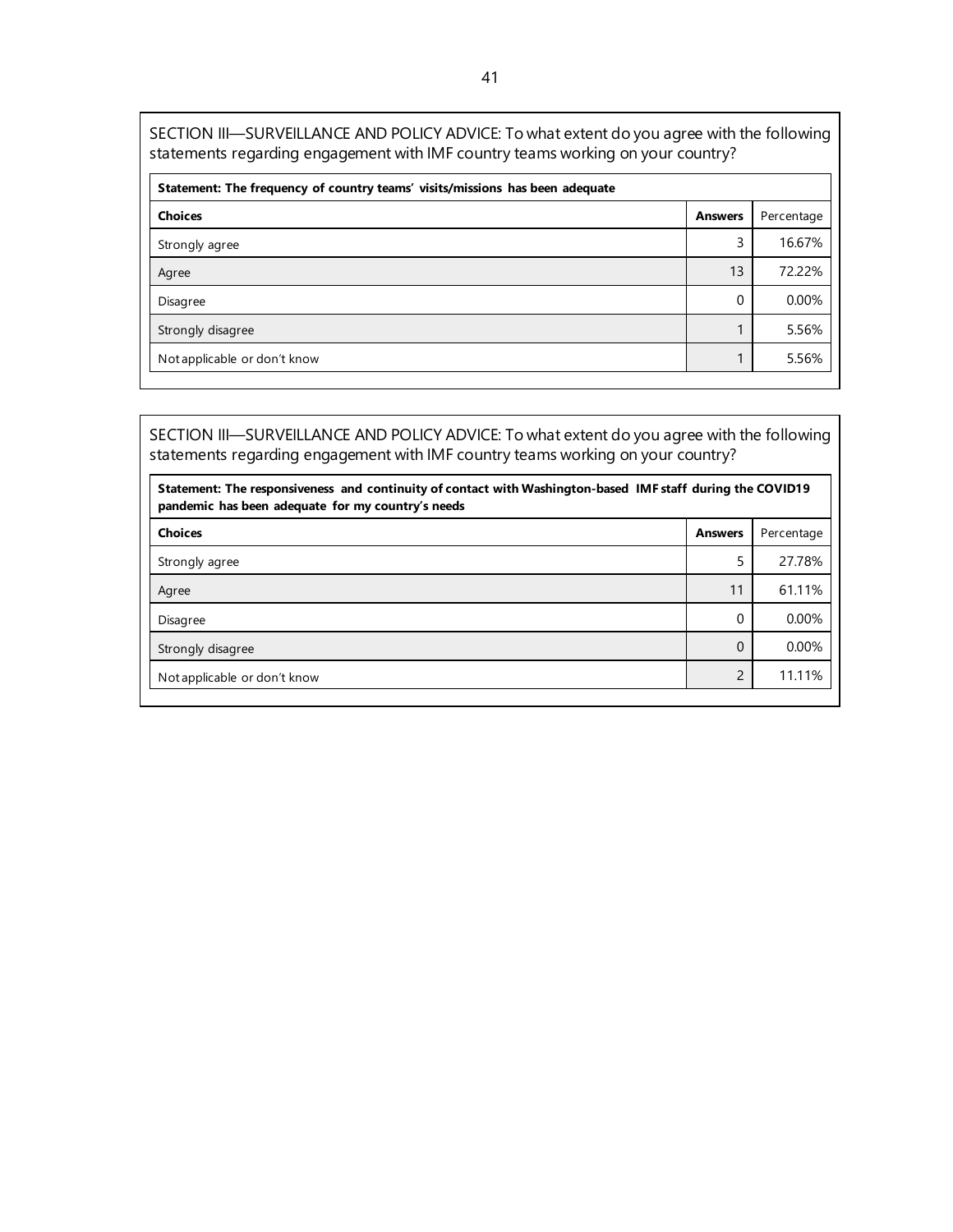SECTION III—SURVEILLANCE AND POLICY ADVICE: To what extent do you agree with the following statements regarding engagement with IMF country teams working on your country?

**Statement: The frequency of country teams' visits/missions has been adequate**

| **Choices** | **Answers** | Percentage |
|---|---|---|
| Strongly agree | 3 | 16.67% |
| Agree | 13 | 72.22% |
| Disagree | 0 | 0.00% |
| Strongly disagree | 1 | 5.56% |
| Not applicable or don't know | 1 | 5.56% |

SECTION III—SURVEILLANCE AND POLICY ADVICE: To what extent do you agree with the following statements regarding engagement with IMF country teams working on your country?

**Statement: The responsiveness and continuity of contact with Washington-based IMF staff during the COVID19 pandemic has been adequate for my country's needs**

| **Choices** | **Answers** | Percentage |
|---|---|---|
| Strongly agree | 5 | 27.78% |
| Agree | 11 | 61.11% |
| Disagree | 0 | 0.00% |
| Strongly disagree | 0 | 0.00% |
| Not applicable or don't know | 2 | 11.11% |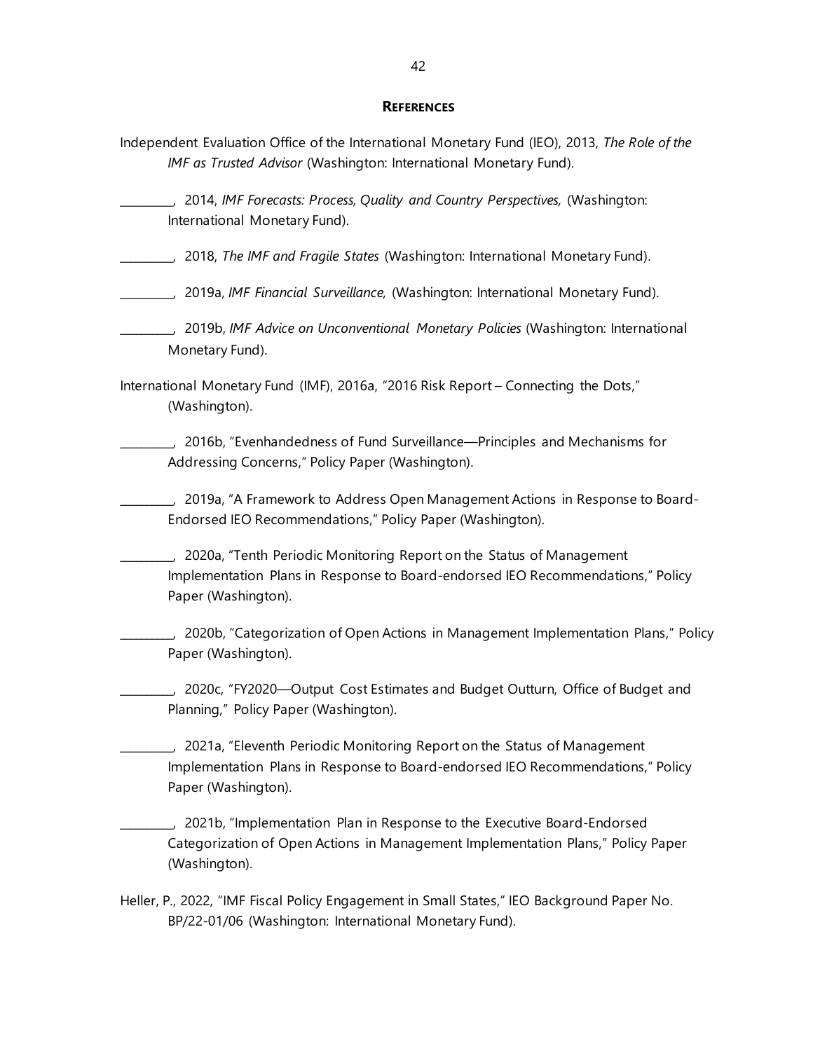## References

Independent Evaluation Office of the International Monetary Fund (IEO), 2013, *The Role of the IMF as Trusted Advisor* (Washington: International Monetary Fund).

________, 2014, *IMF Forecasts: Process, Quality and Country Perspectives,* (Washington: International Monetary Fund).

________, 2018, *The IMF and Fragile States* (Washington: International Monetary Fund).

________, 2019a, *IMF Financial Surveillance,* (Washington: International Monetary Fund).

________, 2019b, *IMF Advice on Unconventional Monetary Policies* (Washington: International Monetary Fund).

International Monetary Fund (IMF), 2016a, "2016 Risk Report – Connecting the Dots," (Washington).

________, 2016b, "Evenhandedness of Fund Surveillance—Principles and Mechanisms for Addressing Concerns," Policy Paper (Washington).

________, 2019a, "A Framework to Address Open Management Actions in Response to Board-Endorsed IEO Recommendations," Policy Paper (Washington).

________, 2020a, "Tenth Periodic Monitoring Report on the Status of Management Implementation Plans in Response to Board-endorsed IEO Recommendations," Policy Paper (Washington).

________, 2020b, "Categorization of Open Actions in Management Implementation Plans," Policy Paper (Washington).

________, 2020c, "FY2020—Output Cost Estimates and Budget Outturn, Office of Budget and Planning," Policy Paper (Washington).

________, 2021a, "Eleventh Periodic Monitoring Report on the Status of Management Implementation Plans in Response to Board-endorsed IEO Recommendations," Policy Paper (Washington).

________, 2021b, "Implementation Plan in Response to the Executive Board-Endorsed Categorization of Open Actions in Management Implementation Plans," Policy Paper (Washington).

Heller, P., 2022, "IMF Fiscal Policy Engagement in Small States," IEO Background Paper No. BP/22-01/06 (Washington: International Monetary Fund).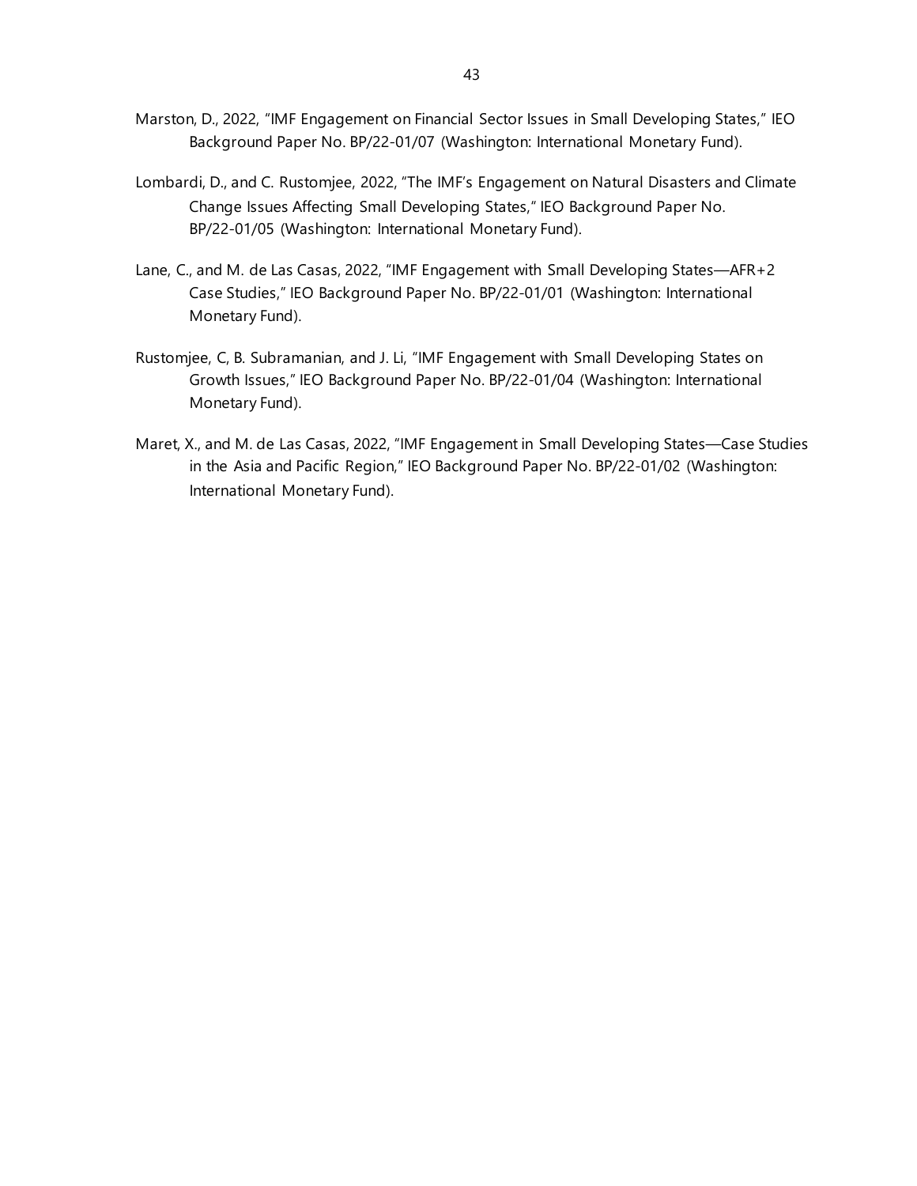Marston, D., 2022, "IMF Engagement on Financial Sector Issues in Small Developing States," IEO Background Paper No. BP/22-01/07 (Washington: International Monetary Fund).

Lombardi, D., and C. Rustomjee, 2022, "The IMF's Engagement on Natural Disasters and Climate Change Issues Affecting Small Developing States," IEO Background Paper No. BP/22-01/05 (Washington: International Monetary Fund).

Lane, C., and M. de Las Casas, 2022, "IMF Engagement with Small Developing States—AFR+2 Case Studies," IEO Background Paper No. BP/22-01/01 (Washington: International Monetary Fund).

Rustomjee, C, B. Subramanian, and J. Li, "IMF Engagement with Small Developing States on Growth Issues," IEO Background Paper No. BP/22-01/04 (Washington: International Monetary Fund).

Maret, X., and M. de Las Casas, 2022, "IMF Engagement in Small Developing States—Case Studies in the Asia and Pacific Region," IEO Background Paper No. BP/22-01/02 (Washington: International Monetary Fund).